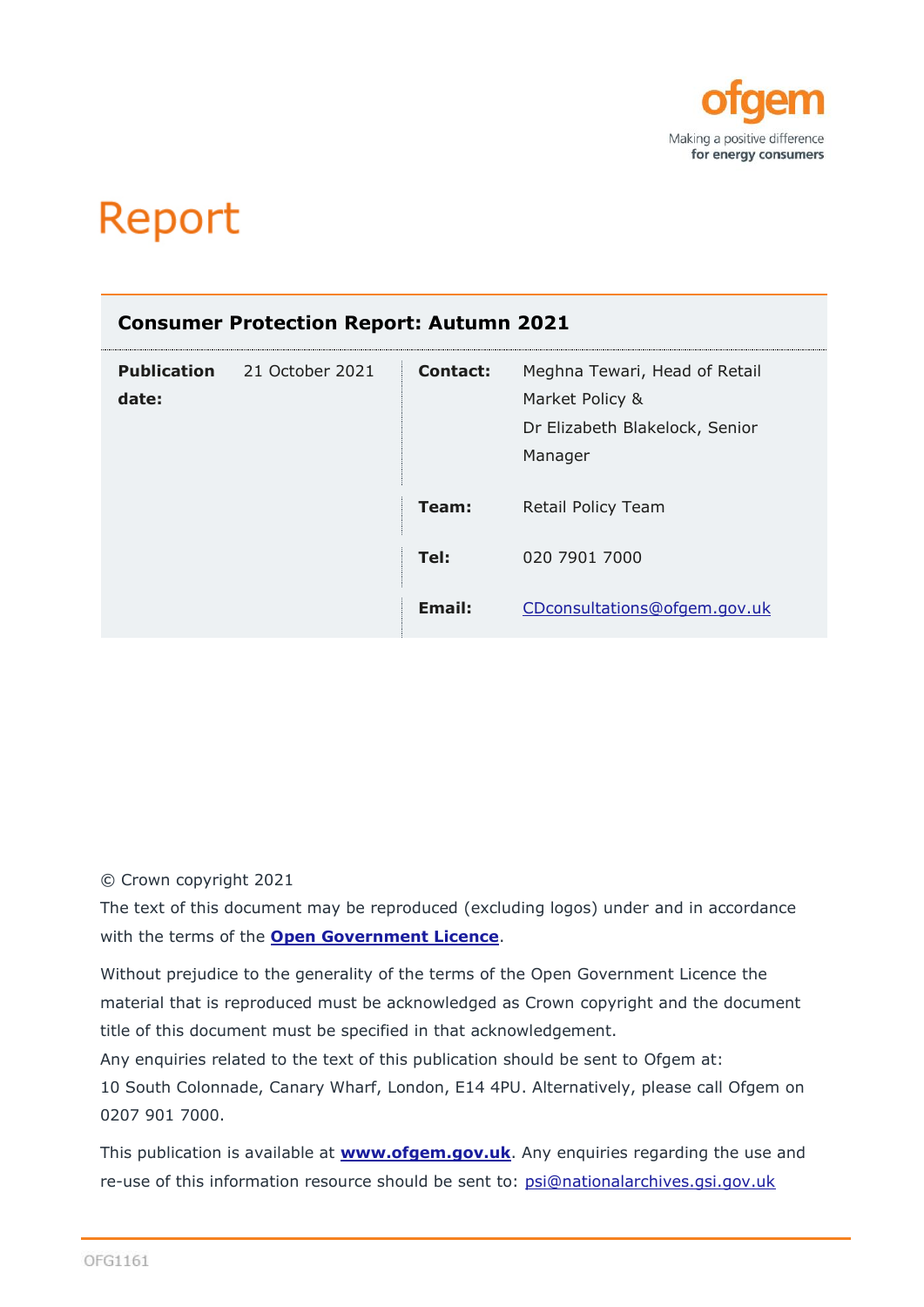ofgem

Making a positive difference
**for energy consumers**

# Report

## Consumer Protection Report: Autumn 2021

| | | | |
|---|---|---|---|
| **Publication date:** | 21 October 2021 | **Contact:** | Meghna Tewari, Head of Retail Market Policy & Dr Elizabeth Blakelock, Senior Manager |
| | | **Team:** | Retail Policy Team |
| | | **Tel:** | 020 7901 7000 |
| | | **Email:** | CDconsultations@ofgem.gov.uk |

© Crown copyright 2021

The text of this document may be reproduced (excluding logos) under and in accordance with the terms of the **Open Government Licence**.

Without prejudice to the generality of the terms of the Open Government Licence the material that is reproduced must be acknowledged as Crown copyright and the document title of this document must be specified in that acknowledgement.

Any enquiries related to the text of this publication should be sent to Ofgem at: 10 South Colonnade, Canary Wharf, London, E14 4PU. Alternatively, please call Ofgem on 0207 901 7000.

This publication is available at **www.ofgem.gov.uk**. Any enquiries regarding the use and re-use of this information resource should be sent to: psi@nationalarchives.gsi.gov.uk

OFG1161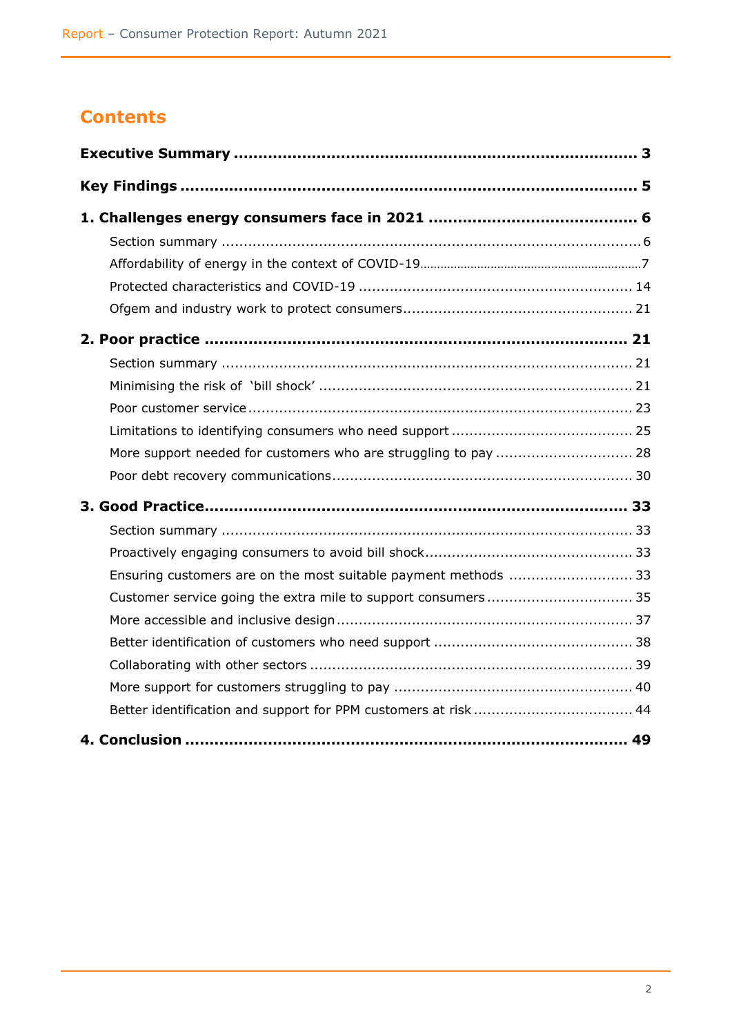# Contents

**Executive Summary** ..................................................................................... **3**

**Key Findings** ............................................................................................. **5**

**1. Challenges energy consumers face in 2021** ........................................... **6**

- Section summary ........................................................................................ 6
- Affordability of energy in the context of COVID-19......................................... 7
- Protected characteristics and COVID-19 ....................................................... 14
- Ofgem and industry work to protect consumers............................................. 21

**2. Poor practice** ......................................................................................... **21**

- Section summary ........................................................................................ 21
- Minimising the risk of 'bill shock' ................................................................ 21
- Poor customer service.................................................................................. 23
- Limitations to identifying consumers who need support ................................. 25
- More support needed for customers who are struggling to pay ...................... 28
- Poor debt recovery communications............................................................. 30

**3. Good Practice**........................................................................................ **33**

- Section summary ........................................................................................ 33
- Proactively engaging consumers to avoid bill shock........................................ 33
- Ensuring customers are on the most suitable payment methods .................... 33
- Customer service going the extra mile to support consumers ......................... 35
- More accessible and inclusive design............................................................ 37
- Better identification of customers who need support ..................................... 38
- Collaborating with other sectors .................................................................. 39
- More support for customers struggling to pay .............................................. 40
- Better identification and support for PPM customers at risk ........................... 44

**4. Conclusion** ........................................................................................... **49**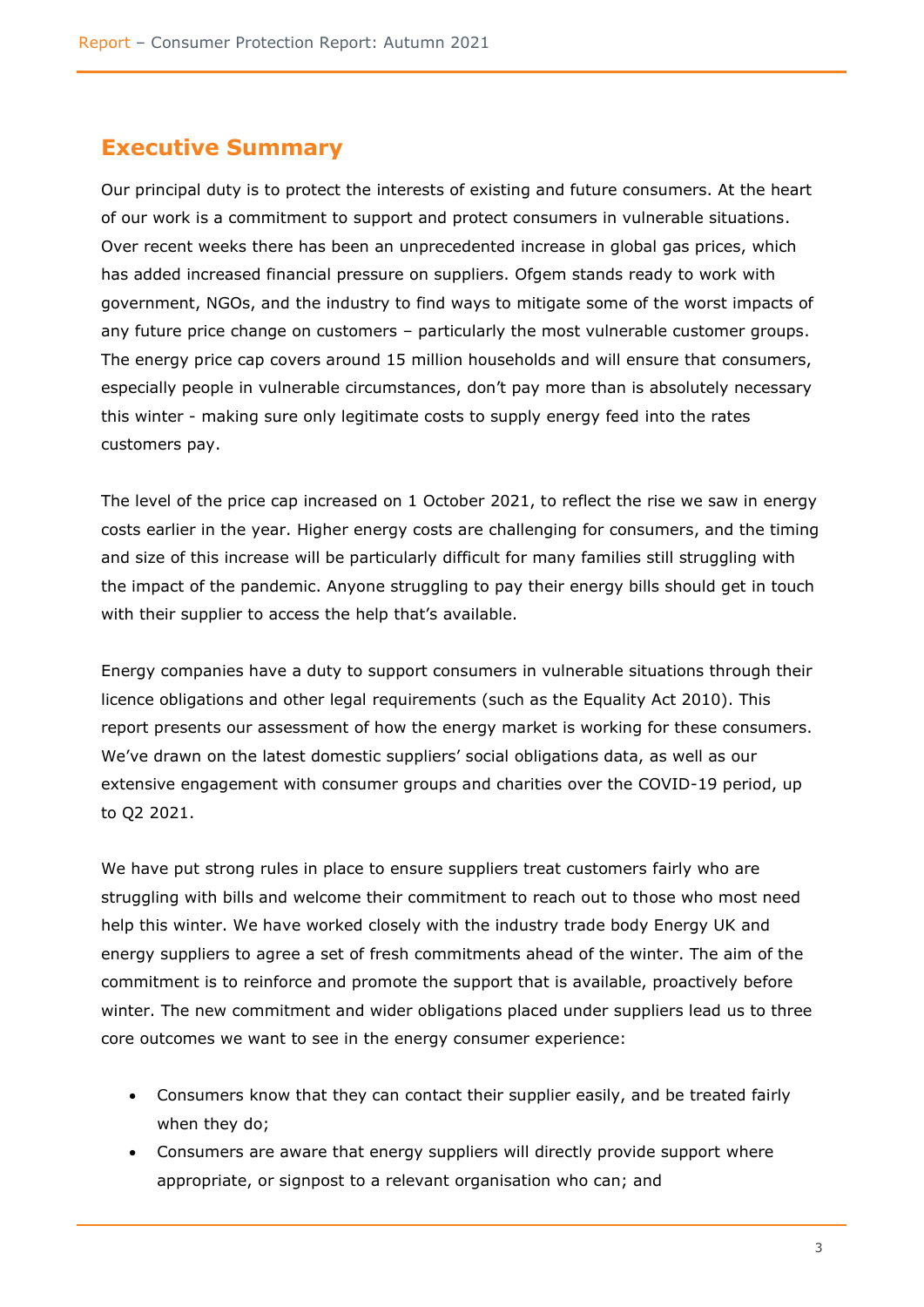## Executive Summary

Our principal duty is to protect the interests of existing and future consumers. At the heart of our work is a commitment to support and protect consumers in vulnerable situations. Over recent weeks there has been an unprecedented increase in global gas prices, which has added increased financial pressure on suppliers. Ofgem stands ready to work with government, NGOs, and the industry to find ways to mitigate some of the worst impacts of any future price change on customers – particularly the most vulnerable customer groups. The energy price cap covers around 15 million households and will ensure that consumers, especially people in vulnerable circumstances, don't pay more than is absolutely necessary this winter - making sure only legitimate costs to supply energy feed into the rates customers pay.

The level of the price cap increased on 1 October 2021, to reflect the rise we saw in energy costs earlier in the year. Higher energy costs are challenging for consumers, and the timing and size of this increase will be particularly difficult for many families still struggling with the impact of the pandemic. Anyone struggling to pay their energy bills should get in touch with their supplier to access the help that's available.

Energy companies have a duty to support consumers in vulnerable situations through their licence obligations and other legal requirements (such as the Equality Act 2010). This report presents our assessment of how the energy market is working for these consumers. We've drawn on the latest domestic suppliers' social obligations data, as well as our extensive engagement with consumer groups and charities over the COVID-19 period, up to Q2 2021.

We have put strong rules in place to ensure suppliers treat customers fairly who are struggling with bills and welcome their commitment to reach out to those who most need help this winter. We have worked closely with the industry trade body Energy UK and energy suppliers to agree a set of fresh commitments ahead of the winter. The aim of the commitment is to reinforce and promote the support that is available, proactively before winter. The new commitment and wider obligations placed under suppliers lead us to three core outcomes we want to see in the energy consumer experience:

- Consumers know that they can contact their supplier easily, and be treated fairly when they do;
- Consumers are aware that energy suppliers will directly provide support where appropriate, or signpost to a relevant organisation who can; and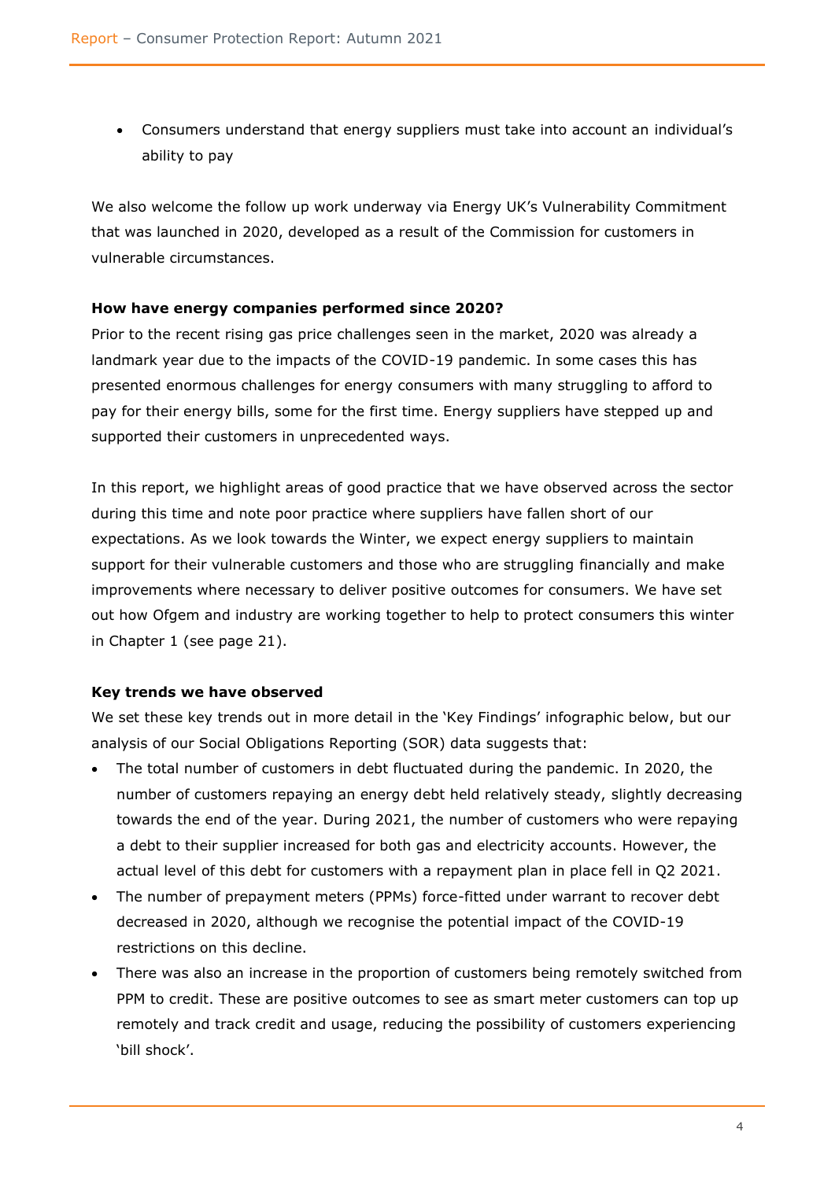- Consumers understand that energy suppliers must take into account an individual's ability to pay

We also welcome the follow up work underway via Energy UK's Vulnerability Commitment that was launched in 2020, developed as a result of the Commission for customers in vulnerable circumstances.

**How have energy companies performed since 2020?**

Prior to the recent rising gas price challenges seen in the market, 2020 was already a landmark year due to the impacts of the COVID-19 pandemic. In some cases this has presented enormous challenges for energy consumers with many struggling to afford to pay for their energy bills, some for the first time. Energy suppliers have stepped up and supported their customers in unprecedented ways.

In this report, we highlight areas of good practice that we have observed across the sector during this time and note poor practice where suppliers have fallen short of our expectations. As we look towards the Winter, we expect energy suppliers to maintain support for their vulnerable customers and those who are struggling financially and make improvements where necessary to deliver positive outcomes for consumers. We have set out how Ofgem and industry are working together to help to protect consumers this winter in Chapter 1 (see page 21).

**Key trends we have observed**

We set these key trends out in more detail in the 'Key Findings' infographic below, but our analysis of our Social Obligations Reporting (SOR) data suggests that:

- The total number of customers in debt fluctuated during the pandemic. In 2020, the number of customers repaying an energy debt held relatively steady, slightly decreasing towards the end of the year. During 2021, the number of customers who were repaying a debt to their supplier increased for both gas and electricity accounts. However, the actual level of this debt for customers with a repayment plan in place fell in Q2 2021.
- The number of prepayment meters (PPMs) force-fitted under warrant to recover debt decreased in 2020, although we recognise the potential impact of the COVID-19 restrictions on this decline.
- There was also an increase in the proportion of customers being remotely switched from PPM to credit. These are positive outcomes to see as smart meter customers can top up remotely and track credit and usage, reducing the possibility of customers experiencing 'bill shock'.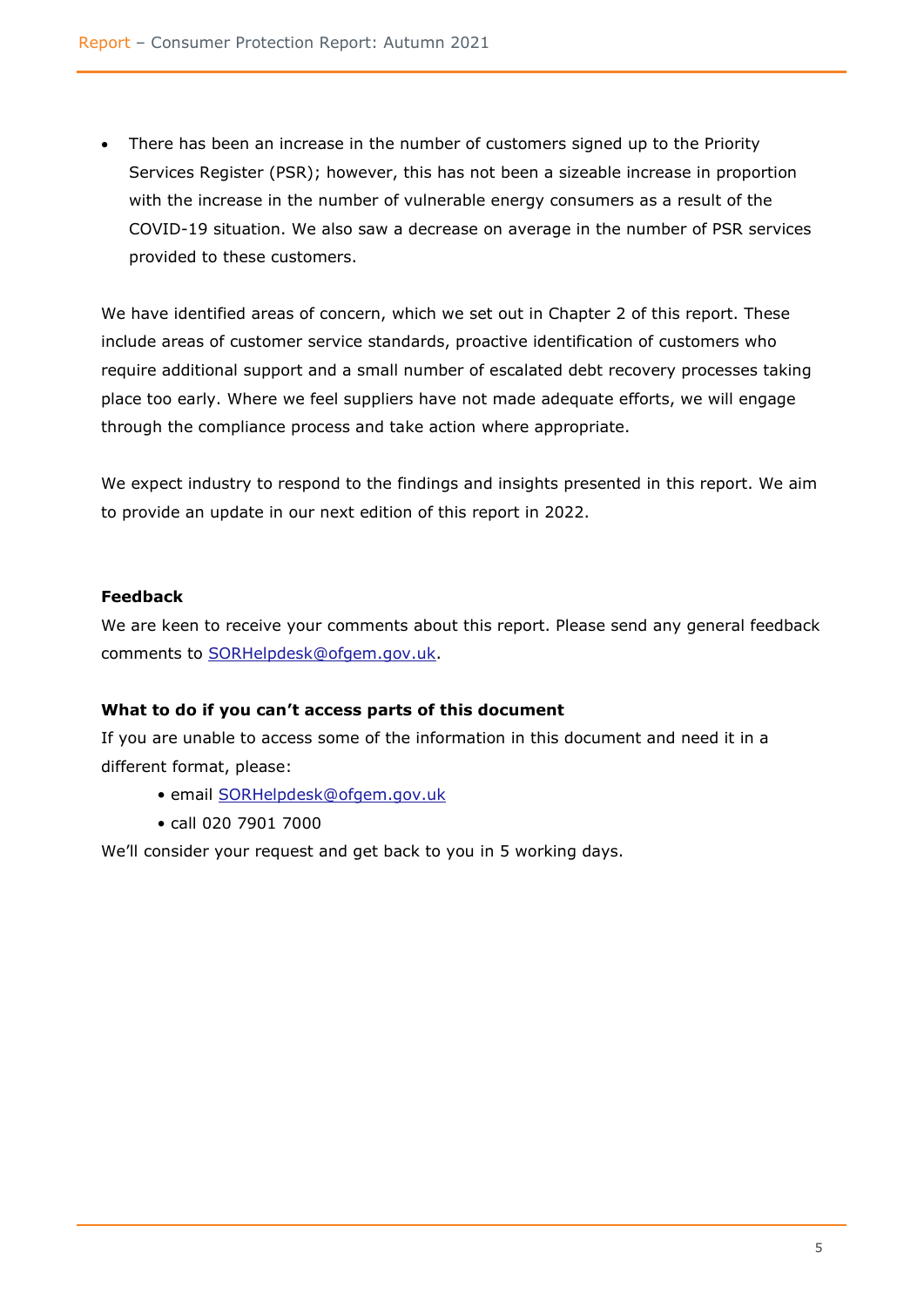- There has been an increase in the number of customers signed up to the Priority Services Register (PSR); however, this has not been a sizeable increase in proportion with the increase in the number of vulnerable energy consumers as a result of the COVID-19 situation. We also saw a decrease on average in the number of PSR services provided to these customers.

We have identified areas of concern, which we set out in Chapter 2 of this report. These include areas of customer service standards, proactive identification of customers who require additional support and a small number of escalated debt recovery processes taking place too early. Where we feel suppliers have not made adequate efforts, we will engage through the compliance process and take action where appropriate.

We expect industry to respond to the findings and insights presented in this report. We aim to provide an update in our next edition of this report in 2022.

**Feedback**

We are keen to receive your comments about this report. Please send any general feedback comments to SORHelpdesk@ofgem.gov.uk.

**What to do if you can't access parts of this document**

If you are unable to access some of the information in this document and need it in a different format, please:

- email SORHelpdesk@ofgem.gov.uk
- call 020 7901 7000

We'll consider your request and get back to you in 5 working days.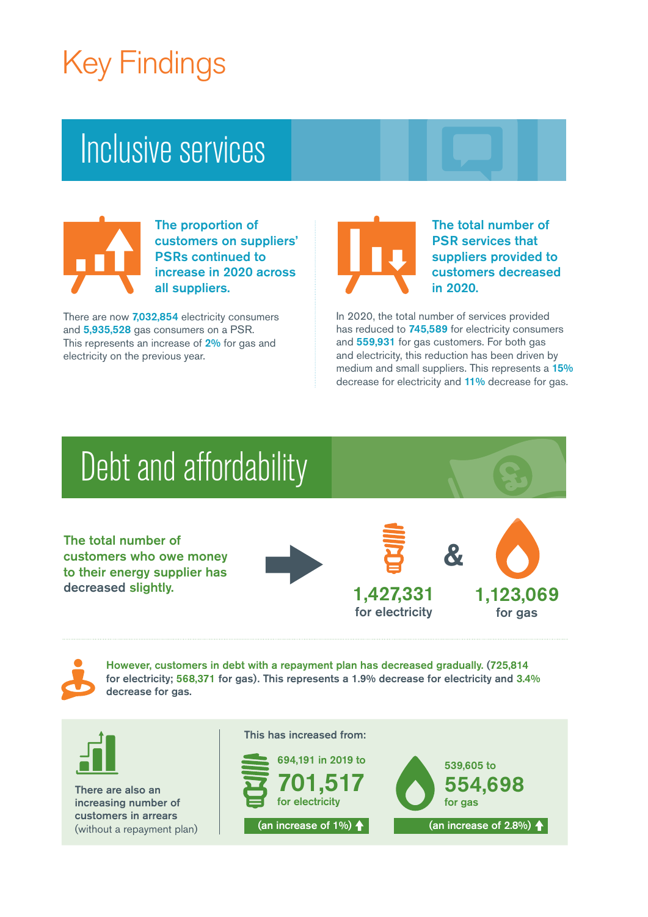# Key Findings

## Inclusive services

**The proportion of customers on suppliers' PSRs continued to increase in 2020 across all suppliers.**

There are now **7,032,854** electricity consumers and **5,935,528** gas consumers on a PSR. This represents an increase of **2%** for gas and electricity on the previous year.

**The total number of PSR services that suppliers provided to customers decreased in 2020.**

In 2020, the total number of services provided has reduced to **745,589** for electricity consumers and **559,931** for gas customers. For both gas and electricity, this reduction has been driven by medium and small suppliers. This represents a **15%** decrease for electricity and **11%** decrease for gas.

## Debt and affordability

**The total number of customers who owe money to their energy supplier has decreased slightly.**

**1,427,331** for electricity & **1,123,069** for gas

**However, customers in debt with a repayment plan has decreased gradually. (725,814 for electricity; 568,371 for gas). This represents a 1.9% decrease for electricity and 3.4% decrease for gas.**

**There are also an increasing number of customers in arrears** (without a repayment plan)

This has increased from:

- 694,191 in 2019 to **701,517** for electricity (an increase of 1%)
- 539,605 to **554,698** for gas (an increase of 2.8%)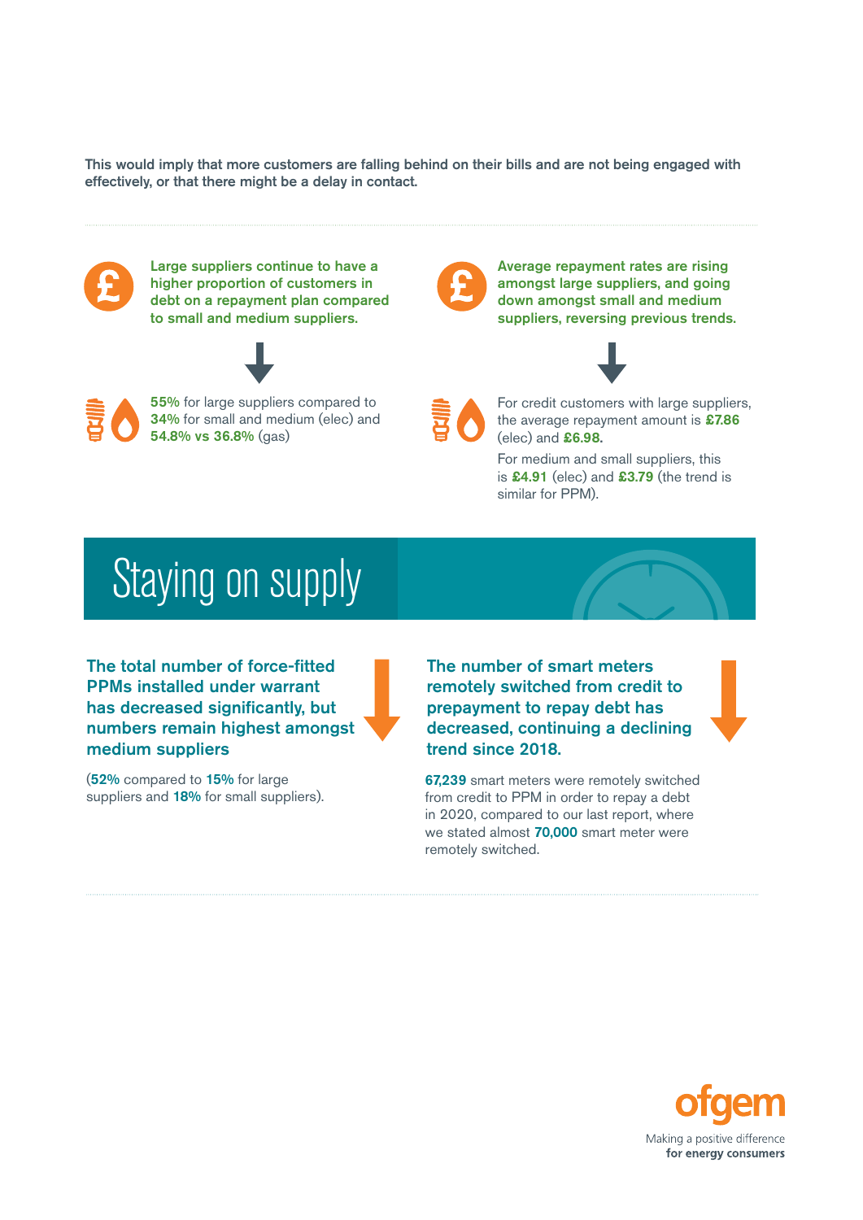This would imply that more customers are falling behind on their bills and are not being engaged with effectively, or that there might be a delay in contact.

**Large suppliers continue to have a higher proportion of customers in debt on a repayment plan compared to small and medium suppliers.**

**55%** for large suppliers compared to **34%** for small and medium (elec) and **54.8% vs 36.8%** (gas)

**Average repayment rates are rising amongst large suppliers, and going down amongst small and medium suppliers, reversing previous trends.**

For credit customers with large suppliers, the average repayment amount is **£7.86** (elec) and **£6.98.**

For medium and small suppliers, this is **£4.91** (elec) and **£3.79** (the trend is similar for PPM).

# Staying on supply

**The total number of force-fitted PPMs installed under warrant has decreased significantly, but numbers remain highest amongst medium suppliers**

(**52%** compared to **15%** for large suppliers and **18%** for small suppliers).

**The number of smart meters remotely switched from credit to prepayment to repay debt has decreased, continuing a declining trend since 2018.**

**67,239** smart meters were remotely switched from credit to PPM in order to repay a debt in 2020, compared to our last report, where we stated almost **70,000** smart meter were remotely switched.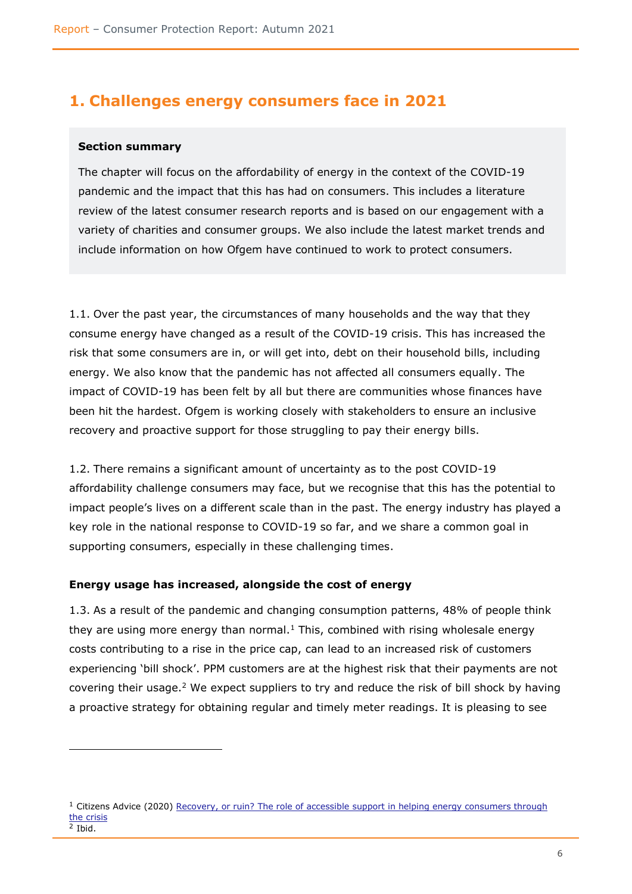## 1. Challenges energy consumers face in 2021

**Section summary**

The chapter will focus on the affordability of energy in the context of the COVID-19 pandemic and the impact that this has had on consumers. This includes a literature review of the latest consumer research reports and is based on our engagement with a variety of charities and consumer groups. We also include the latest market trends and include information on how Ofgem have continued to work to protect consumers.

1.1. Over the past year, the circumstances of many households and the way that they consume energy have changed as a result of the COVID-19 crisis. This has increased the risk that some consumers are in, or will get into, debt on their household bills, including energy. We also know that the pandemic has not affected all consumers equally. The impact of COVID-19 has been felt by all but there are communities whose finances have been hit the hardest. Ofgem is working closely with stakeholders to ensure an inclusive recovery and proactive support for those struggling to pay their energy bills.

1.2. There remains a significant amount of uncertainty as to the post COVID-19 affordability challenge consumers may face, but we recognise that this has the potential to impact people's lives on a different scale than in the past. The energy industry has played a key role in the national response to COVID-19 so far, and we share a common goal in supporting consumers, especially in these challenging times.

**Energy usage has increased, alongside the cost of energy**

1.3. As a result of the pandemic and changing consumption patterns, 48% of people think they are using more energy than normal.[1] This, combined with rising wholesale energy costs contributing to a rise in the price cap, can lead to an increased risk of customers experiencing 'bill shock'. PPM customers are at the highest risk that their payments are not covering their usage.[2] We expect suppliers to try and reduce the risk of bill shock by having a proactive strategy for obtaining regular and timely meter readings. It is pleasing to see

[1] Citizens Advice (2020) Recovery, or ruin? The role of accessible support in helping energy consumers through the crisis

[2] Ibid.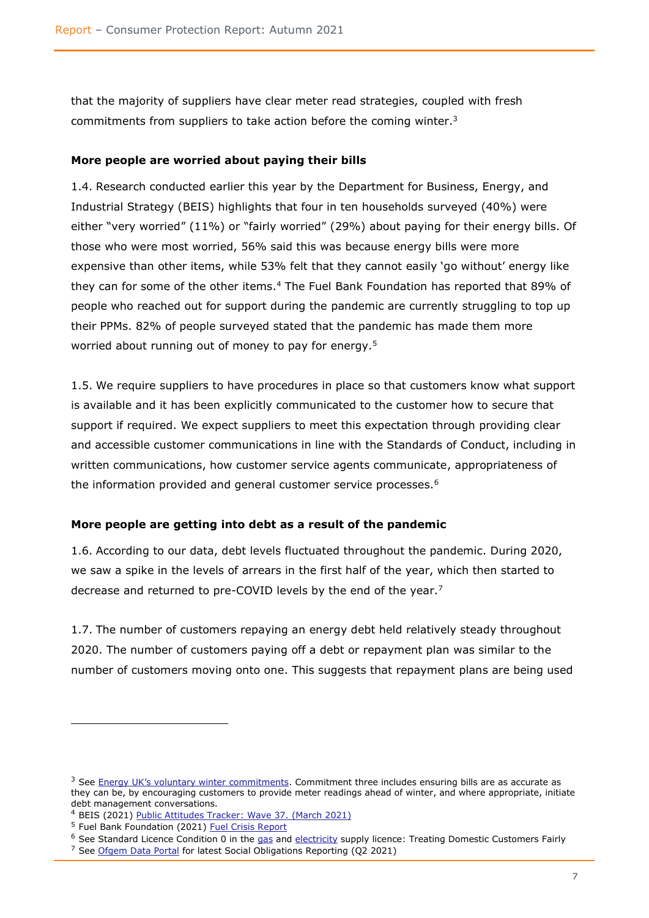that the majority of suppliers have clear meter read strategies, coupled with fresh commitments from suppliers to take action before the coming winter.[3]

**More people are worried about paying their bills**

1.4. Research conducted earlier this year by the Department for Business, Energy, and Industrial Strategy (BEIS) highlights that four in ten households surveyed (40%) were either "very worried" (11%) or "fairly worried" (29%) about paying for their energy bills. Of those who were most worried, 56% said this was because energy bills were more expensive than other items, while 53% felt that they cannot easily 'go without' energy like they can for some of the other items.[4] The Fuel Bank Foundation has reported that 89% of people who reached out for support during the pandemic are currently struggling to top up their PPMs. 82% of people surveyed stated that the pandemic has made them more worried about running out of money to pay for energy.[5]

1.5. We require suppliers to have procedures in place so that customers know what support is available and it has been explicitly communicated to the customer how to secure that support if required. We expect suppliers to meet this expectation through providing clear and accessible customer communications in line with the Standards of Conduct, including in written communications, how customer service agents communicate, appropriateness of the information provided and general customer service processes.[6]

**More people are getting into debt as a result of the pandemic**

1.6. According to our data, debt levels fluctuated throughout the pandemic. During 2020, we saw a spike in the levels of arrears in the first half of the year, which then started to decrease and returned to pre-COVID levels by the end of the year.[7]

1.7. The number of customers repaying an energy debt held relatively steady throughout 2020. The number of customers paying off a debt or repayment plan was similar to the number of customers moving onto one. This suggests that repayment plans are being used

---

[3] See Energy UK's voluntary winter commitments. Commitment three includes ensuring bills are as accurate as they can be, by encouraging customers to provide meter readings ahead of winter, and where appropriate, initiate debt management conversations.

[4] BEIS (2021) Public Attitudes Tracker: Wave 37. (March 2021)

[5] Fuel Bank Foundation (2021) Fuel Crisis Report

[6] See Standard Licence Condition 0 in the gas and electricity supply licence: Treating Domestic Customers Fairly

[7] See Ofgem Data Portal for latest Social Obligations Reporting (Q2 2021)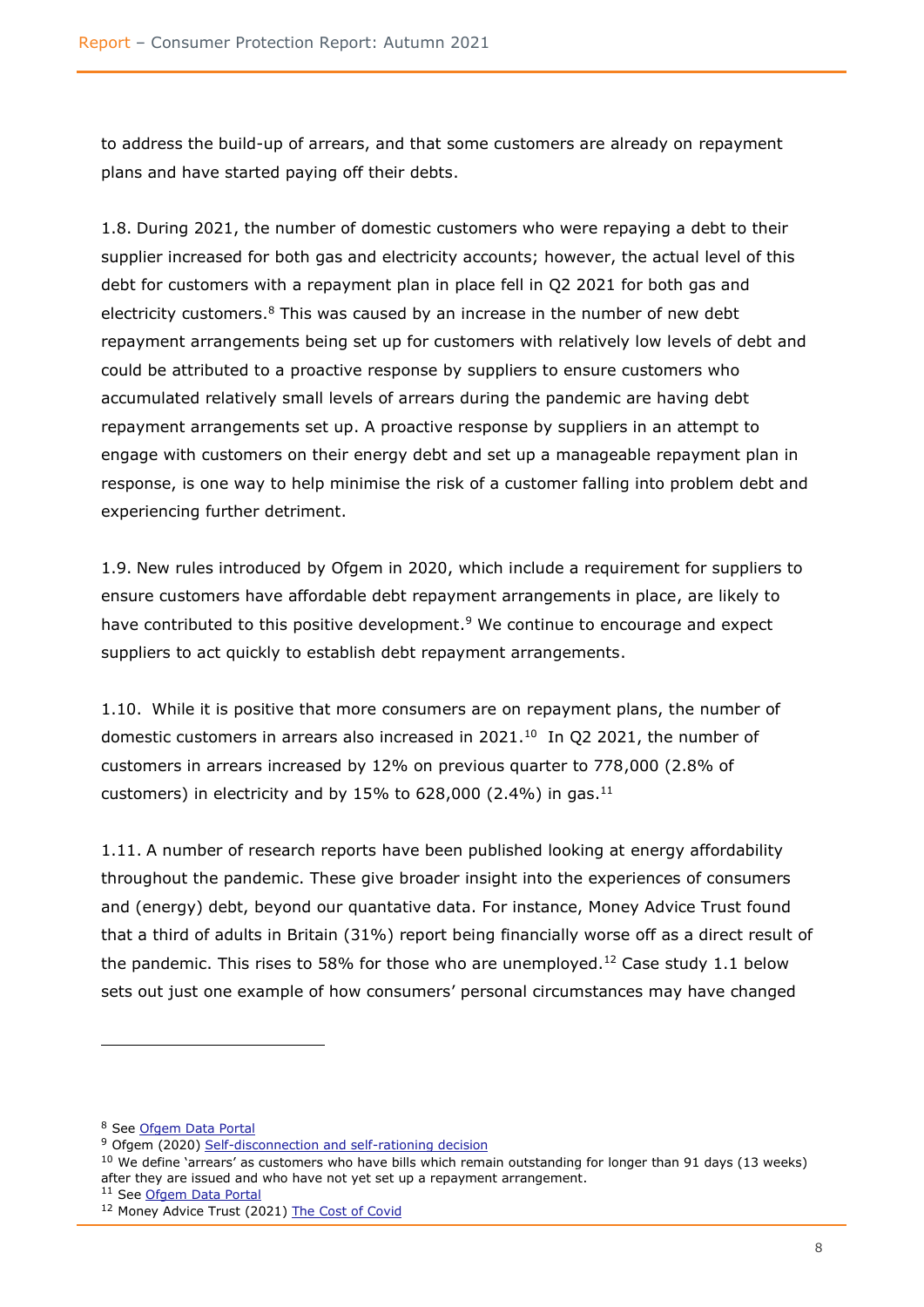to address the build-up of arrears, and that some customers are already on repayment plans and have started paying off their debts.

1.8. During 2021, the number of domestic customers who were repaying a debt to their supplier increased for both gas and electricity accounts; however, the actual level of this debt for customers with a repayment plan in place fell in Q2 2021 for both gas and electricity customers.[8] This was caused by an increase in the number of new debt repayment arrangements being set up for customers with relatively low levels of debt and could be attributed to a proactive response by suppliers to ensure customers who accumulated relatively small levels of arrears during the pandemic are having debt repayment arrangements set up. A proactive response by suppliers in an attempt to engage with customers on their energy debt and set up a manageable repayment plan in response, is one way to help minimise the risk of a customer falling into problem debt and experiencing further detriment.

1.9. New rules introduced by Ofgem in 2020, which include a requirement for suppliers to ensure customers have affordable debt repayment arrangements in place, are likely to have contributed to this positive development.[9] We continue to encourage and expect suppliers to act quickly to establish debt repayment arrangements.

1.10. While it is positive that more consumers are on repayment plans, the number of domestic customers in arrears also increased in 2021.[10] In Q2 2021, the number of customers in arrears increased by 12% on previous quarter to 778,000 (2.8% of customers) in electricity and by 15% to 628,000 (2.4%) in gas.[11]

1.11. A number of research reports have been published looking at energy affordability throughout the pandemic. These give broader insight into the experiences of consumers and (energy) debt, beyond our quantative data. For instance, Money Advice Trust found that a third of adults in Britain (31%) report being financially worse off as a direct result of the pandemic. This rises to 58% for those who are unemployed.[12] Case study 1.1 below sets out just one example of how consumers' personal circumstances may have changed

---

[8] See Ofgem Data Portal

[9] Ofgem (2020) Self-disconnection and self-rationing decision

[10] We define 'arrears' as customers who have bills which remain outstanding for longer than 91 days (13 weeks) after they are issued and who have not yet set up a repayment arrangement.

[11] See Ofgem Data Portal

[12] Money Advice Trust (2021) The Cost of Covid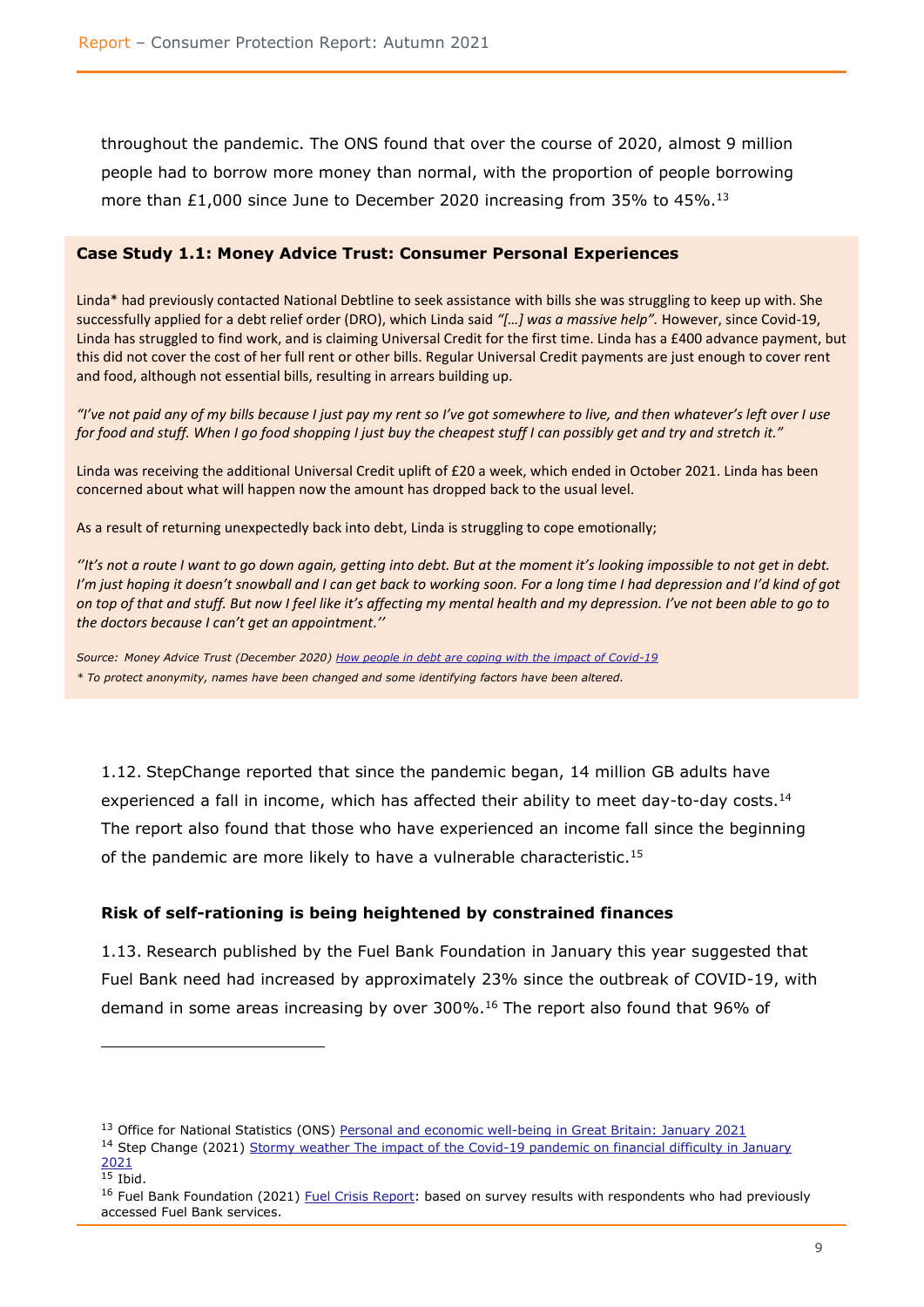throughout the pandemic. The ONS found that over the course of 2020, almost 9 million people had to borrow more money than normal, with the proportion of people borrowing more than £1,000 since June to December 2020 increasing from 35% to 45%.[13]

**Case Study 1.1: Money Advice Trust: Consumer Personal Experiences**

Linda* had previously contacted National Debtline to seek assistance with bills she was struggling to keep up with. She successfully applied for a debt relief order (DRO), which Linda said *"[…] was a massive help"*. However, since Covid-19, Linda has struggled to find work, and is claiming Universal Credit for the first time. Linda has a £400 advance payment, but this did not cover the cost of her full rent or other bills. Regular Universal Credit payments are just enough to cover rent and food, although not essential bills, resulting in arrears building up.

*"I've not paid any of my bills because I just pay my rent so I've got somewhere to live, and then whatever's left over I use for food and stuff. When I go food shopping I just buy the cheapest stuff I can possibly get and try and stretch it."*

Linda was receiving the additional Universal Credit uplift of £20 a week, which ended in October 2021. Linda has been concerned about what will happen now the amount has dropped back to the usual level.

As a result of returning unexpectedly back into debt, Linda is struggling to cope emotionally;

*''It's not a route I want to go down again, getting into debt. But at the moment it's looking impossible to not get in debt. I'm just hoping it doesn't snowball and I can get back to working soon. For a long time I had depression and I'd kind of got on top of that and stuff. But now I feel like it's affecting my mental health and my depression. I've not been able to go to the doctors because I can't get an appointment.''*

*Source: Money Advice Trust (December 2020) How people in debt are coping with the impact of Covid-19*

*\* To protect anonymity, names have been changed and some identifying factors have been altered.*

1.12. StepChange reported that since the pandemic began, 14 million GB adults have experienced a fall in income, which has affected their ability to meet day-to-day costs.[14] The report also found that those who have experienced an income fall since the beginning of the pandemic are more likely to have a vulnerable characteristic.[15]

### Risk of self-rationing is being heightened by constrained finances

1.13. Research published by the Fuel Bank Foundation in January this year suggested that Fuel Bank need had increased by approximately 23% since the outbreak of COVID-19, with demand in some areas increasing by over 300%.[16] The report also found that 96% of

---

[13] Office for National Statistics (ONS) Personal and economic well-being in Great Britain: January 2021

[14] Step Change (2021) Stormy weather The impact of the Covid-19 pandemic on financial difficulty in January 2021

[15] Ibid.

[16] Fuel Bank Foundation (2021) Fuel Crisis Report: based on survey results with respondents who had previously accessed Fuel Bank services.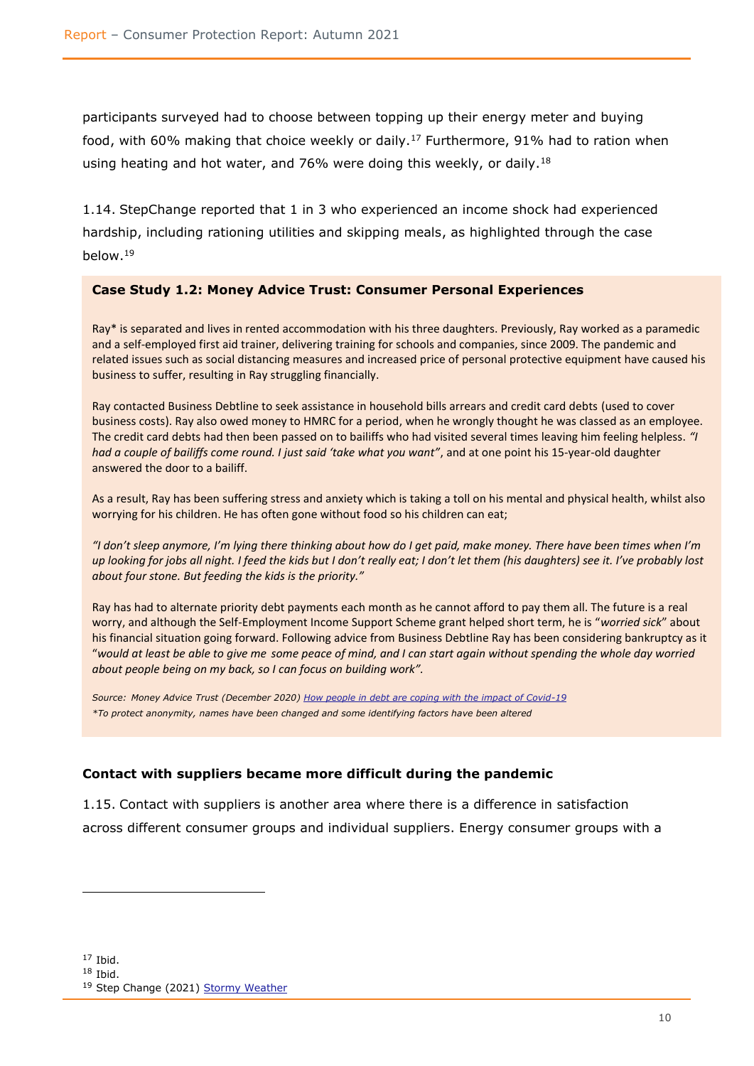participants surveyed had to choose between topping up their energy meter and buying food, with 60% making that choice weekly or daily.[17] Furthermore, 91% had to ration when using heating and hot water, and 76% were doing this weekly, or daily.[18]

1.14. StepChange reported that 1 in 3 who experienced an income shock had experienced hardship, including rationing utilities and skipping meals, as highlighted through the case below.[19]

**Case Study 1.2: Money Advice Trust: Consumer Personal Experiences**

Ray* is separated and lives in rented accommodation with his three daughters. Previously, Ray worked as a paramedic and a self-employed first aid trainer, delivering training for schools and companies, since 2009. The pandemic and related issues such as social distancing measures and increased price of personal protective equipment have caused his business to suffer, resulting in Ray struggling financially.

Ray contacted Business Debtline to seek assistance in household bills arrears and credit card debts (used to cover business costs). Ray also owed money to HMRC for a period, when he wrongly thought he was classed as an employee. The credit card debts had then been passed on to bailiffs who had visited several times leaving him feeling helpless. *"I had a couple of bailiffs come round. I just said 'take what you want"*, and at one point his 15-year-old daughter answered the door to a bailiff.

As a result, Ray has been suffering stress and anxiety which is taking a toll on his mental and physical health, whilst also worrying for his children. He has often gone without food so his children can eat;

*"I don't sleep anymore, I'm lying there thinking about how do I get paid, make money. There have been times when I'm up looking for jobs all night. I feed the kids but I don't really eat; I don't let them (his daughters) see it. I've probably lost about four stone. But feeding the kids is the priority."*

Ray has had to alternate priority debt payments each month as he cannot afford to pay them all. The future is a real worry, and although the Self-Employment Income Support Scheme grant helped short term, he is "*worried sick*" about his financial situation going forward. Following advice from Business Debtline Ray has been considering bankruptcy as it "*would at least be able to give me some peace of mind, and I can start again without spending the whole day worried about people being on my back, so I can focus on building work".*

*Source: Money Advice Trust (December 2020) How people in debt are coping with the impact of Covid-19*
*\*To protect anonymity, names have been changed and some identifying factors have been altered*

### Contact with suppliers became more difficult during the pandemic

1.15. Contact with suppliers is another area where there is a difference in satisfaction across different consumer groups and individual suppliers. Energy consumer groups with a

[17] Ibid.
[18] Ibid.
[19] Step Change (2021) Stormy Weather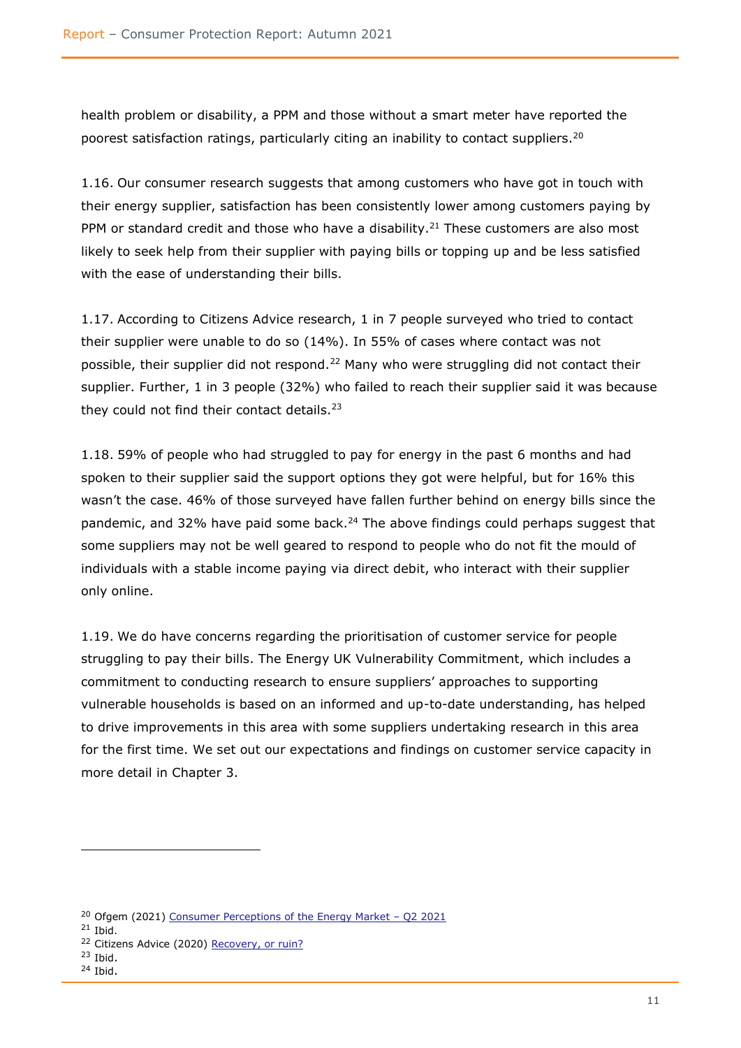health problem or disability, a PPM and those without a smart meter have reported the poorest satisfaction ratings, particularly citing an inability to contact suppliers.[20]

1.16. Our consumer research suggests that among customers who have got in touch with their energy supplier, satisfaction has been consistently lower among customers paying by PPM or standard credit and those who have a disability.[21] These customers are also most likely to seek help from their supplier with paying bills or topping up and be less satisfied with the ease of understanding their bills.

1.17. According to Citizens Advice research, 1 in 7 people surveyed who tried to contact their supplier were unable to do so (14%). In 55% of cases where contact was not possible, their supplier did not respond.[22] Many who were struggling did not contact their supplier. Further, 1 in 3 people (32%) who failed to reach their supplier said it was because they could not find their contact details.[23]

1.18. 59% of people who had struggled to pay for energy in the past 6 months and had spoken to their supplier said the support options they got were helpful, but for 16% this wasn't the case. 46% of those surveyed have fallen further behind on energy bills since the pandemic, and 32% have paid some back.[24] The above findings could perhaps suggest that some suppliers may not be well geared to respond to people who do not fit the mould of individuals with a stable income paying via direct debit, who interact with their supplier only online.

1.19. We do have concerns regarding the prioritisation of customer service for people struggling to pay their bills. The Energy UK Vulnerability Commitment, which includes a commitment to conducting research to ensure suppliers' approaches to supporting vulnerable households is based on an informed and up-to-date understanding, has helped to drive improvements in this area with some suppliers undertaking research in this area for the first time. We set out our expectations and findings on customer service capacity in more detail in Chapter 3.

---

[20] Ofgem (2021) Consumer Perceptions of the Energy Market – Q2 2021

[21] Ibid.

[22] Citizens Advice (2020) Recovery, or ruin?

[23] Ibid.

[24] Ibid.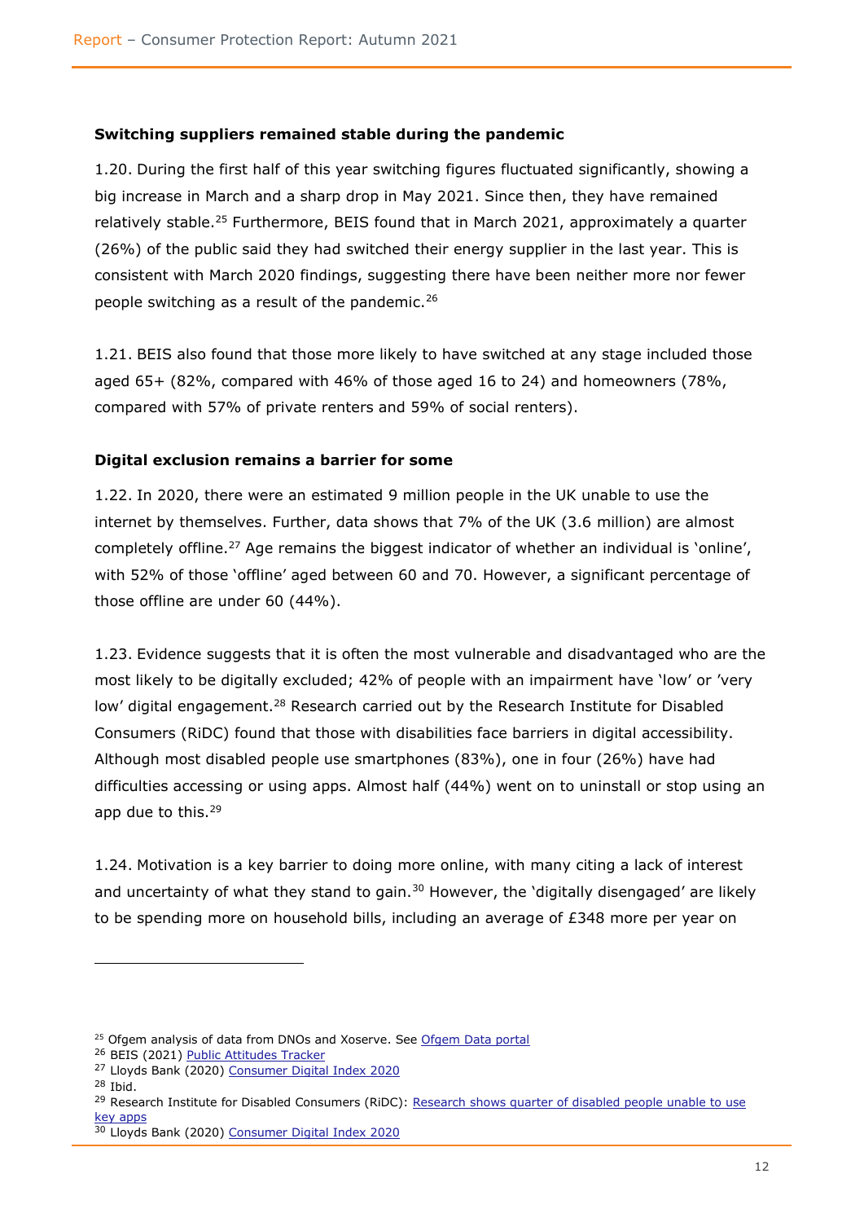**Switching suppliers remained stable during the pandemic**

1.20. During the first half of this year switching figures fluctuated significantly, showing a big increase in March and a sharp drop in May 2021. Since then, they have remained relatively stable.[25] Furthermore, BEIS found that in March 2021, approximately a quarter (26%) of the public said they had switched their energy supplier in the last year. This is consistent with March 2020 findings, suggesting there have been neither more nor fewer people switching as a result of the pandemic.[26]

1.21. BEIS also found that those more likely to have switched at any stage included those aged 65+ (82%, compared with 46% of those aged 16 to 24) and homeowners (78%, compared with 57% of private renters and 59% of social renters).

**Digital exclusion remains a barrier for some**

1.22. In 2020, there were an estimated 9 million people in the UK unable to use the internet by themselves. Further, data shows that 7% of the UK (3.6 million) are almost completely offline.[27] Age remains the biggest indicator of whether an individual is 'online', with 52% of those 'offline' aged between 60 and 70. However, a significant percentage of those offline are under 60 (44%).

1.23. Evidence suggests that it is often the most vulnerable and disadvantaged who are the most likely to be digitally excluded; 42% of people with an impairment have 'low' or 'very low' digital engagement.[28] Research carried out by the Research Institute for Disabled Consumers (RiDC) found that those with disabilities face barriers in digital accessibility. Although most disabled people use smartphones (83%), one in four (26%) have had difficulties accessing or using apps. Almost half (44%) went on to uninstall or stop using an app due to this.[29]

1.24. Motivation is a key barrier to doing more online, with many citing a lack of interest and uncertainty of what they stand to gain.[30] However, the 'digitally disengaged' are likely to be spending more on household bills, including an average of £348 more per year on

---

[25] Ofgem analysis of data from DNOs and Xoserve. See Ofgem Data portal

[26] BEIS (2021) Public Attitudes Tracker

[27] Lloyds Bank (2020) Consumer Digital Index 2020

[28] Ibid.

[29] Research Institute for Disabled Consumers (RiDC): Research shows quarter of disabled people unable to use key apps

[30] Lloyds Bank (2020) Consumer Digital Index 2020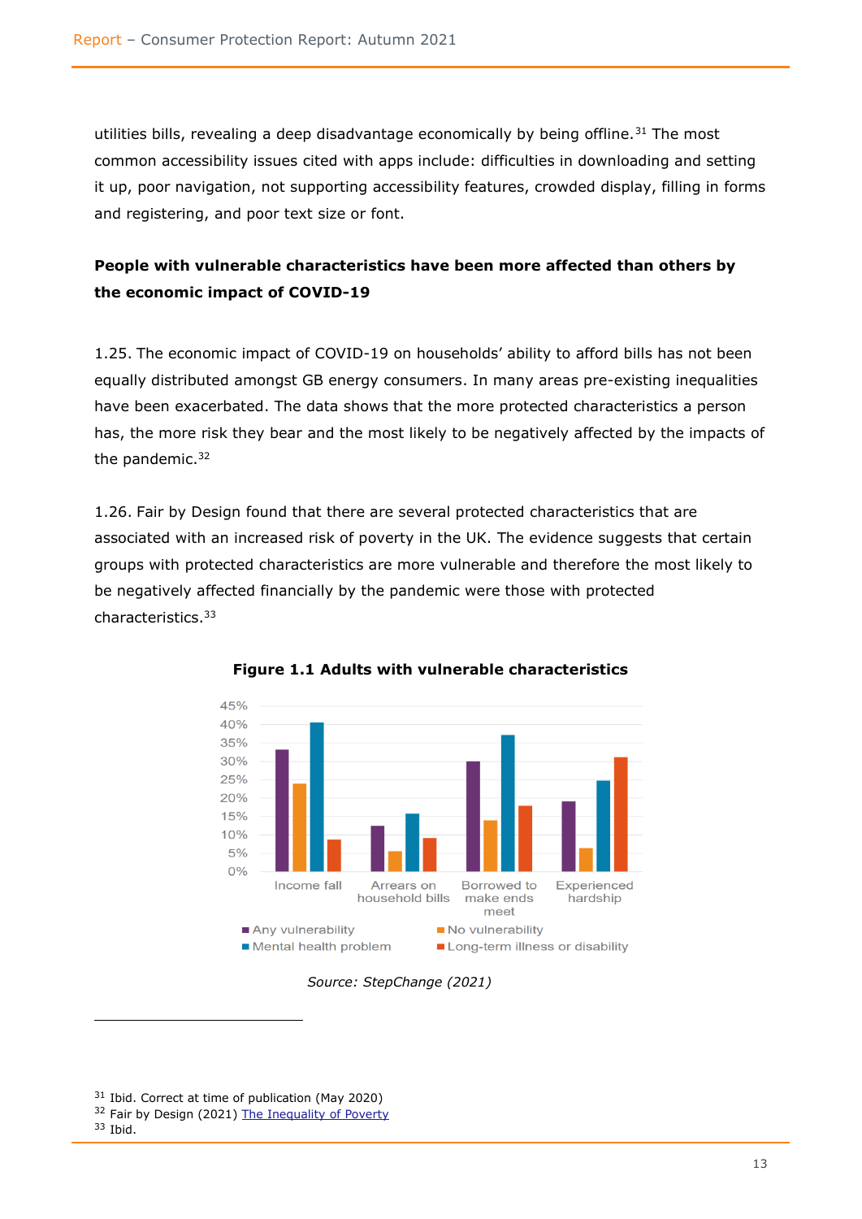utilities bills, revealing a deep disadvantage economically by being offline.[31] The most common accessibility issues cited with apps include: difficulties in downloading and setting it up, poor navigation, not supporting accessibility features, crowded display, filling in forms and registering, and poor text size or font.

**People with vulnerable characteristics have been more affected than others by the economic impact of COVID-19**

1.25. The economic impact of COVID-19 on households' ability to afford bills has not been equally distributed amongst GB energy consumers. In many areas pre-existing inequalities have been exacerbated. The data shows that the more protected characteristics a person has, the more risk they bear and the most likely to be negatively affected by the impacts of the pandemic.[32]

1.26. Fair by Design found that there are several protected characteristics that are associated with an increased risk of poverty in the UK. The evidence suggests that certain groups with protected characteristics are more vulnerable and therefore the most likely to be negatively affected financially by the pandemic were those with protected characteristics.[33]

**Figure 1.1 Adults with vulnerable characteristics**

*Source: StepChange (2021)*

---

[31] Ibid. Correct at time of publication (May 2020)

[32] Fair by Design (2021) The Inequality of Poverty

[33] Ibid.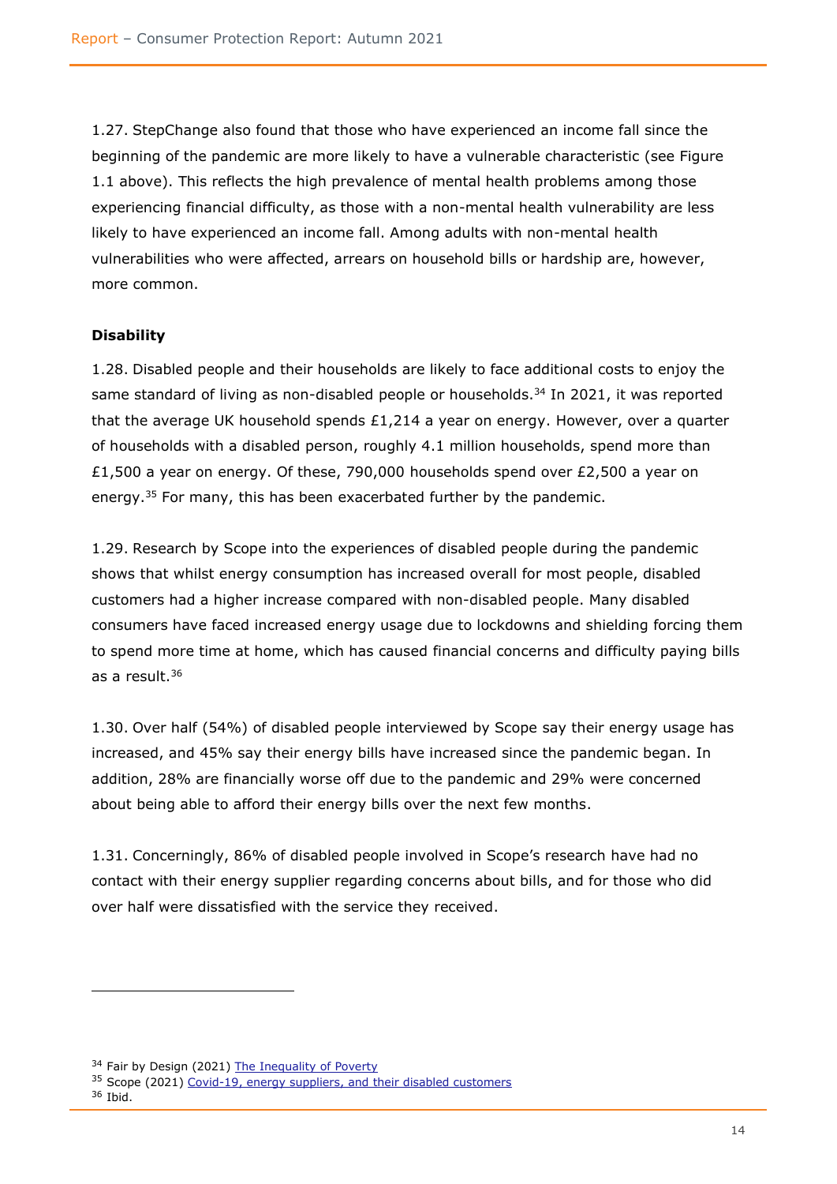1.27. StepChange also found that those who have experienced an income fall since the beginning of the pandemic are more likely to have a vulnerable characteristic (see Figure 1.1 above). This reflects the high prevalence of mental health problems among those experiencing financial difficulty, as those with a non-mental health vulnerability are less likely to have experienced an income fall. Among adults with non-mental health vulnerabilities who were affected, arrears on household bills or hardship are, however, more common.

**Disability**

1.28. Disabled people and their households are likely to face additional costs to enjoy the same standard of living as non-disabled people or households.[34] In 2021, it was reported that the average UK household spends £1,214 a year on energy. However, over a quarter of households with a disabled person, roughly 4.1 million households, spend more than £1,500 a year on energy. Of these, 790,000 households spend over £2,500 a year on energy.[35] For many, this has been exacerbated further by the pandemic.

1.29. Research by Scope into the experiences of disabled people during the pandemic shows that whilst energy consumption has increased overall for most people, disabled customers had a higher increase compared with non-disabled people. Many disabled consumers have faced increased energy usage due to lockdowns and shielding forcing them to spend more time at home, which has caused financial concerns and difficulty paying bills as a result.[36]

1.30. Over half (54%) of disabled people interviewed by Scope say their energy usage has increased, and 45% say their energy bills have increased since the pandemic began. In addition, 28% are financially worse off due to the pandemic and 29% were concerned about being able to afford their energy bills over the next few months.

1.31. Concerningly, 86% of disabled people involved in Scope's research have had no contact with their energy supplier regarding concerns about bills, and for those who did over half were dissatisfied with the service they received.

---

[34] Fair by Design (2021) The Inequality of Poverty

[35] Scope (2021) Covid-19, energy suppliers, and their disabled customers

[36] Ibid.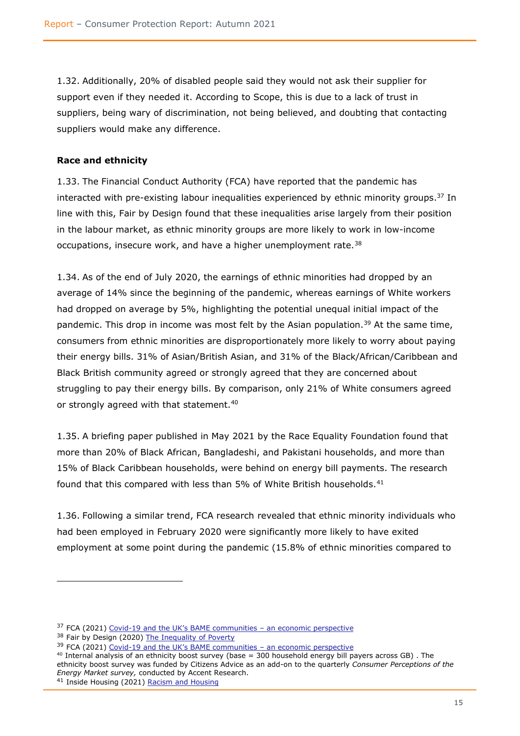1.32. Additionally, 20% of disabled people said they would not ask their supplier for support even if they needed it. According to Scope, this is due to a lack of trust in suppliers, being wary of discrimination, not being believed, and doubting that contacting suppliers would make any difference.

**Race and ethnicity**

1.33. The Financial Conduct Authority (FCA) have reported that the pandemic has interacted with pre-existing labour inequalities experienced by ethnic minority groups.[37] In line with this, Fair by Design found that these inequalities arise largely from their position in the labour market, as ethnic minority groups are more likely to work in low-income occupations, insecure work, and have a higher unemployment rate.[38]

1.34. As of the end of July 2020, the earnings of ethnic minorities had dropped by an average of 14% since the beginning of the pandemic, whereas earnings of White workers had dropped on average by 5%, highlighting the potential unequal initial impact of the pandemic. This drop in income was most felt by the Asian population.[39] At the same time, consumers from ethnic minorities are disproportionately more likely to worry about paying their energy bills. 31% of Asian/British Asian, and 31% of the Black/African/Caribbean and Black British community agreed or strongly agreed that they are concerned about struggling to pay their energy bills. By comparison, only 21% of White consumers agreed or strongly agreed with that statement.[40]

1.35. A briefing paper published in May 2021 by the Race Equality Foundation found that more than 20% of Black African, Bangladeshi, and Pakistani households, and more than 15% of Black Caribbean households, were behind on energy bill payments. The research found that this compared with less than 5% of White British households.[41]

1.36. Following a similar trend, FCA research revealed that ethnic minority individuals who had been employed in February 2020 were significantly more likely to have exited employment at some point during the pandemic (15.8% of ethnic minorities compared to

---

[37] FCA (2021) Covid-19 and the UK's BAME communities – an economic perspective

[38] Fair by Design (2020) The Inequality of Poverty

[39] FCA (2021) Covid-19 and the UK's BAME communities – an economic perspective

[40] Internal analysis of an ethnicity boost survey (base = 300 household energy bill payers across GB) . The ethnicity boost survey was funded by Citizens Advice as an add-on to the quarterly *Consumer Perceptions of the Energy Market survey,* conducted by Accent Research.

[41] Inside Housing (2021) Racism and Housing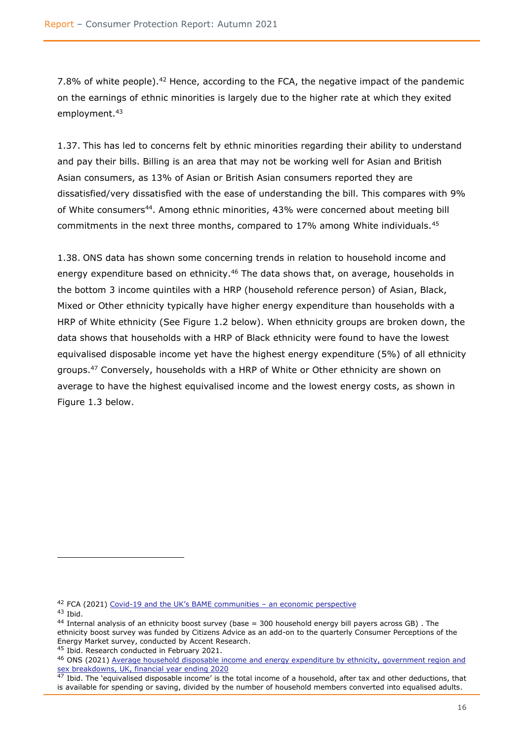7.8% of white people).[42] Hence, according to the FCA, the negative impact of the pandemic on the earnings of ethnic minorities is largely due to the higher rate at which they exited employment.[43]

1.37. This has led to concerns felt by ethnic minorities regarding their ability to understand and pay their bills. Billing is an area that may not be working well for Asian and British Asian consumers, as 13% of Asian or British Asian consumers reported they are dissatisfied/very dissatisfied with the ease of understanding the bill. This compares with 9% of White consumers[44]. Among ethnic minorities, 43% were concerned about meeting bill commitments in the next three months, compared to 17% among White individuals.[45]

1.38. ONS data has shown some concerning trends in relation to household income and energy expenditure based on ethnicity.[46] The data shows that, on average, households in the bottom 3 income quintiles with a HRP (household reference person) of Asian, Black, Mixed or Other ethnicity typically have higher energy expenditure than households with a HRP of White ethnicity (See Figure 1.2 below). When ethnicity groups are broken down, the data shows that households with a HRP of Black ethnicity were found to have the lowest equivalised disposable income yet have the highest energy expenditure (5%) of all ethnicity groups.[47] Conversely, households with a HRP of White or Other ethnicity are shown on average to have the highest equivalised income and the lowest energy costs, as shown in Figure 1.3 below.

---

[42] FCA (2021) Covid-19 and the UK's BAME communities – an economic perspective

[43] Ibid.

[44] Internal analysis of an ethnicity boost survey (base = 300 household energy bill payers across GB) . The ethnicity boost survey was funded by Citizens Advice as an add-on to the quarterly Consumer Perceptions of the Energy Market survey, conducted by Accent Research.

[45] Ibid. Research conducted in February 2021.

[46] ONS (2021) Average household disposable income and energy expenditure by ethnicity, government region and sex breakdowns, UK, financial year ending 2020

[47] Ibid. The 'equivalised disposable income' is the total income of a household, after tax and other deductions, that is available for spending or saving, divided by the number of household members converted into equalised adults.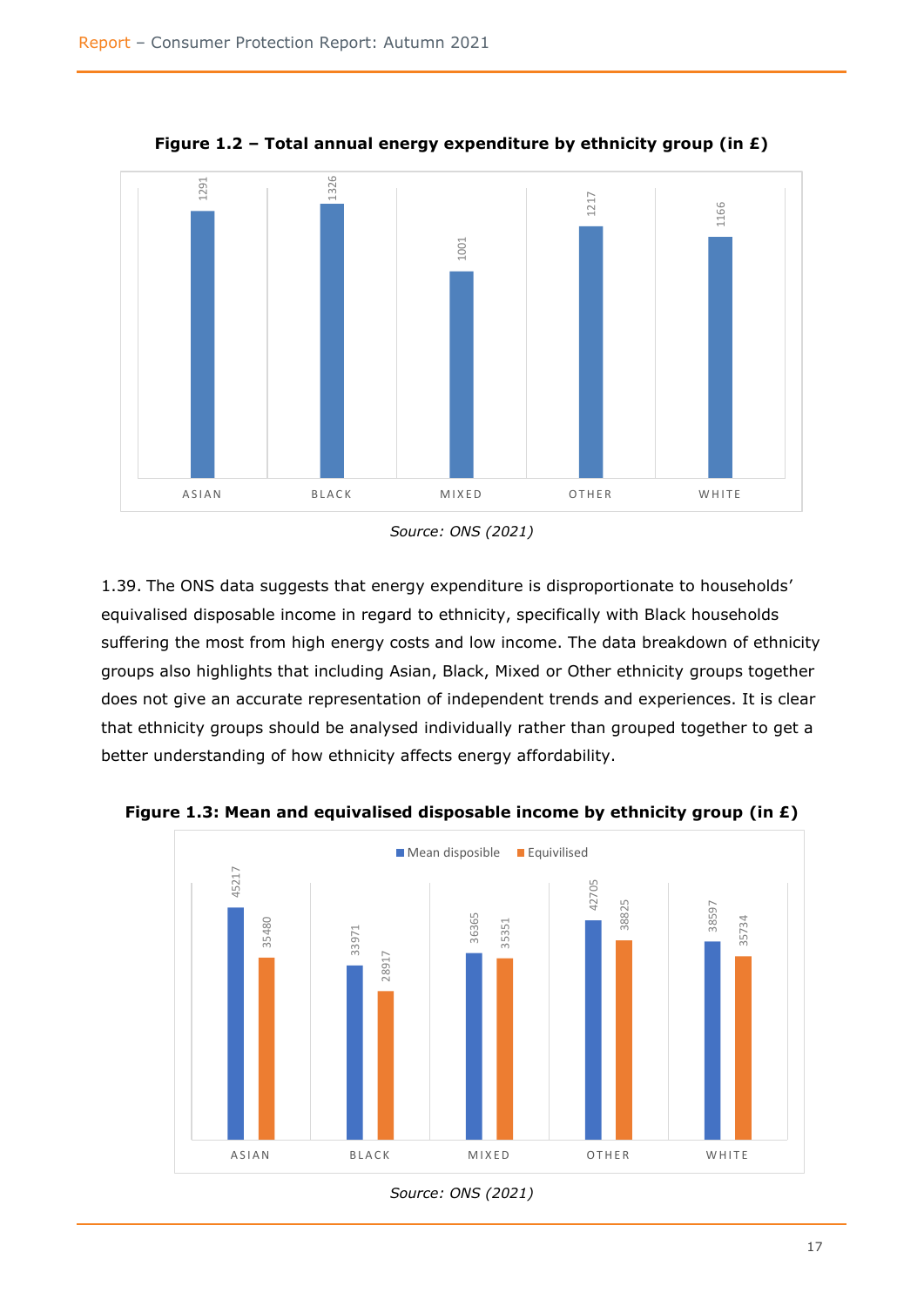**Figure 1.2 – Total annual energy expenditure by ethnicity group (in £)**

| Ethnicity group | Total annual energy expenditure (£) |
|---|---|
| ASIAN | 1291 |
| BLACK | 1326 |
| MIXED | 1001 |
| OTHER | 1217 |
| WHITE | 1166 |

*Source: ONS (2021)*

1.39. The ONS data suggests that energy expenditure is disproportionate to households' equivalised disposable income in regard to ethnicity, specifically with Black households suffering the most from high energy costs and low income. The data breakdown of ethnicity groups also highlights that including Asian, Black, Mixed or Other ethnicity groups together does not give an accurate representation of independent trends and experiences. It is clear that ethnicity groups should be analysed individually rather than grouped together to get a better understanding of how ethnicity affects energy affordability.

**Figure 1.3: Mean and equivalised disposable income by ethnicity group (in £)**

| Ethnicity group | Mean disposible | Equivilised |
|---|---|---|
| ASIAN | 45217 | 35480 |
| BLACK | 33971 | 28917 |
| MIXED | 36365 | 35351 |
| OTHER | 42705 | 38825 |
| WHITE | 38597 | 35734 |

*Source: ONS (2021)*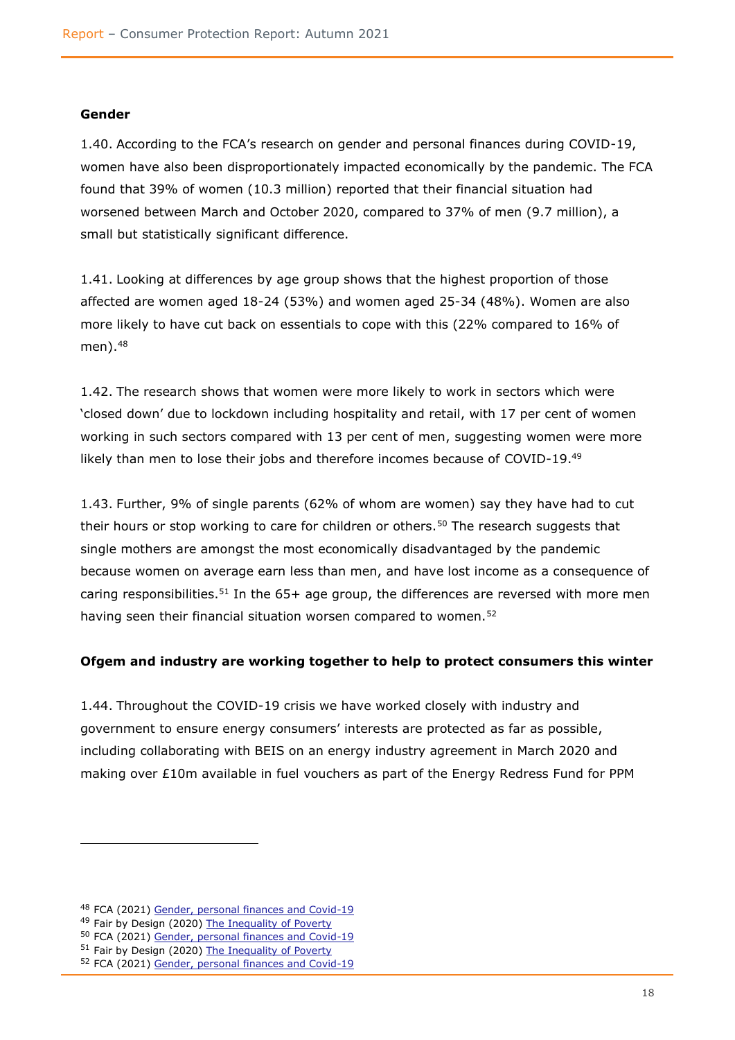**Gender**

1.40. According to the FCA's research on gender and personal finances during COVID-19, women have also been disproportionately impacted economically by the pandemic. The FCA found that 39% of women (10.3 million) reported that their financial situation had worsened between March and October 2020, compared to 37% of men (9.7 million), a small but statistically significant difference.

1.41. Looking at differences by age group shows that the highest proportion of those affected are women aged 18-24 (53%) and women aged 25-34 (48%). Women are also more likely to have cut back on essentials to cope with this (22% compared to 16% of men).[48]

1.42. The research shows that women were more likely to work in sectors which were 'closed down' due to lockdown including hospitality and retail, with 17 per cent of women working in such sectors compared with 13 per cent of men, suggesting women were more likely than men to lose their jobs and therefore incomes because of COVID-19.[49]

1.43. Further, 9% of single parents (62% of whom are women) say they have had to cut their hours or stop working to care for children or others.[50] The research suggests that single mothers are amongst the most economically disadvantaged by the pandemic because women on average earn less than men, and have lost income as a consequence of caring responsibilities.[51] In the 65+ age group, the differences are reversed with more men having seen their financial situation worsen compared to women.[52]

**Ofgem and industry are working together to help to protect consumers this winter**

1.44. Throughout the COVID-19 crisis we have worked closely with industry and government to ensure energy consumers' interests are protected as far as possible, including collaborating with BEIS on an energy industry agreement in March 2020 and making over £10m available in fuel vouchers as part of the Energy Redress Fund for PPM

---

[48] FCA (2021) Gender, personal finances and Covid-19

[49] Fair by Design (2020) The Inequality of Poverty

[50] FCA (2021) Gender, personal finances and Covid-19

[51] Fair by Design (2020) The Inequality of Poverty

[52] FCA (2021) Gender, personal finances and Covid-19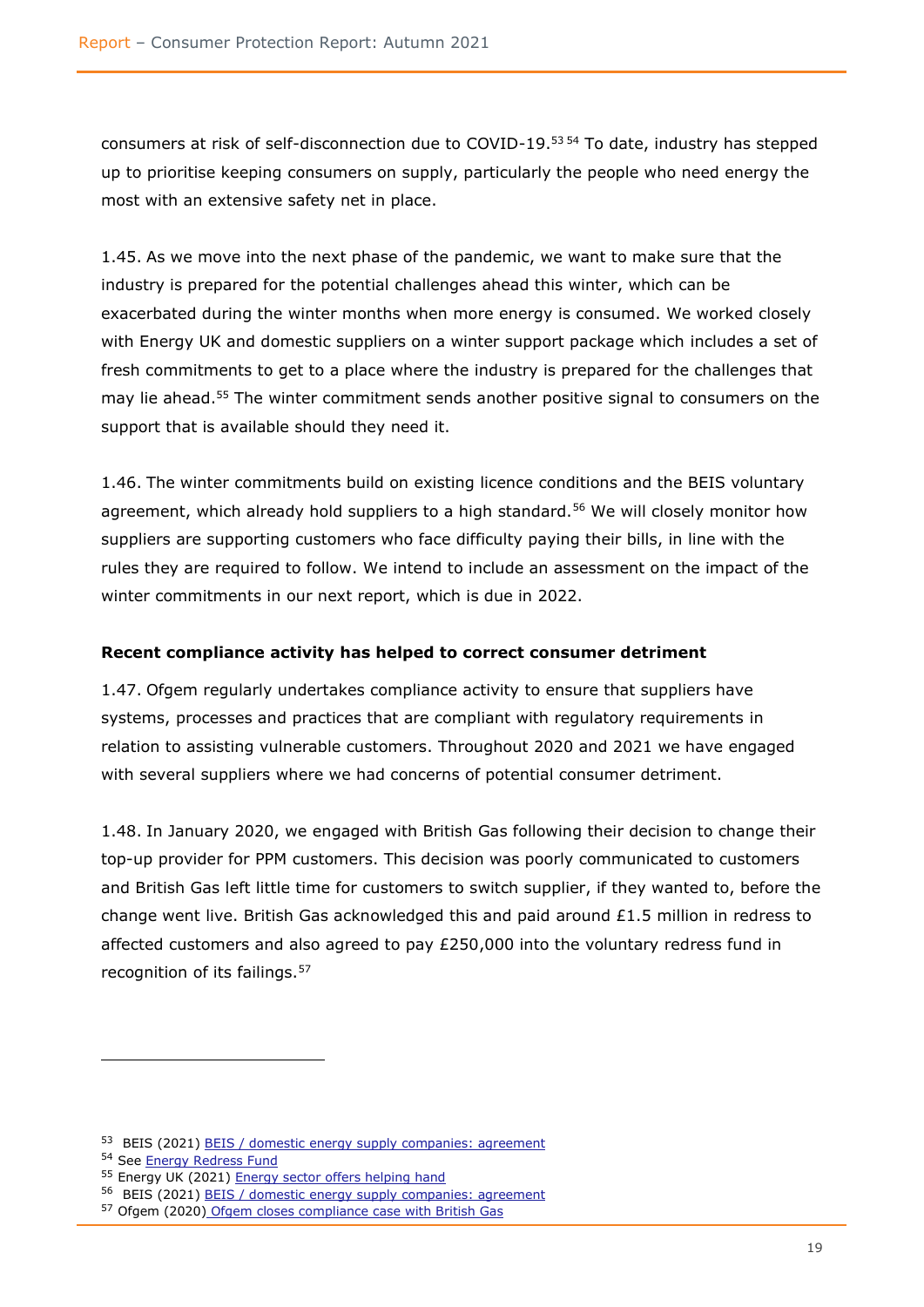consumers at risk of self-disconnection due to COVID-19.[53][54] To date, industry has stepped up to prioritise keeping consumers on supply, particularly the people who need energy the most with an extensive safety net in place.

1.45. As we move into the next phase of the pandemic, we want to make sure that the industry is prepared for the potential challenges ahead this winter, which can be exacerbated during the winter months when more energy is consumed. We worked closely with Energy UK and domestic suppliers on a winter support package which includes a set of fresh commitments to get to a place where the industry is prepared for the challenges that may lie ahead.[55] The winter commitment sends another positive signal to consumers on the support that is available should they need it.

1.46. The winter commitments build on existing licence conditions and the BEIS voluntary agreement, which already hold suppliers to a high standard.[56] We will closely monitor how suppliers are supporting customers who face difficulty paying their bills, in line with the rules they are required to follow. We intend to include an assessment on the impact of the winter commitments in our next report, which is due in 2022.

**Recent compliance activity has helped to correct consumer detriment**

1.47. Ofgem regularly undertakes compliance activity to ensure that suppliers have systems, processes and practices that are compliant with regulatory requirements in relation to assisting vulnerable customers. Throughout 2020 and 2021 we have engaged with several suppliers where we had concerns of potential consumer detriment.

1.48. In January 2020, we engaged with British Gas following their decision to change their top-up provider for PPM customers. This decision was poorly communicated to customers and British Gas left little time for customers to switch supplier, if they wanted to, before the change went live. British Gas acknowledged this and paid around £1.5 million in redress to affected customers and also agreed to pay £250,000 into the voluntary redress fund in recognition of its failings.[57]

---

[53] BEIS (2021) BEIS / domestic energy supply companies: agreement

[54] See Energy Redress Fund

[55] Energy UK (2021) Energy sector offers helping hand

[56] BEIS (2021) BEIS / domestic energy supply companies: agreement

[57] Ofgem (2020) Ofgem closes compliance case with British Gas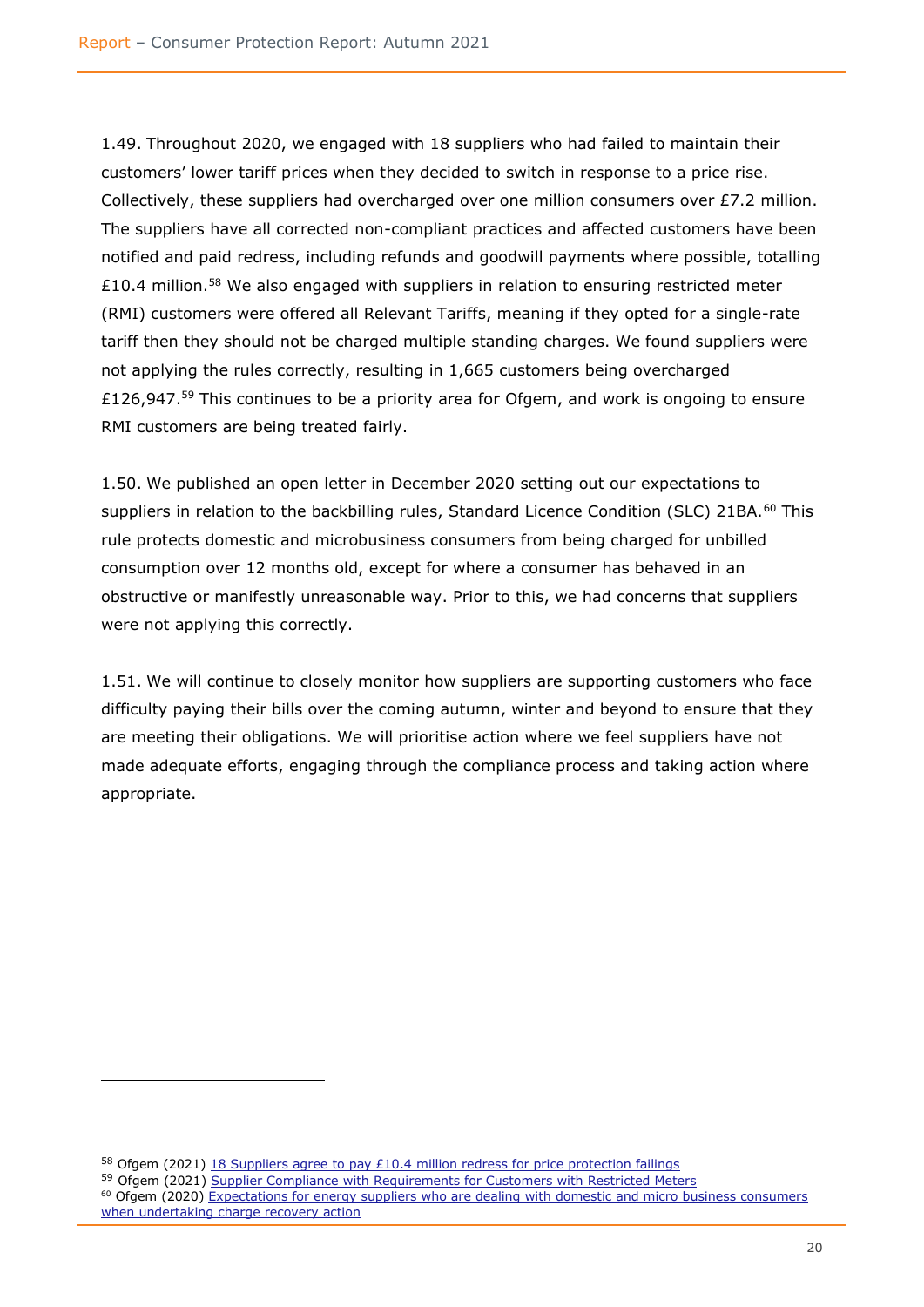1.49. Throughout 2020, we engaged with 18 suppliers who had failed to maintain their customers' lower tariff prices when they decided to switch in response to a price rise. Collectively, these suppliers had overcharged over one million consumers over £7.2 million. The suppliers have all corrected non-compliant practices and affected customers have been notified and paid redress, including refunds and goodwill payments where possible, totalling £10.4 million.[58] We also engaged with suppliers in relation to ensuring restricted meter (RMI) customers were offered all Relevant Tariffs, meaning if they opted for a single-rate tariff then they should not be charged multiple standing charges. We found suppliers were not applying the rules correctly, resulting in 1,665 customers being overcharged £126,947.[59] This continues to be a priority area for Ofgem, and work is ongoing to ensure RMI customers are being treated fairly.

1.50. We published an open letter in December 2020 setting out our expectations to suppliers in relation to the backbilling rules, Standard Licence Condition (SLC) 21BA.[60] This rule protects domestic and microbusiness consumers from being charged for unbilled consumption over 12 months old, except for where a consumer has behaved in an obstructive or manifestly unreasonable way. Prior to this, we had concerns that suppliers were not applying this correctly.

1.51. We will continue to closely monitor how suppliers are supporting customers who face difficulty paying their bills over the coming autumn, winter and beyond to ensure that they are meeting their obligations. We will prioritise action where we feel suppliers have not made adequate efforts, engaging through the compliance process and taking action where appropriate.

---

[58] Ofgem (2021) 18 Suppliers agree to pay £10.4 million redress for price protection failings

[59] Ofgem (2021) Supplier Compliance with Requirements for Customers with Restricted Meters

[60] Ofgem (2020) Expectations for energy suppliers who are dealing with domestic and micro business consumers when undertaking charge recovery action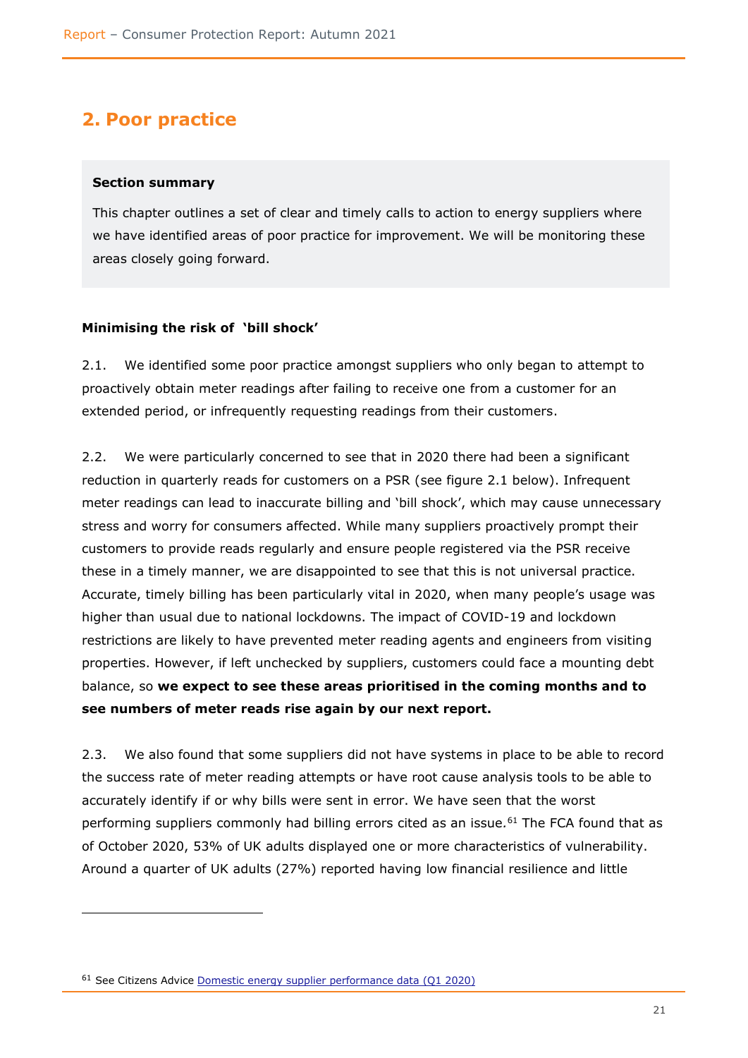## 2. Poor practice

> **Section summary**
>
> This chapter outlines a set of clear and timely calls to action to energy suppliers where we have identified areas of poor practice for improvement. We will be monitoring these areas closely going forward.

**Minimising the risk of 'bill shock'**

2.1. We identified some poor practice amongst suppliers who only began to attempt to proactively obtain meter readings after failing to receive one from a customer for an extended period, or infrequently requesting readings from their customers.

2.2. We were particularly concerned to see that in 2020 there had been a significant reduction in quarterly reads for customers on a PSR (see figure 2.1 below). Infrequent meter readings can lead to inaccurate billing and 'bill shock', which may cause unnecessary stress and worry for consumers affected. While many suppliers proactively prompt their customers to provide reads regularly and ensure people registered via the PSR receive these in a timely manner, we are disappointed to see that this is not universal practice. Accurate, timely billing has been particularly vital in 2020, when many people's usage was higher than usual due to national lockdowns. The impact of COVID-19 and lockdown restrictions are likely to have prevented meter reading agents and engineers from visiting properties. However, if left unchecked by suppliers, customers could face a mounting debt balance, so **we expect to see these areas prioritised in the coming months and to see numbers of meter reads rise again by our next report.**

2.3. We also found that some suppliers did not have systems in place to be able to record the success rate of meter reading attempts or have root cause analysis tools to be able to accurately identify if or why bills were sent in error. We have seen that the worst performing suppliers commonly had billing errors cited as an issue.[61] The FCA found that as of October 2020, 53% of UK adults displayed one or more characteristics of vulnerability. Around a quarter of UK adults (27%) reported having low financial resilience and little

[61] See Citizens Advice [Domestic energy supplier performance data (Q1 2020)]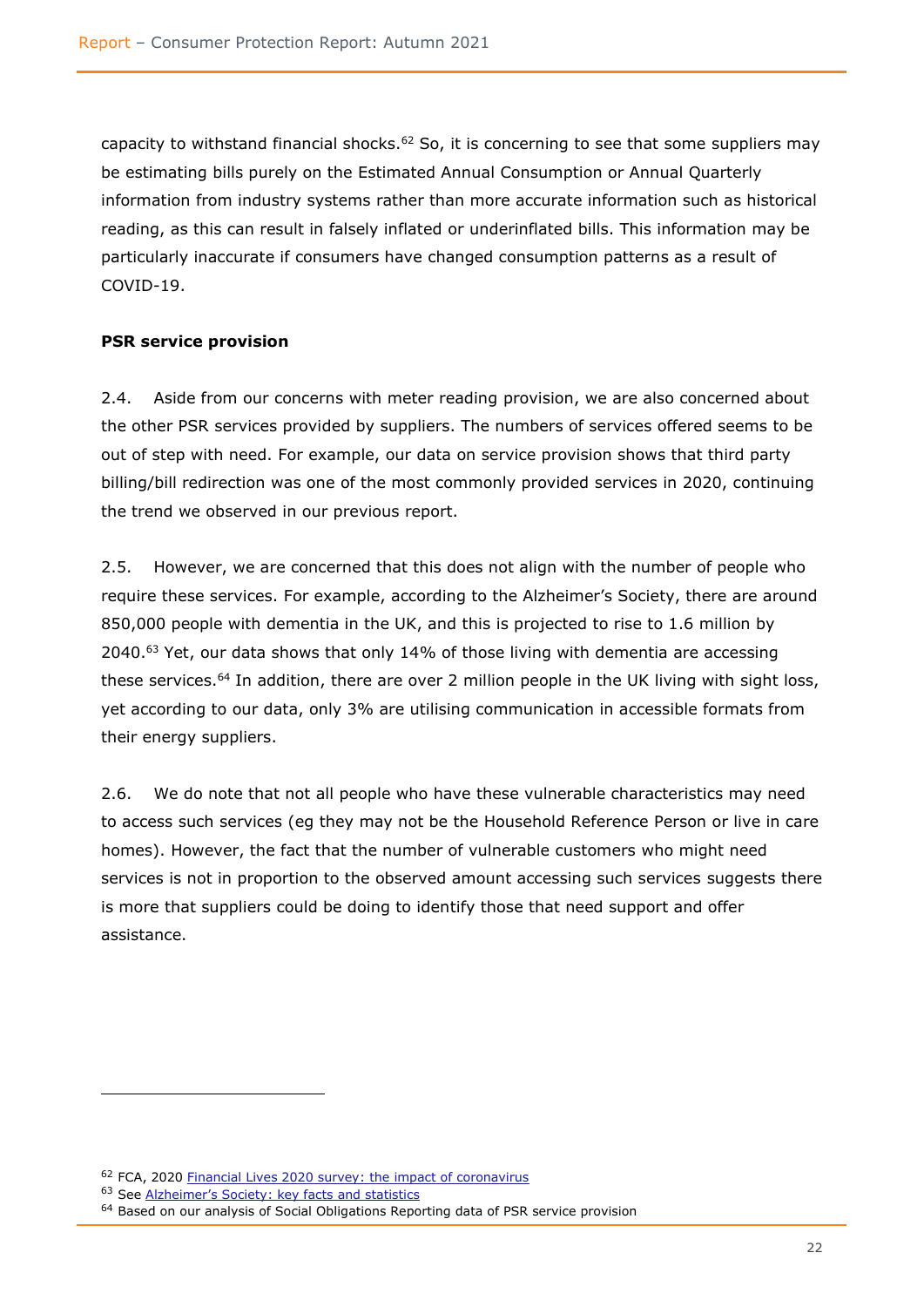capacity to withstand financial shocks.[62] So, it is concerning to see that some suppliers may be estimating bills purely on the Estimated Annual Consumption or Annual Quarterly information from industry systems rather than more accurate information such as historical reading, as this can result in falsely inflated or underinflated bills. This information may be particularly inaccurate if consumers have changed consumption patterns as a result of COVID-19.

**PSR service provision**

2.4. Aside from our concerns with meter reading provision, we are also concerned about the other PSR services provided by suppliers. The numbers of services offered seems to be out of step with need. For example, our data on service provision shows that third party billing/bill redirection was one of the most commonly provided services in 2020, continuing the trend we observed in our previous report.

2.5. However, we are concerned that this does not align with the number of people who require these services. For example, according to the Alzheimer's Society, there are around 850,000 people with dementia in the UK, and this is projected to rise to 1.6 million by 2040.[63] Yet, our data shows that only 14% of those living with dementia are accessing these services.[64] In addition, there are over 2 million people in the UK living with sight loss, yet according to our data, only 3% are utilising communication in accessible formats from their energy suppliers.

2.6. We do note that not all people who have these vulnerable characteristics may need to access such services (eg they may not be the Household Reference Person or live in care homes). However, the fact that the number of vulnerable customers who might need services is not in proportion to the observed amount accessing such services suggests there is more that suppliers could be doing to identify those that need support and offer assistance.

---

[62] FCA, 2020 Financial Lives 2020 survey: the impact of coronavirus

[63] See Alzheimer's Society: key facts and statistics

[64] Based on our analysis of Social Obligations Reporting data of PSR service provision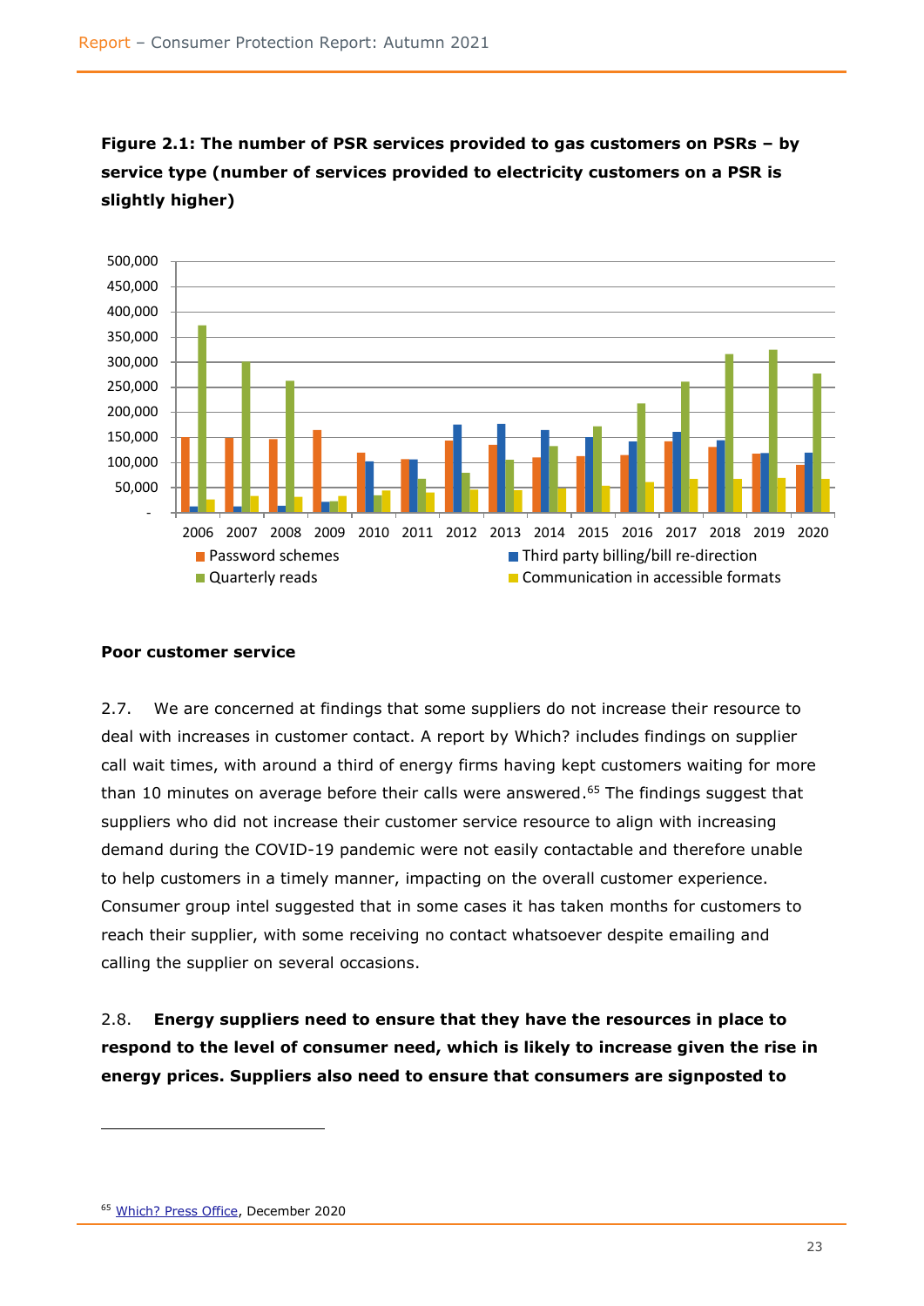**Figure 2.1: The number of PSR services provided to gas customers on PSRs – by service type (number of services provided to electricity customers on a PSR is slightly higher)**

**Poor customer service**

2.7. We are concerned at findings that some suppliers do not increase their resource to deal with increases in customer contact. A report by Which? includes findings on supplier call wait times, with around a third of energy firms having kept customers waiting for more than 10 minutes on average before their calls were answered.[65] The findings suggest that suppliers who did not increase their customer service resource to align with increasing demand during the COVID-19 pandemic were not easily contactable and therefore unable to help customers in a timely manner, impacting on the overall customer experience. Consumer group intel suggested that in some cases it has taken months for customers to reach their supplier, with some receiving no contact whatsoever despite emailing and calling the supplier on several occasions.

2.8. **Energy suppliers need to ensure that they have the resources in place to respond to the level of consumer need, which is likely to increase given the rise in energy prices. Suppliers also need to ensure that consumers are signposted to**

[65] Which? Press Office, December 2020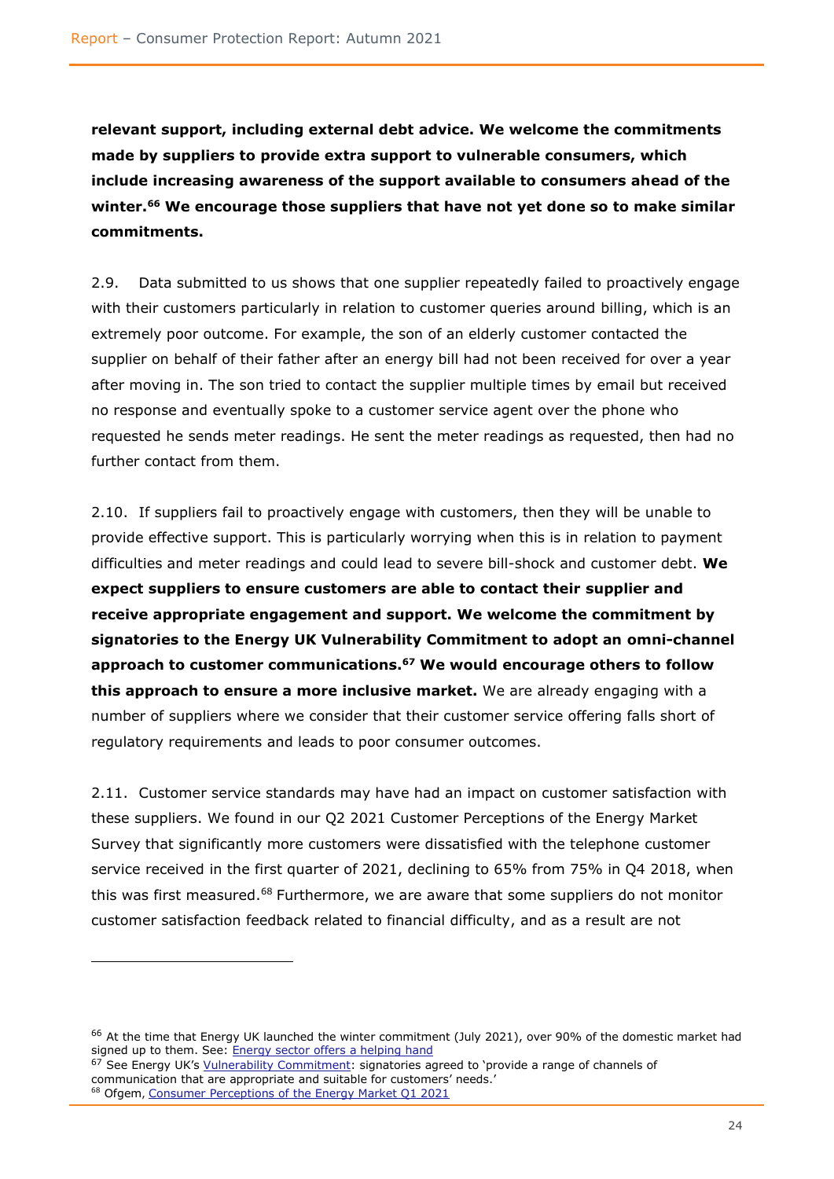**relevant support, including external debt advice. We welcome the commitments made by suppliers to provide extra support to vulnerable consumers, which include increasing awareness of the support available to consumers ahead of the winter.[66] We encourage those suppliers that have not yet done so to make similar commitments.**

2.9. Data submitted to us shows that one supplier repeatedly failed to proactively engage with their customers particularly in relation to customer queries around billing, which is an extremely poor outcome. For example, the son of an elderly customer contacted the supplier on behalf of their father after an energy bill had not been received for over a year after moving in. The son tried to contact the supplier multiple times by email but received no response and eventually spoke to a customer service agent over the phone who requested he sends meter readings. He sent the meter readings as requested, then had no further contact from them.

2.10. If suppliers fail to proactively engage with customers, then they will be unable to provide effective support. This is particularly worrying when this is in relation to payment difficulties and meter readings and could lead to severe bill-shock and customer debt. **We expect suppliers to ensure customers are able to contact their supplier and receive appropriate engagement and support. We welcome the commitment by signatories to the Energy UK Vulnerability Commitment to adopt an omni-channel approach to customer communications.[67] We would encourage others to follow this approach to ensure a more inclusive market.** We are already engaging with a number of suppliers where we consider that their customer service offering falls short of regulatory requirements and leads to poor consumer outcomes.

2.11. Customer service standards may have had an impact on customer satisfaction with these suppliers. We found in our Q2 2021 Customer Perceptions of the Energy Market Survey that significantly more customers were dissatisfied with the telephone customer service received in the first quarter of 2021, declining to 65% from 75% in Q4 2018, when this was first measured.[68] Furthermore, we are aware that some suppliers do not monitor customer satisfaction feedback related to financial difficulty, and as a result are not

---

[66] At the time that Energy UK launched the winter commitment (July 2021), over 90% of the domestic market had signed up to them. See: Energy sector offers a helping hand

[67] See Energy UK's Vulnerability Commitment: signatories agreed to 'provide a range of channels of communication that are appropriate and suitable for customers' needs.'

[68] Ofgem, Consumer Perceptions of the Energy Market Q1 2021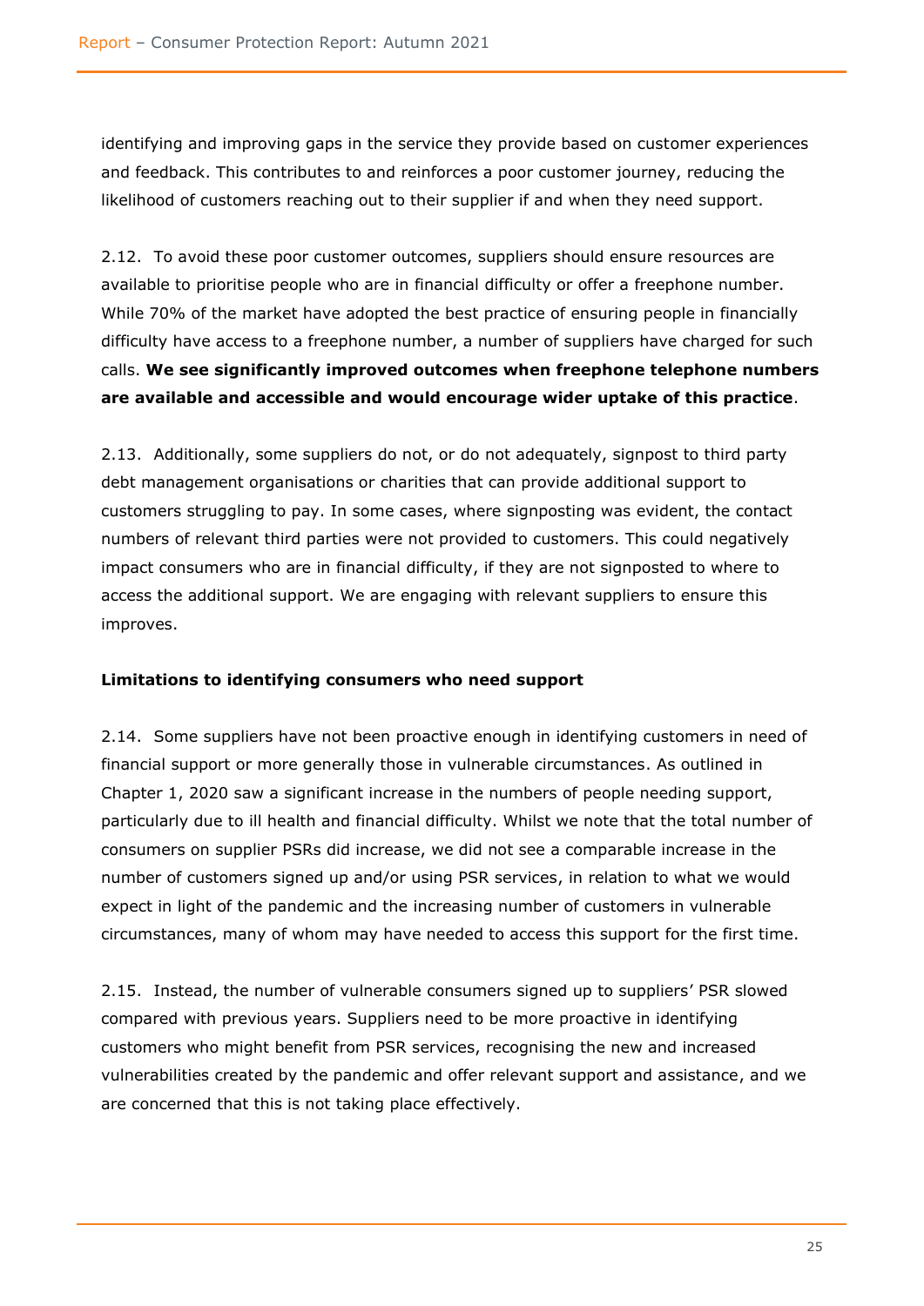identifying and improving gaps in the service they provide based on customer experiences and feedback. This contributes to and reinforces a poor customer journey, reducing the likelihood of customers reaching out to their supplier if and when they need support.

2.12. To avoid these poor customer outcomes, suppliers should ensure resources are available to prioritise people who are in financial difficulty or offer a freephone number. While 70% of the market have adopted the best practice of ensuring people in financially difficulty have access to a freephone number, a number of suppliers have charged for such calls. **We see significantly improved outcomes when freephone telephone numbers are available and accessible and would encourage wider uptake of this practice**.

2.13. Additionally, some suppliers do not, or do not adequately, signpost to third party debt management organisations or charities that can provide additional support to customers struggling to pay. In some cases, where signposting was evident, the contact numbers of relevant third parties were not provided to customers. This could negatively impact consumers who are in financial difficulty, if they are not signposted to where to access the additional support. We are engaging with relevant suppliers to ensure this improves.

**Limitations to identifying consumers who need support**

2.14. Some suppliers have not been proactive enough in identifying customers in need of financial support or more generally those in vulnerable circumstances. As outlined in Chapter 1, 2020 saw a significant increase in the numbers of people needing support, particularly due to ill health and financial difficulty. Whilst we note that the total number of consumers on supplier PSRs did increase, we did not see a comparable increase in the number of customers signed up and/or using PSR services, in relation to what we would expect in light of the pandemic and the increasing number of customers in vulnerable circumstances, many of whom may have needed to access this support for the first time.

2.15. Instead, the number of vulnerable consumers signed up to suppliers' PSR slowed compared with previous years. Suppliers need to be more proactive in identifying customers who might benefit from PSR services, recognising the new and increased vulnerabilities created by the pandemic and offer relevant support and assistance, and we are concerned that this is not taking place effectively.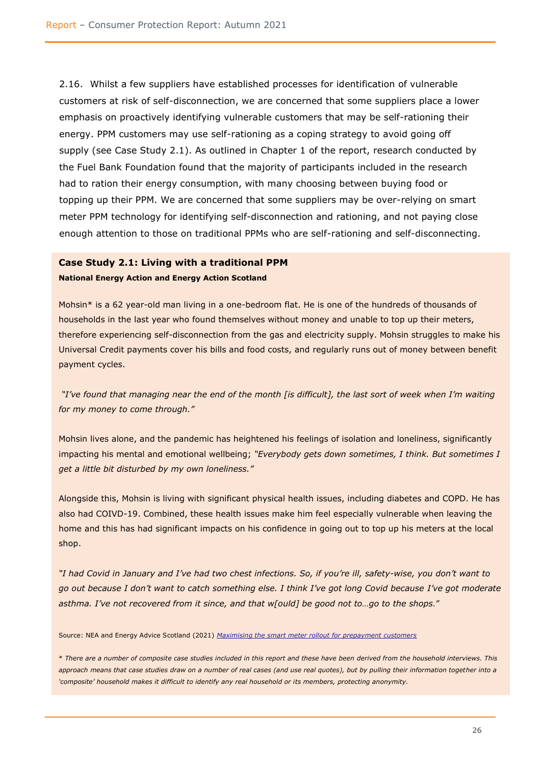2.16. Whilst a few suppliers have established processes for identification of vulnerable customers at risk of self-disconnection, we are concerned that some suppliers place a lower emphasis on proactively identifying vulnerable customers that may be self-rationing their energy. PPM customers may use self-rationing as a coping strategy to avoid going off supply (see Case Study 2.1). As outlined in Chapter 1 of the report, research conducted by the Fuel Bank Foundation found that the majority of participants included in the research had to ration their energy consumption, with many choosing between buying food or topping up their PPM. We are concerned that some suppliers may be over-relying on smart meter PPM technology for identifying self-disconnection and rationing, and not paying close enough attention to those on traditional PPMs who are self-rationing and self-disconnecting.

**Case Study 2.1: Living with a traditional PPM**

**National Energy Action and Energy Action Scotland**

Mohsin* is a 62 year-old man living in a one-bedroom flat. He is one of the hundreds of thousands of households in the last year who found themselves without money and unable to top up their meters, therefore experiencing self-disconnection from the gas and electricity supply. Mohsin struggles to make his Universal Credit payments cover his bills and food costs, and regularly runs out of money between benefit payment cycles.

*"I've found that managing near the end of the month [is difficult], the last sort of week when I'm waiting for my money to come through."*

Mohsin lives alone, and the pandemic has heightened his feelings of isolation and loneliness, significantly impacting his mental and emotional wellbeing; *"Everybody gets down sometimes, I think. But sometimes I get a little bit disturbed by my own loneliness."*

Alongside this, Mohsin is living with significant physical health issues, including diabetes and COPD. He has also had COIVD-19. Combined, these health issues make him feel especially vulnerable when leaving the home and this has had significant impacts on his confidence in going out to top up his meters at the local shop.

*"I had Covid in January and I've had two chest infections. So, if you're ill, safety-wise, you don't want to go out because I don't want to catch something else. I think I've got long Covid because I've got moderate asthma. I've not recovered from it since, and that w[ould] be good not to…go to the shops."*

Source: NEA and Energy Advice Scotland (2021) [Maximising the smart meter rollout for prepayment customers]()

*\* There are a number of composite case studies included in this report and these have been derived from the household interviews. This approach means that case studies draw on a number of real cases (and use real quotes), but by pulling their information together into a 'composite' household makes it difficult to identify any real household or its members, protecting anonymity.*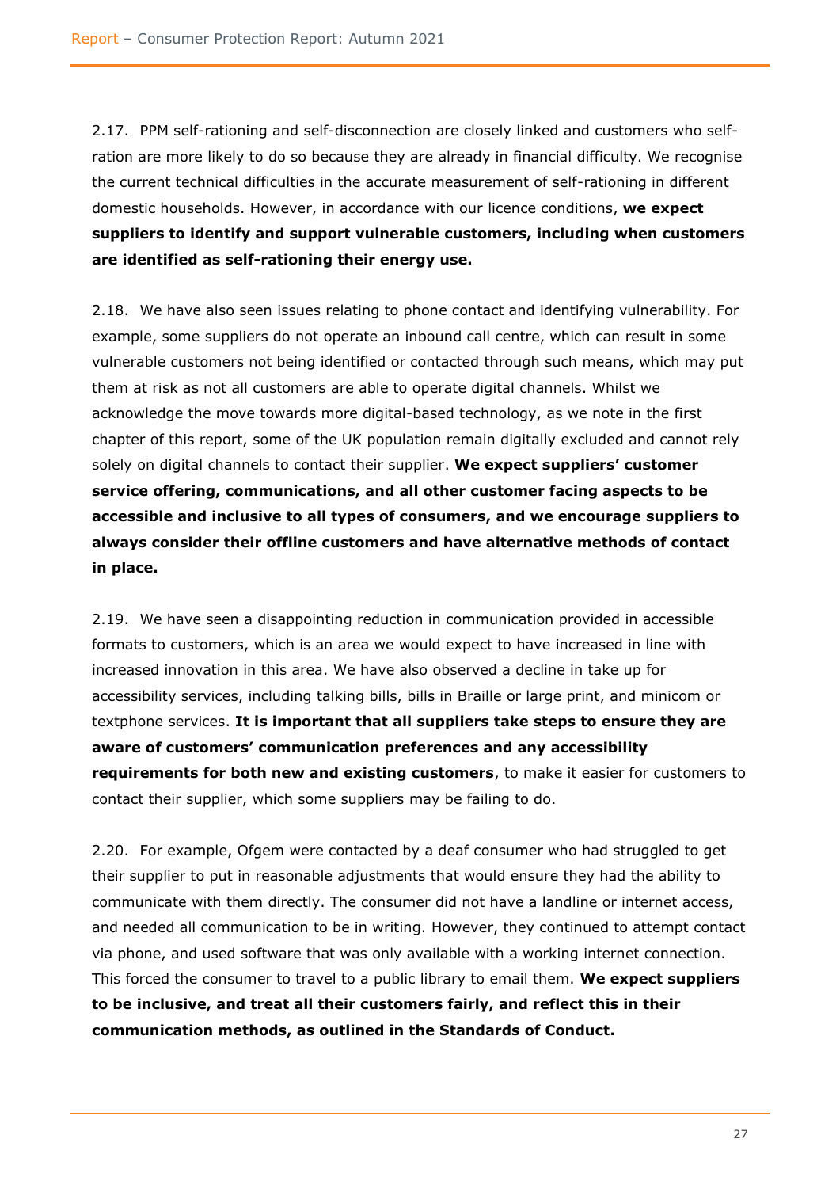2.17. PPM self-rationing and self-disconnection are closely linked and customers who self-ration are more likely to do so because they are already in financial difficulty. We recognise the current technical difficulties in the accurate measurement of self-rationing in different domestic households. However, in accordance with our licence conditions, **we expect suppliers to identify and support vulnerable customers, including when customers are identified as self-rationing their energy use.**

2.18. We have also seen issues relating to phone contact and identifying vulnerability. For example, some suppliers do not operate an inbound call centre, which can result in some vulnerable customers not being identified or contacted through such means, which may put them at risk as not all customers are able to operate digital channels. Whilst we acknowledge the move towards more digital-based technology, as we note in the first chapter of this report, some of the UK population remain digitally excluded and cannot rely solely on digital channels to contact their supplier. **We expect suppliers' customer service offering, communications, and all other customer facing aspects to be accessible and inclusive to all types of consumers, and we encourage suppliers to always consider their offline customers and have alternative methods of contact in place.**

2.19. We have seen a disappointing reduction in communication provided in accessible formats to customers, which is an area we would expect to have increased in line with increased innovation in this area. We have also observed a decline in take up for accessibility services, including talking bills, bills in Braille or large print, and minicom or textphone services. **It is important that all suppliers take steps to ensure they are aware of customers' communication preferences and any accessibility requirements for both new and existing customers**, to make it easier for customers to contact their supplier, which some suppliers may be failing to do.

2.20. For example, Ofgem were contacted by a deaf consumer who had struggled to get their supplier to put in reasonable adjustments that would ensure they had the ability to communicate with them directly. The consumer did not have a landline or internet access, and needed all communication to be in writing. However, they continued to attempt contact via phone, and used software that was only available with a working internet connection. This forced the consumer to travel to a public library to email them. **We expect suppliers to be inclusive, and treat all their customers fairly, and reflect this in their communication methods, as outlined in the Standards of Conduct.**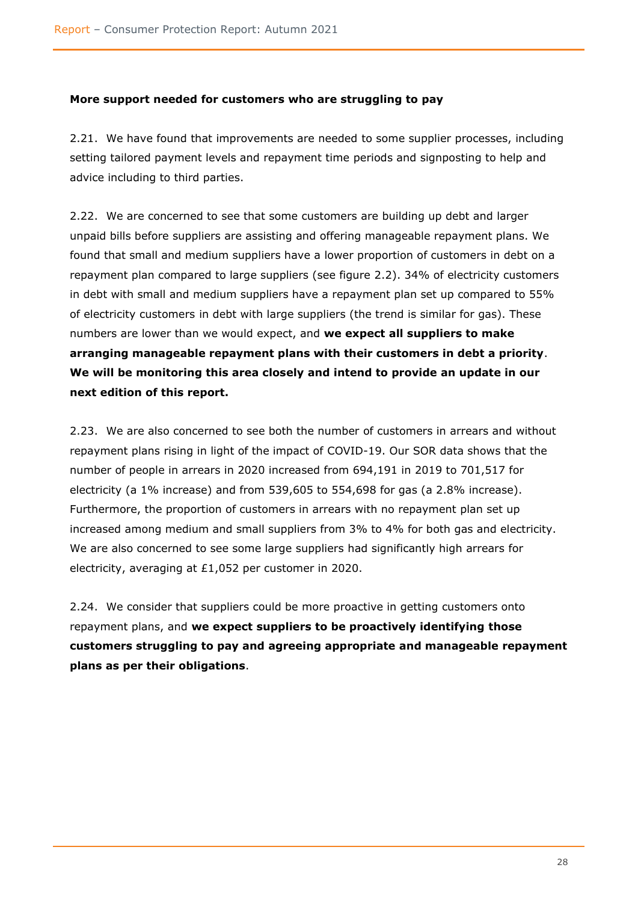**More support needed for customers who are struggling to pay**

2.21. We have found that improvements are needed to some supplier processes, including setting tailored payment levels and repayment time periods and signposting to help and advice including to third parties.

2.22. We are concerned to see that some customers are building up debt and larger unpaid bills before suppliers are assisting and offering manageable repayment plans. We found that small and medium suppliers have a lower proportion of customers in debt on a repayment plan compared to large suppliers (see figure 2.2). 34% of electricity customers in debt with small and medium suppliers have a repayment plan set up compared to 55% of electricity customers in debt with large suppliers (the trend is similar for gas). These numbers are lower than we would expect, and **we expect all suppliers to make arranging manageable repayment plans with their customers in debt a priority**. **We will be monitoring this area closely and intend to provide an update in our next edition of this report.**

2.23. We are also concerned to see both the number of customers in arrears and without repayment plans rising in light of the impact of COVID-19. Our SOR data shows that the number of people in arrears in 2020 increased from 694,191 in 2019 to 701,517 for electricity (a 1% increase) and from 539,605 to 554,698 for gas (a 2.8% increase). Furthermore, the proportion of customers in arrears with no repayment plan set up increased among medium and small suppliers from 3% to 4% for both gas and electricity. We are also concerned to see some large suppliers had significantly high arrears for electricity, averaging at £1,052 per customer in 2020.

2.24. We consider that suppliers could be more proactive in getting customers onto repayment plans, and **we expect suppliers to be proactively identifying those customers struggling to pay and agreeing appropriate and manageable repayment plans as per their obligations**.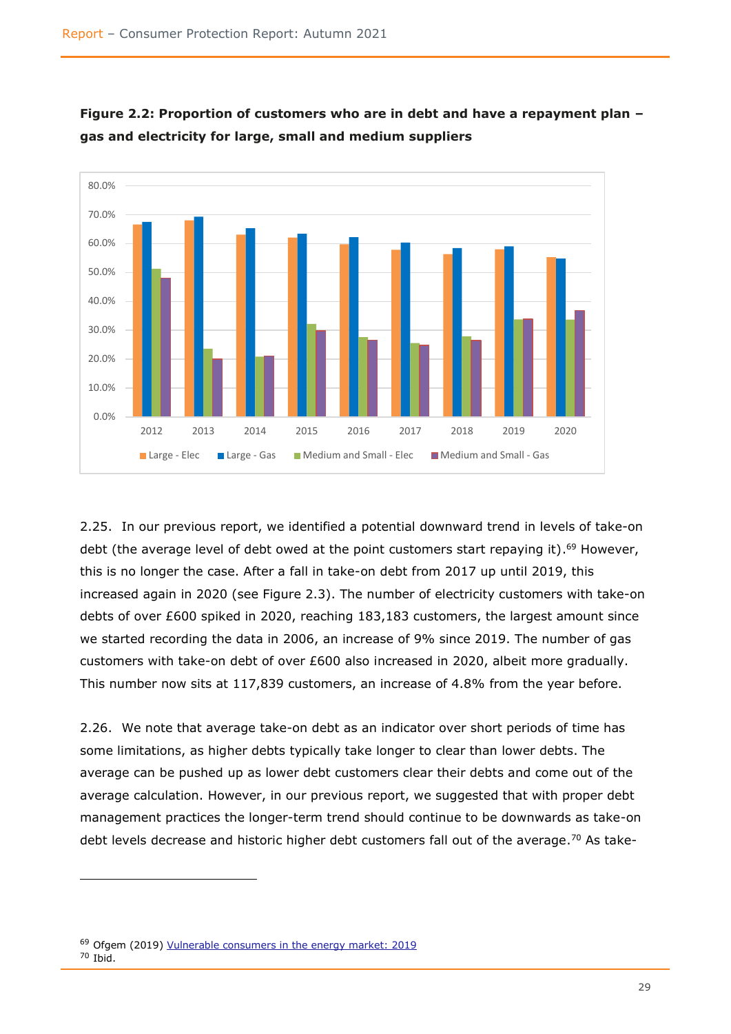**Figure 2.2: Proportion of customers who are in debt and have a repayment plan – gas and electricity for large, small and medium suppliers**

2.25. In our previous report, we identified a potential downward trend in levels of take-on debt (the average level of debt owed at the point customers start repaying it).[69] However, this is no longer the case. After a fall in take-on debt from 2017 up until 2019, this increased again in 2020 (see Figure 2.3). The number of electricity customers with take-on debts of over £600 spiked in 2020, reaching 183,183 customers, the largest amount since we started recording the data in 2006, an increase of 9% since 2019. The number of gas customers with take-on debt of over £600 also increased in 2020, albeit more gradually. This number now sits at 117,839 customers, an increase of 4.8% from the year before.

2.26. We note that average take-on debt as an indicator over short periods of time has some limitations, as higher debts typically take longer to clear than lower debts. The average can be pushed up as lower debt customers clear their debts and come out of the average calculation. However, in our previous report, we suggested that with proper debt management practices the longer-term trend should continue to be downwards as take-on debt levels decrease and historic higher debt customers fall out of the average.[70] As take-

[69] Ofgem (2019) Vulnerable consumers in the energy market: 2019
[70] Ibid.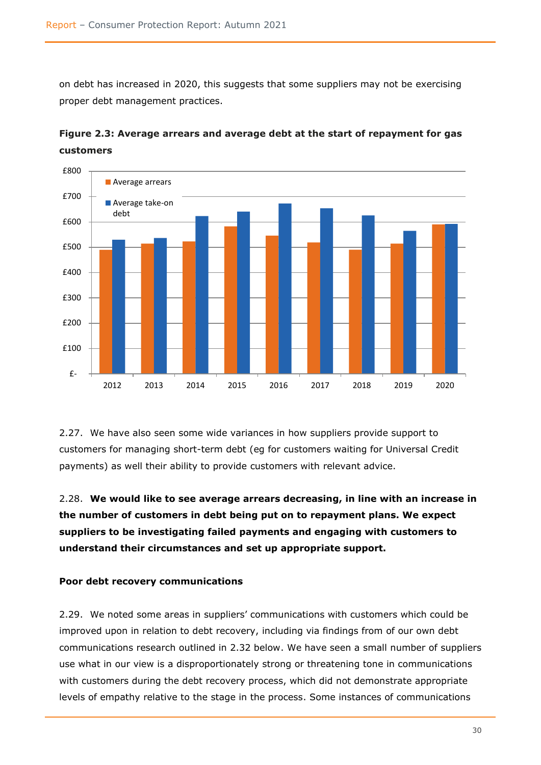on debt has increased in 2020, this suggests that some suppliers may not be exercising proper debt management practices.

**Figure 2.3: Average arrears and average debt at the start of repayment for gas customers**

2.27. We have also seen some wide variances in how suppliers provide support to customers for managing short-term debt (eg for customers waiting for Universal Credit payments) as well their ability to provide customers with relevant advice.

2.28. **We would like to see average arrears decreasing, in line with an increase in the number of customers in debt being put on to repayment plans. We expect suppliers to be investigating failed payments and engaging with customers to understand their circumstances and set up appropriate support.**

**Poor debt recovery communications**

2.29. We noted some areas in suppliers' communications with customers which could be improved upon in relation to debt recovery, including via findings from of our own debt communications research outlined in 2.32 below. We have seen a small number of suppliers use what in our view is a disproportionately strong or threatening tone in communications with customers during the debt recovery process, which did not demonstrate appropriate levels of empathy relative to the stage in the process. Some instances of communications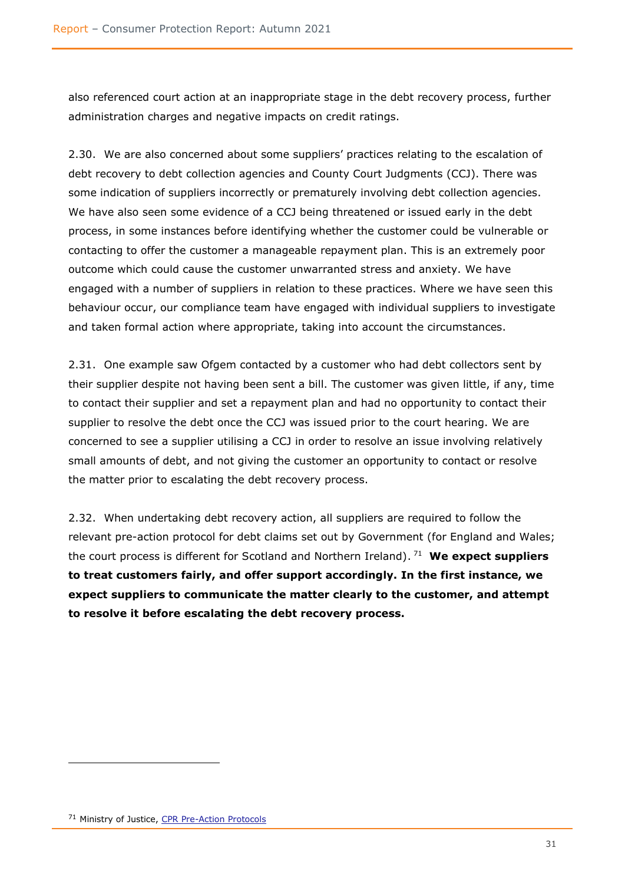also referenced court action at an inappropriate stage in the debt recovery process, further administration charges and negative impacts on credit ratings.

2.30. We are also concerned about some suppliers' practices relating to the escalation of debt recovery to debt collection agencies and County Court Judgments (CCJ). There was some indication of suppliers incorrectly or prematurely involving debt collection agencies. We have also seen some evidence of a CCJ being threatened or issued early in the debt process, in some instances before identifying whether the customer could be vulnerable or contacting to offer the customer a manageable repayment plan. This is an extremely poor outcome which could cause the customer unwarranted stress and anxiety. We have engaged with a number of suppliers in relation to these practices. Where we have seen this behaviour occur, our compliance team have engaged with individual suppliers to investigate and taken formal action where appropriate, taking into account the circumstances.

2.31. One example saw Ofgem contacted by a customer who had debt collectors sent by their supplier despite not having been sent a bill. The customer was given little, if any, time to contact their supplier and set a repayment plan and had no opportunity to contact their supplier to resolve the debt once the CCJ was issued prior to the court hearing. We are concerned to see a supplier utilising a CCJ in order to resolve an issue involving relatively small amounts of debt, and not giving the customer an opportunity to contact or resolve the matter prior to escalating the debt recovery process.

2.32. When undertaking debt recovery action, all suppliers are required to follow the relevant pre-action protocol for debt claims set out by Government (for England and Wales; the court process is different for Scotland and Northern Ireland).[71] **We expect suppliers to treat customers fairly, and offer support accordingly. In the first instance, we expect suppliers to communicate the matter clearly to the customer, and attempt to resolve it before escalating the debt recovery process.**

---

[71] Ministry of Justice, CPR Pre-Action Protocols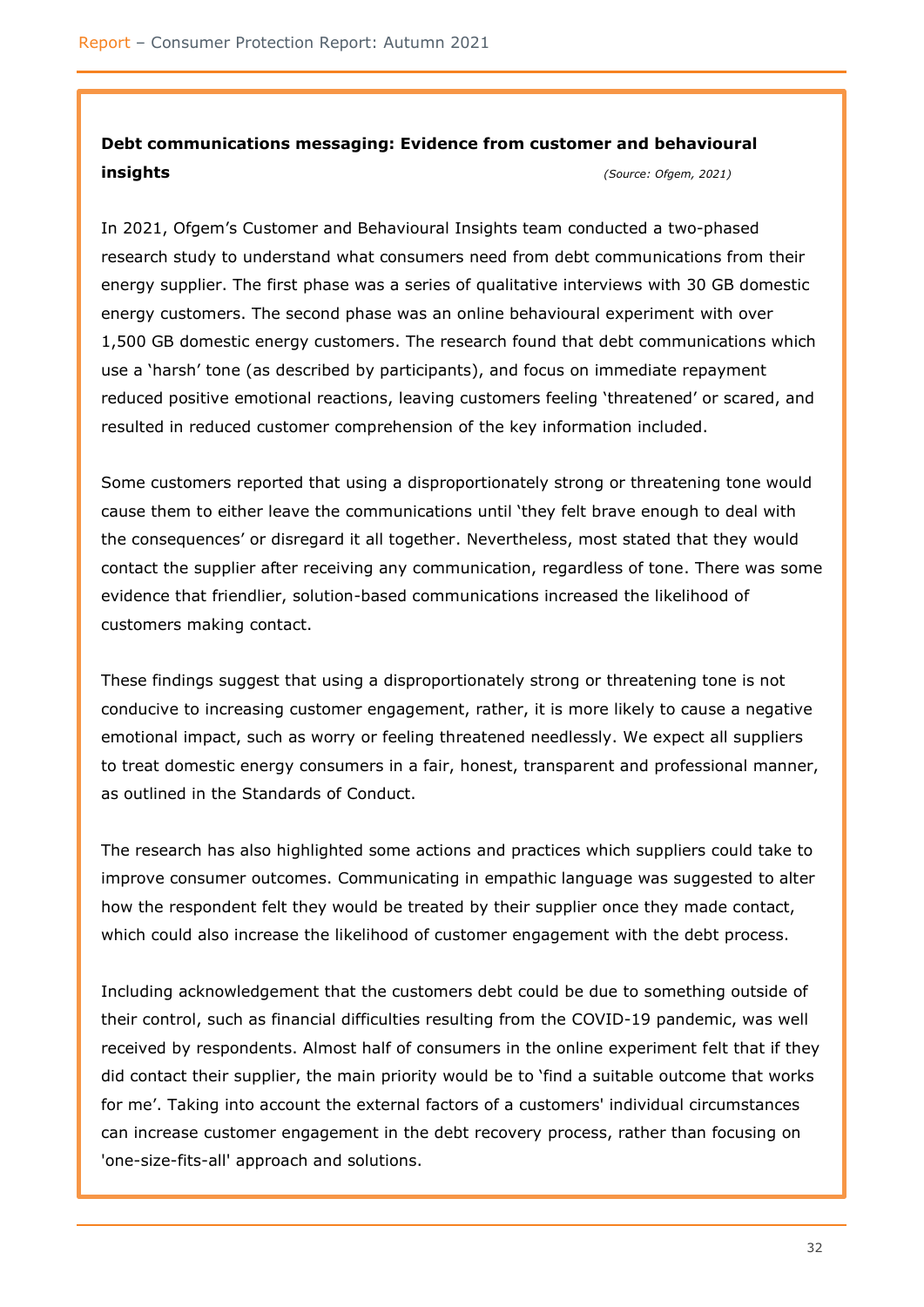**Debt communications messaging: Evidence from customer and behavioural insights** *(Source: Ofgem, 2021)*

In 2021, Ofgem's Customer and Behavioural Insights team conducted a two-phased research study to understand what consumers need from debt communications from their energy supplier. The first phase was a series of qualitative interviews with 30 GB domestic energy customers. The second phase was an online behavioural experiment with over 1,500 GB domestic energy customers. The research found that debt communications which use a 'harsh' tone (as described by participants), and focus on immediate repayment reduced positive emotional reactions, leaving customers feeling 'threatened' or scared, and resulted in reduced customer comprehension of the key information included.

Some customers reported that using a disproportionately strong or threatening tone would cause them to either leave the communications until 'they felt brave enough to deal with the consequences' or disregard it all together. Nevertheless, most stated that they would contact the supplier after receiving any communication, regardless of tone. There was some evidence that friendlier, solution-based communications increased the likelihood of customers making contact.

These findings suggest that using a disproportionately strong or threatening tone is not conducive to increasing customer engagement, rather, it is more likely to cause a negative emotional impact, such as worry or feeling threatened needlessly. We expect all suppliers to treat domestic energy consumers in a fair, honest, transparent and professional manner, as outlined in the Standards of Conduct.

The research has also highlighted some actions and practices which suppliers could take to improve consumer outcomes. Communicating in empathic language was suggested to alter how the respondent felt they would be treated by their supplier once they made contact, which could also increase the likelihood of customer engagement with the debt process.

Including acknowledgement that the customers debt could be due to something outside of their control, such as financial difficulties resulting from the COVID-19 pandemic, was well received by respondents. Almost half of consumers in the online experiment felt that if they did contact their supplier, the main priority would be to 'find a suitable outcome that works for me'. Taking into account the external factors of a customers' individual circumstances can increase customer engagement in the debt recovery process, rather than focusing on 'one-size-fits-all' approach and solutions.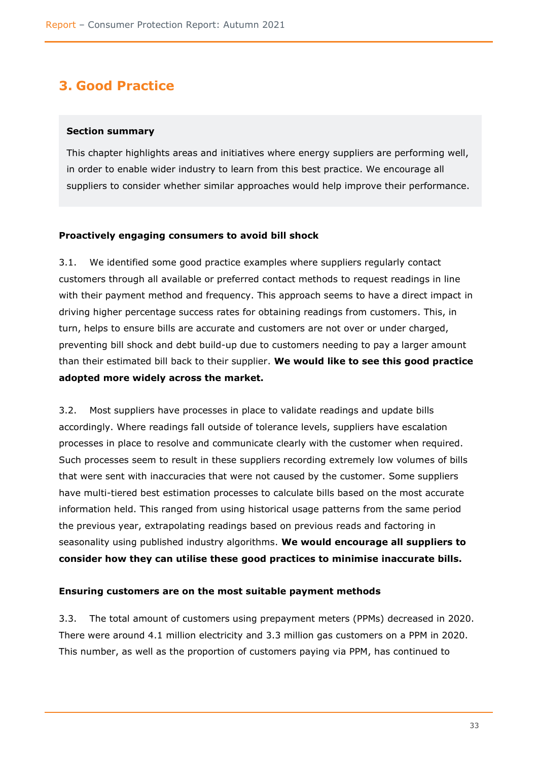## 3. Good Practice

**Section summary**

This chapter highlights areas and initiatives where energy suppliers are performing well, in order to enable wider industry to learn from this best practice. We encourage all suppliers to consider whether similar approaches would help improve their performance.

**Proactively engaging consumers to avoid bill shock**

3.1. We identified some good practice examples where suppliers regularly contact customers through all available or preferred contact methods to request readings in line with their payment method and frequency. This approach seems to have a direct impact in driving higher percentage success rates for obtaining readings from customers. This, in turn, helps to ensure bills are accurate and customers are not over or under charged, preventing bill shock and debt build-up due to customers needing to pay a larger amount than their estimated bill back to their supplier. **We would like to see this good practice adopted more widely across the market.**

3.2. Most suppliers have processes in place to validate readings and update bills accordingly. Where readings fall outside of tolerance levels, suppliers have escalation processes in place to resolve and communicate clearly with the customer when required. Such processes seem to result in these suppliers recording extremely low volumes of bills that were sent with inaccuracies that were not caused by the customer. Some suppliers have multi-tiered best estimation processes to calculate bills based on the most accurate information held. This ranged from using historical usage patterns from the same period the previous year, extrapolating readings based on previous reads and factoring in seasonality using published industry algorithms. **We would encourage all suppliers to consider how they can utilise these good practices to minimise inaccurate bills.**

**Ensuring customers are on the most suitable payment methods**

3.3. The total amount of customers using prepayment meters (PPMs) decreased in 2020. There were around 4.1 million electricity and 3.3 million gas customers on a PPM in 2020. This number, as well as the proportion of customers paying via PPM, has continued to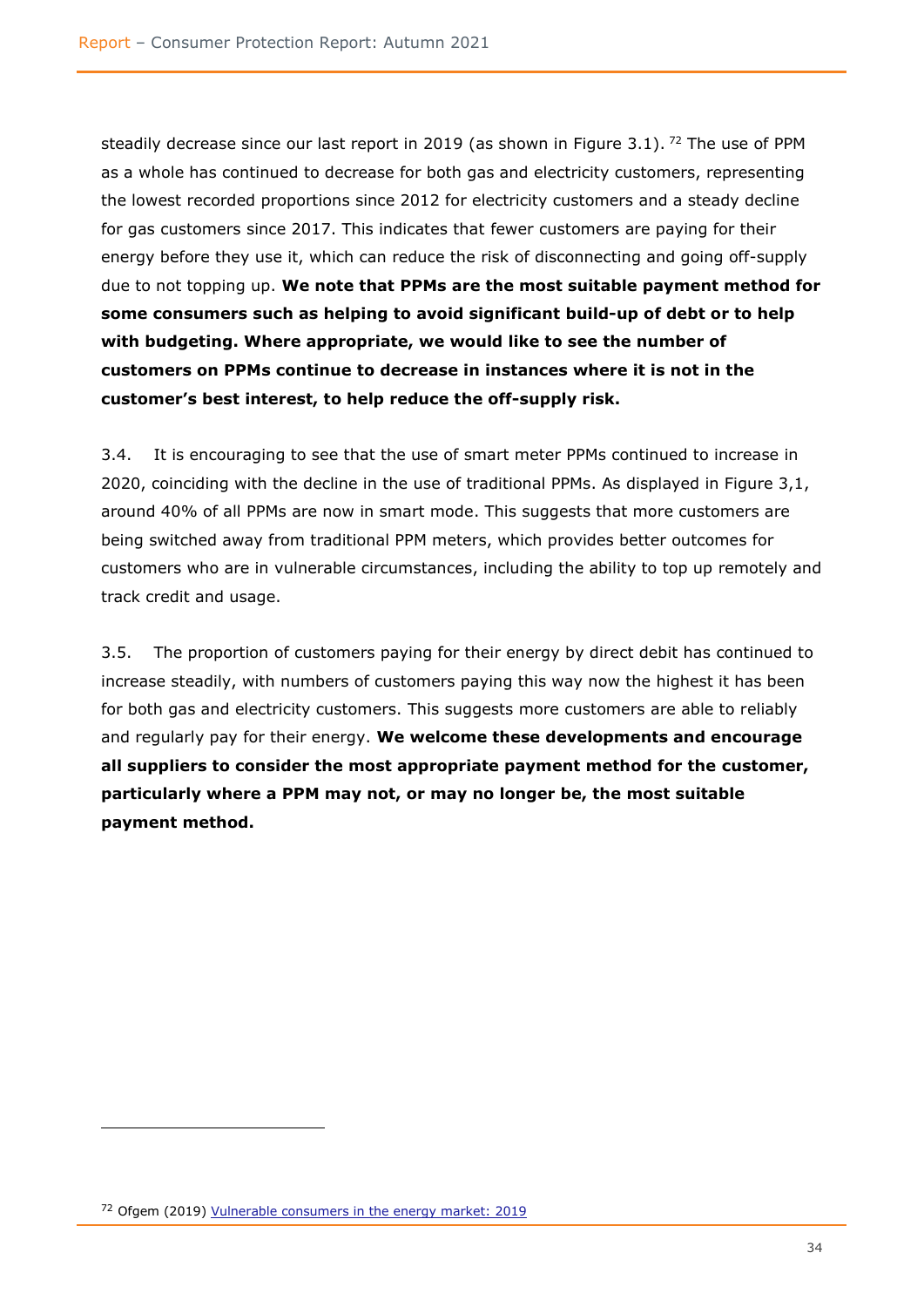steadily decrease since our last report in 2019 (as shown in Figure 3.1). [72] The use of PPM as a whole has continued to decrease for both gas and electricity customers, representing the lowest recorded proportions since 2012 for electricity customers and a steady decline for gas customers since 2017. This indicates that fewer customers are paying for their energy before they use it, which can reduce the risk of disconnecting and going off-supply due to not topping up. **We note that PPMs are the most suitable payment method for some consumers such as helping to avoid significant build-up of debt or to help with budgeting. Where appropriate, we would like to see the number of customers on PPMs continue to decrease in instances where it is not in the customer's best interest, to help reduce the off-supply risk.**

3.4. It is encouraging to see that the use of smart meter PPMs continued to increase in 2020, coinciding with the decline in the use of traditional PPMs. As displayed in Figure 3,1, around 40% of all PPMs are now in smart mode. This suggests that more customers are being switched away from traditional PPM meters, which provides better outcomes for customers who are in vulnerable circumstances, including the ability to top up remotely and track credit and usage.

3.5. The proportion of customers paying for their energy by direct debit has continued to increase steadily, with numbers of customers paying this way now the highest it has been for both gas and electricity customers. This suggests more customers are able to reliably and regularly pay for their energy. **We welcome these developments and encourage all suppliers to consider the most appropriate payment method for the customer, particularly where a PPM may not, or may no longer be, the most suitable payment method.**

---

[72] Ofgem (2019) Vulnerable consumers in the energy market: 2019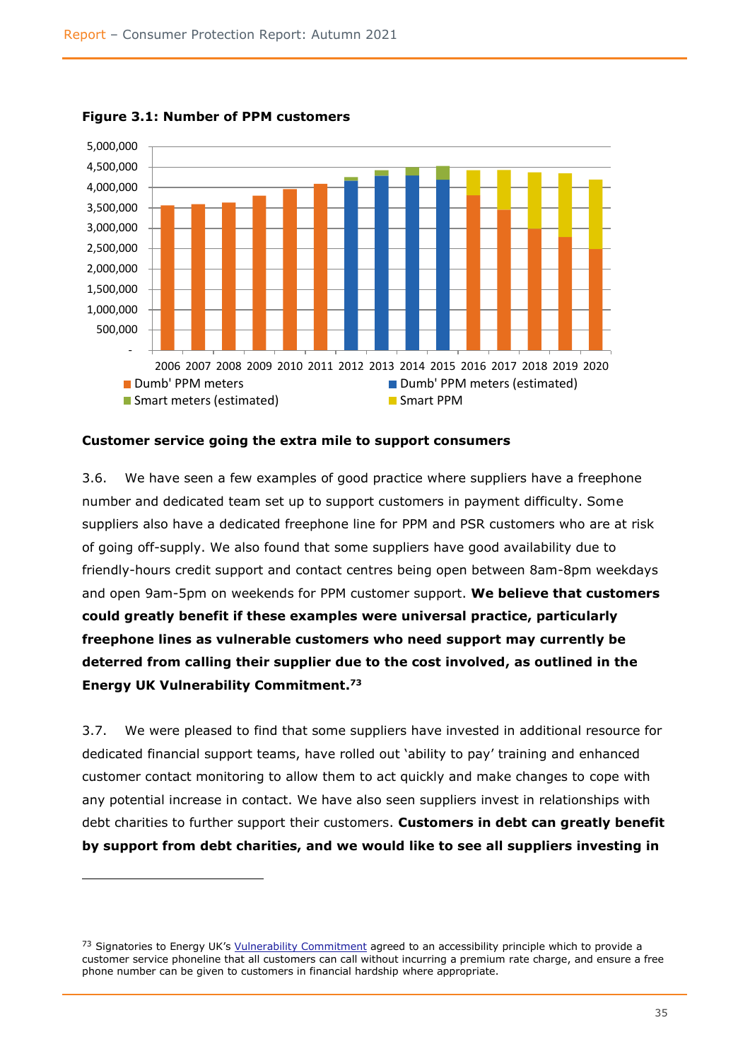**Figure 3.1: Number of PPM customers**

**Customer service going the extra mile to support consumers**

3.6. We have seen a few examples of good practice where suppliers have a freephone number and dedicated team set up to support customers in payment difficulty. Some suppliers also have a dedicated freephone line for PPM and PSR customers who are at risk of going off-supply. We also found that some suppliers have good availability due to friendly-hours credit support and contact centres being open between 8am-8pm weekdays and open 9am-5pm on weekends for PPM customer support. **We believe that customers could greatly benefit if these examples were universal practice, particularly freephone lines as vulnerable customers who need support may currently be deterred from calling their supplier due to the cost involved, as outlined in the Energy UK Vulnerability Commitment.**[73]

3.7. We were pleased to find that some suppliers have invested in additional resource for dedicated financial support teams, have rolled out 'ability to pay' training and enhanced customer contact monitoring to allow them to act quickly and make changes to cope with any potential increase in contact. We have also seen suppliers invest in relationships with debt charities to further support their customers. **Customers in debt can greatly benefit by support from debt charities, and we would like to see all suppliers investing in**

---

[73] Signatories to Energy UK's Vulnerability Commitment agreed to an accessibility principle which to provide a customer service phoneline that all customers can call without incurring a premium rate charge, and ensure a free phone number can be given to customers in financial hardship where appropriate.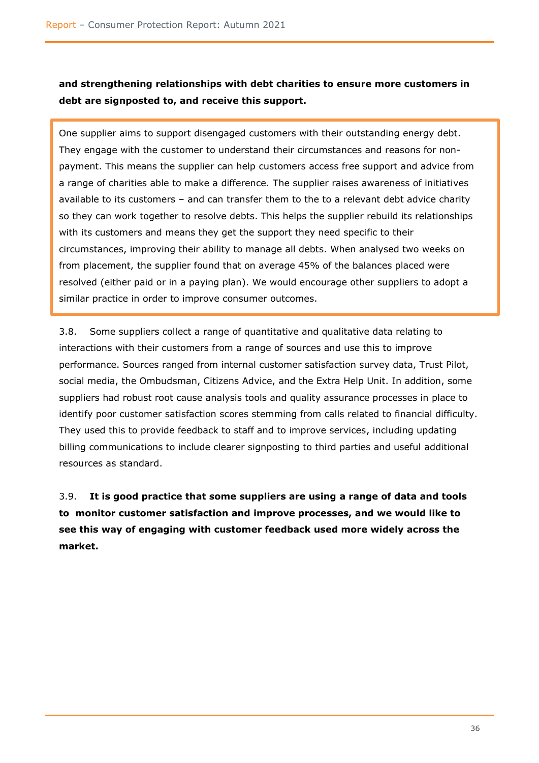**and strengthening relationships with debt charities to ensure more customers in debt are signposted to, and receive this support.**

> One supplier aims to support disengaged customers with their outstanding energy debt. They engage with the customer to understand their circumstances and reasons for non-payment. This means the supplier can help customers access free support and advice from a range of charities able to make a difference. The supplier raises awareness of initiatives available to its customers – and can transfer them to the to a relevant debt advice charity so they can work together to resolve debts. This helps the supplier rebuild its relationships with its customers and means they get the support they need specific to their circumstances, improving their ability to manage all debts. When analysed two weeks on from placement, the supplier found that on average 45% of the balances placed were resolved (either paid or in a paying plan). We would encourage other suppliers to adopt a similar practice in order to improve consumer outcomes.

3.8. Some suppliers collect a range of quantitative and qualitative data relating to interactions with their customers from a range of sources and use this to improve performance. Sources ranged from internal customer satisfaction survey data, Trust Pilot, social media, the Ombudsman, Citizens Advice, and the Extra Help Unit. In addition, some suppliers had robust root cause analysis tools and quality assurance processes in place to identify poor customer satisfaction scores stemming from calls related to financial difficulty. They used this to provide feedback to staff and to improve services, including updating billing communications to include clearer signposting to third parties and useful additional resources as standard.

3.9. **It is good practice that some suppliers are using a range of data and tools to monitor customer satisfaction and improve processes, and we would like to see this way of engaging with customer feedback used more widely across the market.**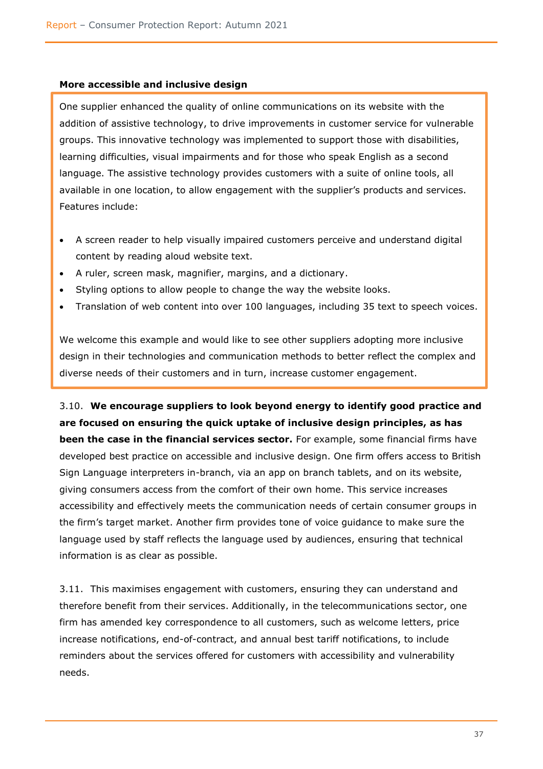**More accessible and inclusive design**

One supplier enhanced the quality of online communications on its website with the addition of assistive technology, to drive improvements in customer service for vulnerable groups. This innovative technology was implemented to support those with disabilities, learning difficulties, visual impairments and for those who speak English as a second language. The assistive technology provides customers with a suite of online tools, all available in one location, to allow engagement with the supplier's products and services. Features include:

- A screen reader to help visually impaired customers perceive and understand digital content by reading aloud website text.
- A ruler, screen mask, magnifier, margins, and a dictionary.
- Styling options to allow people to change the way the website looks.
- Translation of web content into over 100 languages, including 35 text to speech voices.

We welcome this example and would like to see other suppliers adopting more inclusive design in their technologies and communication methods to better reflect the complex and diverse needs of their customers and in turn, increase customer engagement.

3.10. **We encourage suppliers to look beyond energy to identify good practice and are focused on ensuring the quick uptake of inclusive design principles, as has been the case in the financial services sector.** For example, some financial firms have developed best practice on accessible and inclusive design. One firm offers access to British Sign Language interpreters in-branch, via an app on branch tablets, and on its website, giving consumers access from the comfort of their own home. This service increases accessibility and effectively meets the communication needs of certain consumer groups in the firm's target market. Another firm provides tone of voice guidance to make sure the language used by staff reflects the language used by audiences, ensuring that technical information is as clear as possible.

3.11. This maximises engagement with customers, ensuring they can understand and therefore benefit from their services. Additionally, in the telecommunications sector, one firm has amended key correspondence to all customers, such as welcome letters, price increase notifications, end-of-contract, and annual best tariff notifications, to include reminders about the services offered for customers with accessibility and vulnerability needs.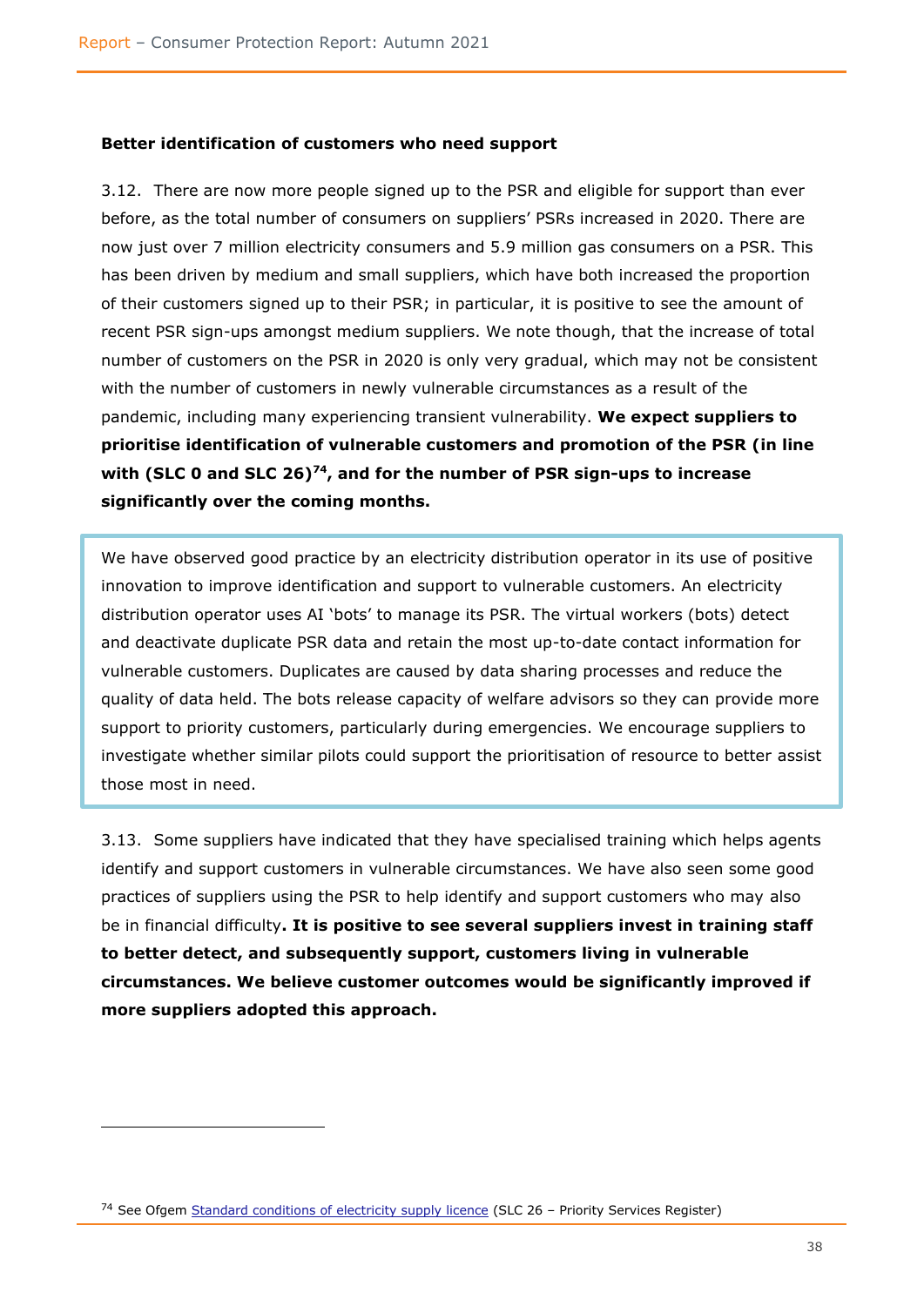**Better identification of customers who need support**

3.12. There are now more people signed up to the PSR and eligible for support than ever before, as the total number of consumers on suppliers' PSRs increased in 2020. There are now just over 7 million electricity consumers and 5.9 million gas consumers on a PSR. This has been driven by medium and small suppliers, which have both increased the proportion of their customers signed up to their PSR; in particular, it is positive to see the amount of recent PSR sign-ups amongst medium suppliers. We note though, that the increase of total number of customers on the PSR in 2020 is only very gradual, which may not be consistent with the number of customers in newly vulnerable circumstances as a result of the pandemic, including many experiencing transient vulnerability. **We expect suppliers to prioritise identification of vulnerable customers and promotion of the PSR (in line with (SLC 0 and SLC 26)[74], and for the number of PSR sign-ups to increase significantly over the coming months.**

> We have observed good practice by an electricity distribution operator in its use of positive innovation to improve identification and support to vulnerable customers. An electricity distribution operator uses AI 'bots' to manage its PSR. The virtual workers (bots) detect and deactivate duplicate PSR data and retain the most up-to-date contact information for vulnerable customers. Duplicates are caused by data sharing processes and reduce the quality of data held. The bots release capacity of welfare advisors so they can provide more support to priority customers, particularly during emergencies. We encourage suppliers to investigate whether similar pilots could support the prioritisation of resource to better assist those most in need.

3.13. Some suppliers have indicated that they have specialised training which helps agents identify and support customers in vulnerable circumstances. We have also seen some good practices of suppliers using the PSR to help identify and support customers who may also be in financial difficulty**. It is positive to see several suppliers invest in training staff to better detect, and subsequently support, customers living in vulnerable circumstances. We believe customer outcomes would be significantly improved if more suppliers adopted this approach.**

[74] See Ofgem Standard conditions of electricity supply licence (SLC 26 – Priority Services Register)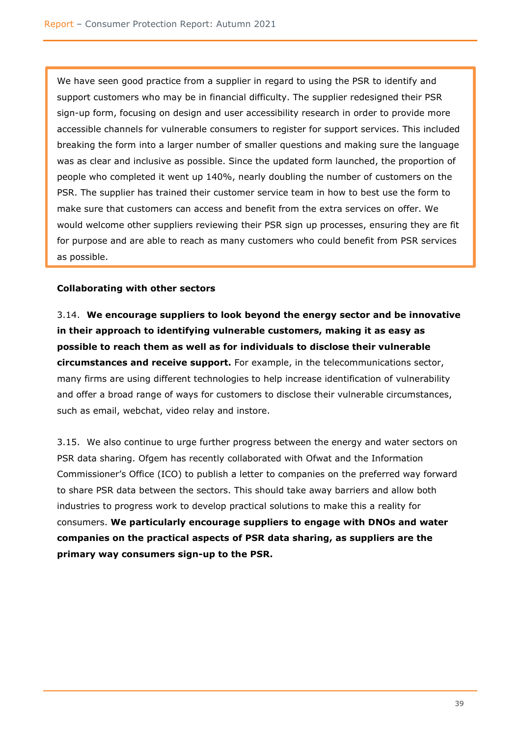> We have seen good practice from a supplier in regard to using the PSR to identify and support customers who may be in financial difficulty. The supplier redesigned their PSR sign-up form, focusing on design and user accessibility research in order to provide more accessible channels for vulnerable consumers to register for support services. This included breaking the form into a larger number of smaller questions and making sure the language was as clear and inclusive as possible. Since the updated form launched, the proportion of people who completed it went up 140%, nearly doubling the number of customers on the PSR. The supplier has trained their customer service team in how to best use the form to make sure that customers can access and benefit from the extra services on offer. We would welcome other suppliers reviewing their PSR sign up processes, ensuring they are fit for purpose and are able to reach as many customers who could benefit from PSR services as possible.

### Collaborating with other sectors

3.14. **We encourage suppliers to look beyond the energy sector and be innovative in their approach to identifying vulnerable customers, making it as easy as possible to reach them as well as for individuals to disclose their vulnerable circumstances and receive support.** For example, in the telecommunications sector, many firms are using different technologies to help increase identification of vulnerability and offer a broad range of ways for customers to disclose their vulnerable circumstances, such as email, webchat, video relay and instore.

3.15. We also continue to urge further progress between the energy and water sectors on PSR data sharing. Ofgem has recently collaborated with Ofwat and the Information Commissioner's Office (ICO) to publish a letter to companies on the preferred way forward to share PSR data between the sectors. This should take away barriers and allow both industries to progress work to develop practical solutions to make this a reality for consumers. **We particularly encourage suppliers to engage with DNOs and water companies on the practical aspects of PSR data sharing, as suppliers are the primary way consumers sign-up to the PSR.**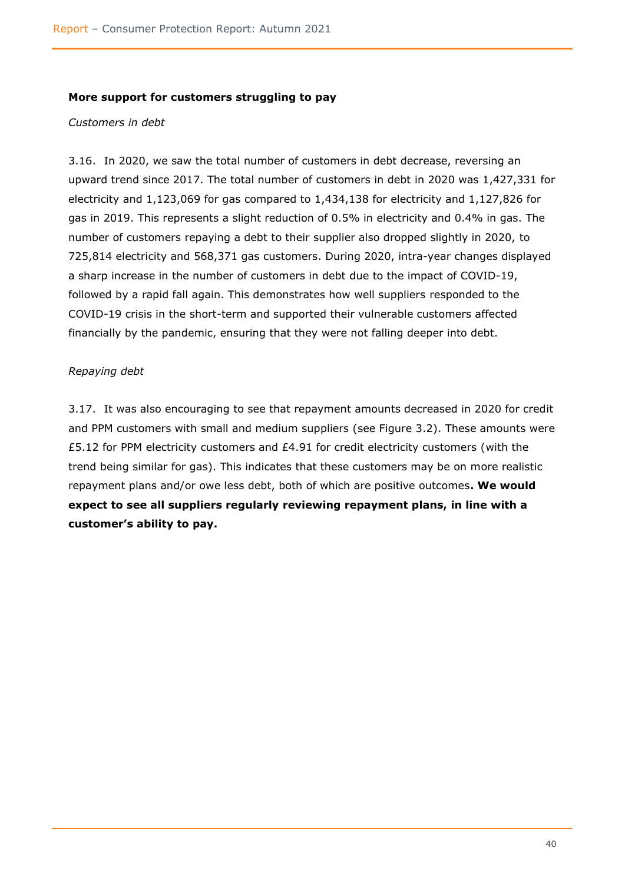**More support for customers struggling to pay**

*Customers in debt*

3.16. In 2020, we saw the total number of customers in debt decrease, reversing an upward trend since 2017. The total number of customers in debt in 2020 was 1,427,331 for electricity and 1,123,069 for gas compared to 1,434,138 for electricity and 1,127,826 for gas in 2019. This represents a slight reduction of 0.5% in electricity and 0.4% in gas. The number of customers repaying a debt to their supplier also dropped slightly in 2020, to 725,814 electricity and 568,371 gas customers. During 2020, intra-year changes displayed a sharp increase in the number of customers in debt due to the impact of COVID-19, followed by a rapid fall again. This demonstrates how well suppliers responded to the COVID-19 crisis in the short-term and supported their vulnerable customers affected financially by the pandemic, ensuring that they were not falling deeper into debt.

*Repaying debt*

3.17. It was also encouraging to see that repayment amounts decreased in 2020 for credit and PPM customers with small and medium suppliers (see Figure 3.2). These amounts were £5.12 for PPM electricity customers and £4.91 for credit electricity customers (with the trend being similar for gas). This indicates that these customers may be on more realistic repayment plans and/or owe less debt, both of which are positive outcomes**. We would expect to see all suppliers regularly reviewing repayment plans, in line with a customer's ability to pay.**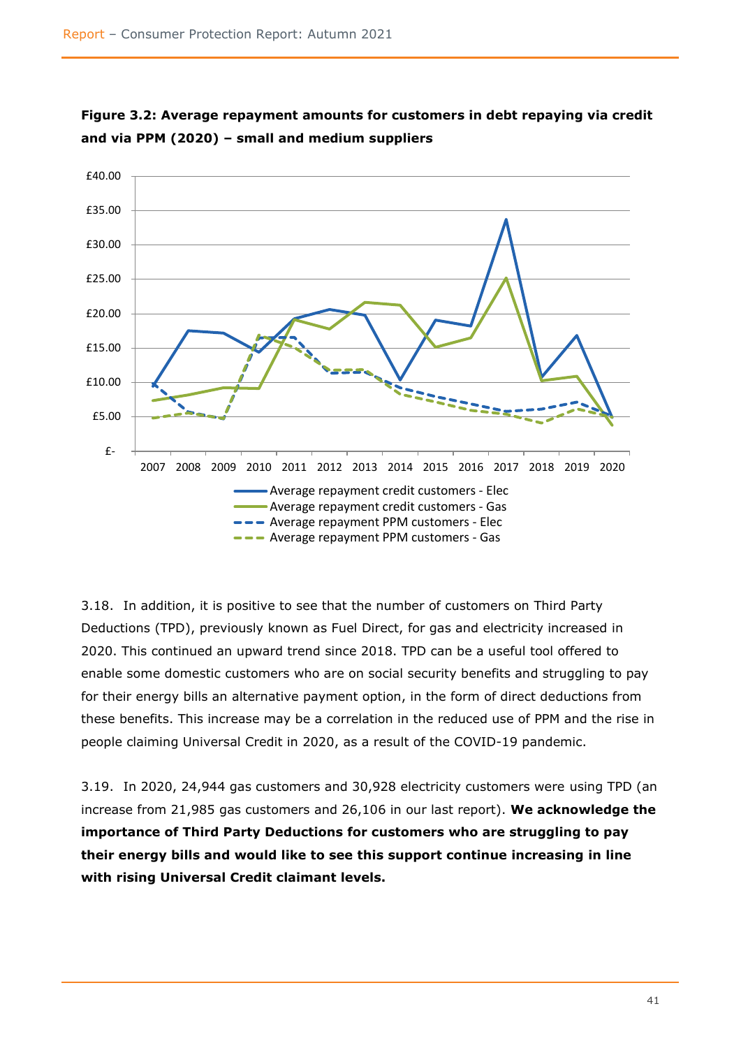**Figure 3.2: Average repayment amounts for customers in debt repaying via credit and via PPM (2020) – small and medium suppliers**

3.18. In addition, it is positive to see that the number of customers on Third Party Deductions (TPD), previously known as Fuel Direct, for gas and electricity increased in 2020. This continued an upward trend since 2018. TPD can be a useful tool offered to enable some domestic customers who are on social security benefits and struggling to pay for their energy bills an alternative payment option, in the form of direct deductions from these benefits. This increase may be a correlation in the reduced use of PPM and the rise in people claiming Universal Credit in 2020, as a result of the COVID-19 pandemic.

3.19. In 2020, 24,944 gas customers and 30,928 electricity customers were using TPD (an increase from 21,985 gas customers and 26,106 in our last report). **We acknowledge the importance of Third Party Deductions for customers who are struggling to pay their energy bills and would like to see this support continue increasing in line with rising Universal Credit claimant levels.**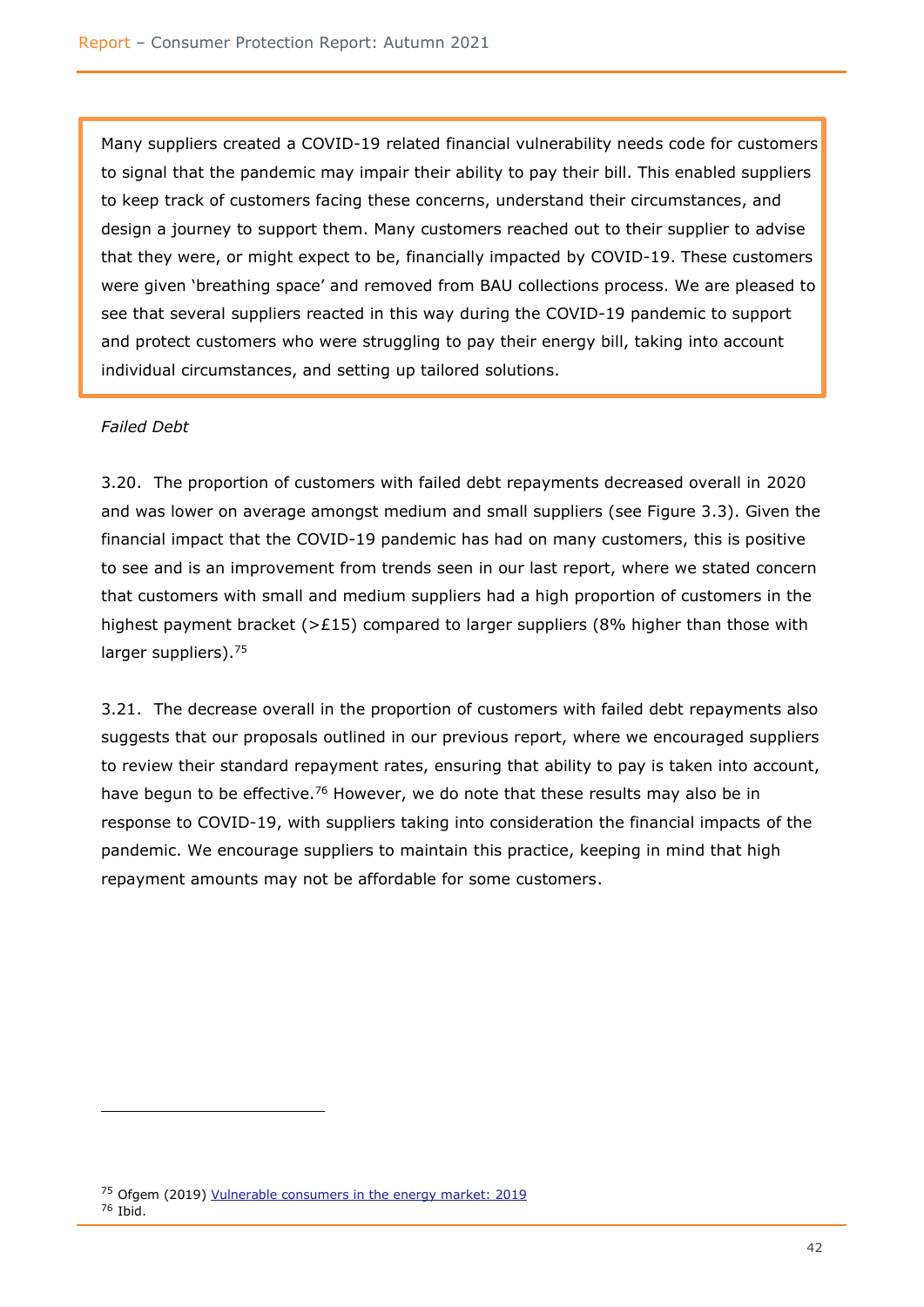> Many suppliers created a COVID-19 related financial vulnerability needs code for customers to signal that the pandemic may impair their ability to pay their bill. This enabled suppliers to keep track of customers facing these concerns, understand their circumstances, and design a journey to support them. Many customers reached out to their supplier to advise that they were, or might expect to be, financially impacted by COVID-19. These customers were given 'breathing space' and removed from BAU collections process. We are pleased to see that several suppliers reacted in this way during the COVID-19 pandemic to support and protect customers who were struggling to pay their energy bill, taking into account individual circumstances, and setting up tailored solutions.

*Failed Debt*

3.20. The proportion of customers with failed debt repayments decreased overall in 2020 and was lower on average amongst medium and small suppliers (see Figure 3.3). Given the financial impact that the COVID-19 pandemic has had on many customers, this is positive to see and is an improvement from trends seen in our last report, where we stated concern that customers with small and medium suppliers had a high proportion of customers in the highest payment bracket (>£15) compared to larger suppliers (8% higher than those with larger suppliers).[75]

3.21. The decrease overall in the proportion of customers with failed debt repayments also suggests that our proposals outlined in our previous report, where we encouraged suppliers to review their standard repayment rates, ensuring that ability to pay is taken into account, have begun to be effective.[76] However, we do note that these results may also be in response to COVID-19, with suppliers taking into consideration the financial impacts of the pandemic. We encourage suppliers to maintain this practice, keeping in mind that high repayment amounts may not be affordable for some customers.

---

[75] Ofgem (2019) Vulnerable consumers in the energy market: 2019

[76] Ibid.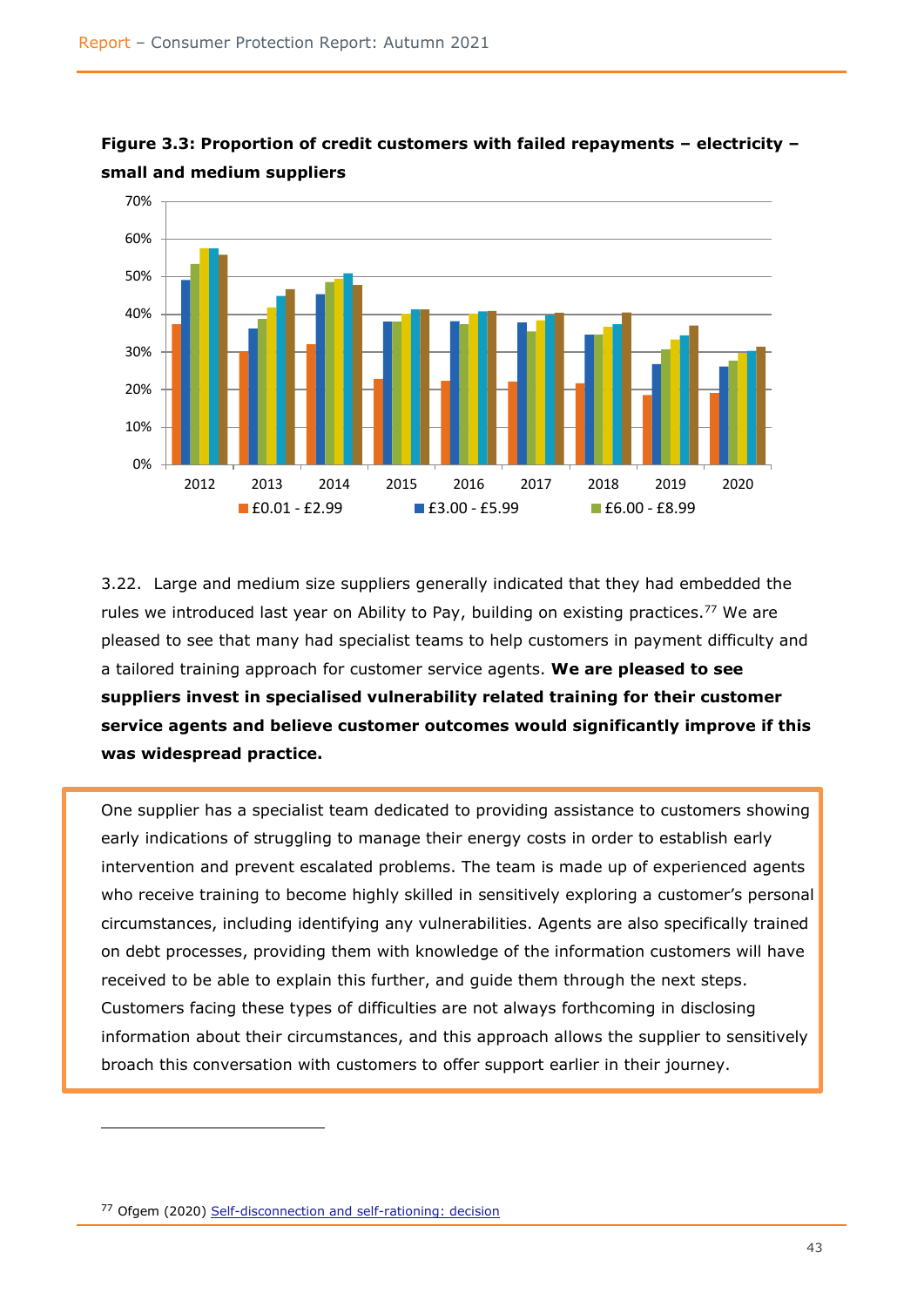**Figure 3.3: Proportion of credit customers with failed repayments – electricity – small and medium suppliers**

3.22. Large and medium size suppliers generally indicated that they had embedded the rules we introduced last year on Ability to Pay, building on existing practices.[77] We are pleased to see that many had specialist teams to help customers in payment difficulty and a tailored training approach for customer service agents. **We are pleased to see suppliers invest in specialised vulnerability related training for their customer service agents and believe customer outcomes would significantly improve if this was widespread practice.**

> One supplier has a specialist team dedicated to providing assistance to customers showing early indications of struggling to manage their energy costs in order to establish early intervention and prevent escalated problems. The team is made up of experienced agents who receive training to become highly skilled in sensitively exploring a customer's personal circumstances, including identifying any vulnerabilities. Agents are also specifically trained on debt processes, providing them with knowledge of the information customers will have received to be able to explain this further, and guide them through the next steps. Customers facing these types of difficulties are not always forthcoming in disclosing information about their circumstances, and this approach allows the supplier to sensitively broach this conversation with customers to offer support earlier in their journey.

[77] Ofgem (2020) Self-disconnection and self-rationing: decision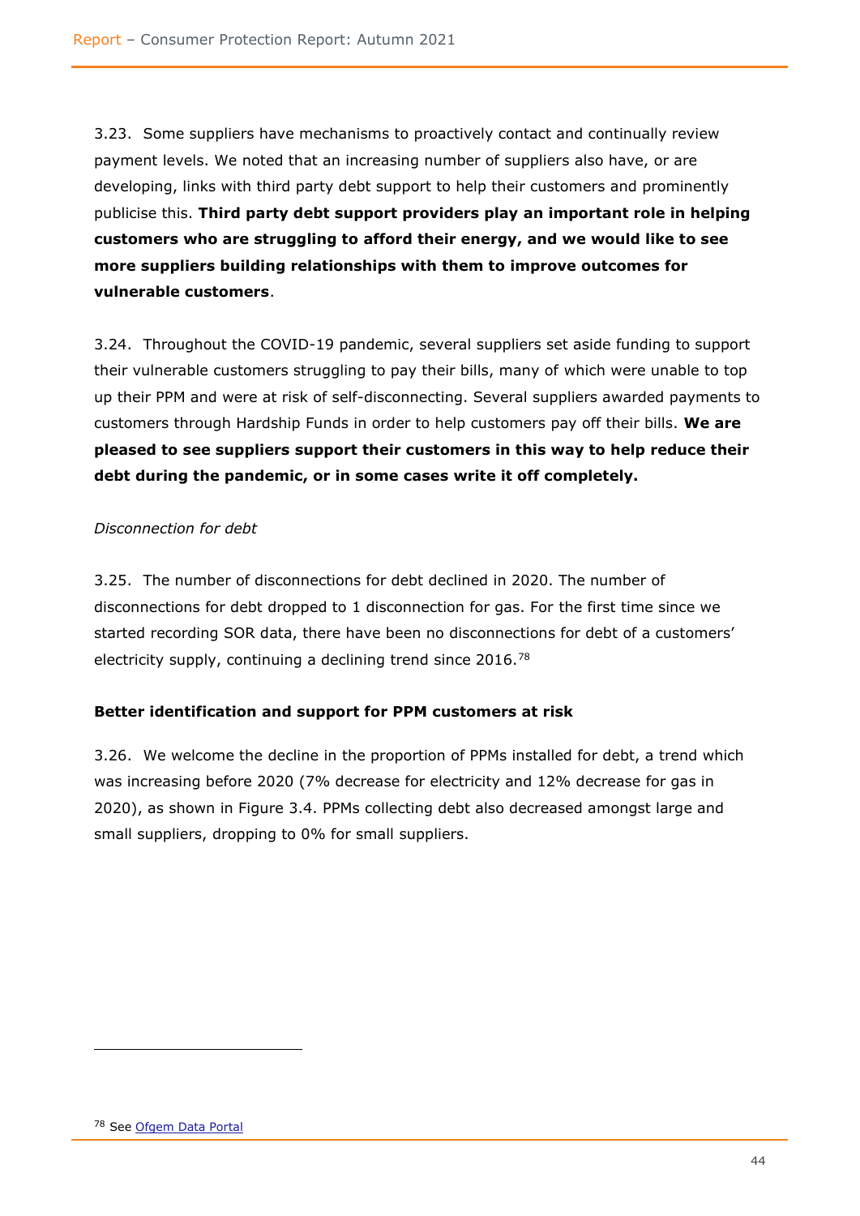3.23. Some suppliers have mechanisms to proactively contact and continually review payment levels. We noted that an increasing number of suppliers also have, or are developing, links with third party debt support to help their customers and prominently publicise this. **Third party debt support providers play an important role in helping customers who are struggling to afford their energy, and we would like to see more suppliers building relationships with them to improve outcomes for vulnerable customers**.

3.24. Throughout the COVID-19 pandemic, several suppliers set aside funding to support their vulnerable customers struggling to pay their bills, many of which were unable to top up their PPM and were at risk of self-disconnecting. Several suppliers awarded payments to customers through Hardship Funds in order to help customers pay off their bills. **We are pleased to see suppliers support their customers in this way to help reduce their debt during the pandemic, or in some cases write it off completely.**

*Disconnection for debt*

3.25. The number of disconnections for debt declined in 2020. The number of disconnections for debt dropped to 1 disconnection for gas. For the first time since we started recording SOR data, there have been no disconnections for debt of a customers' electricity supply, continuing a declining trend since 2016.[78]

**Better identification and support for PPM customers at risk**

3.26. We welcome the decline in the proportion of PPMs installed for debt, a trend which was increasing before 2020 (7% decrease for electricity and 12% decrease for gas in 2020), as shown in Figure 3.4. PPMs collecting debt also decreased amongst large and small suppliers, dropping to 0% for small suppliers.

[78] See Ofgem Data Portal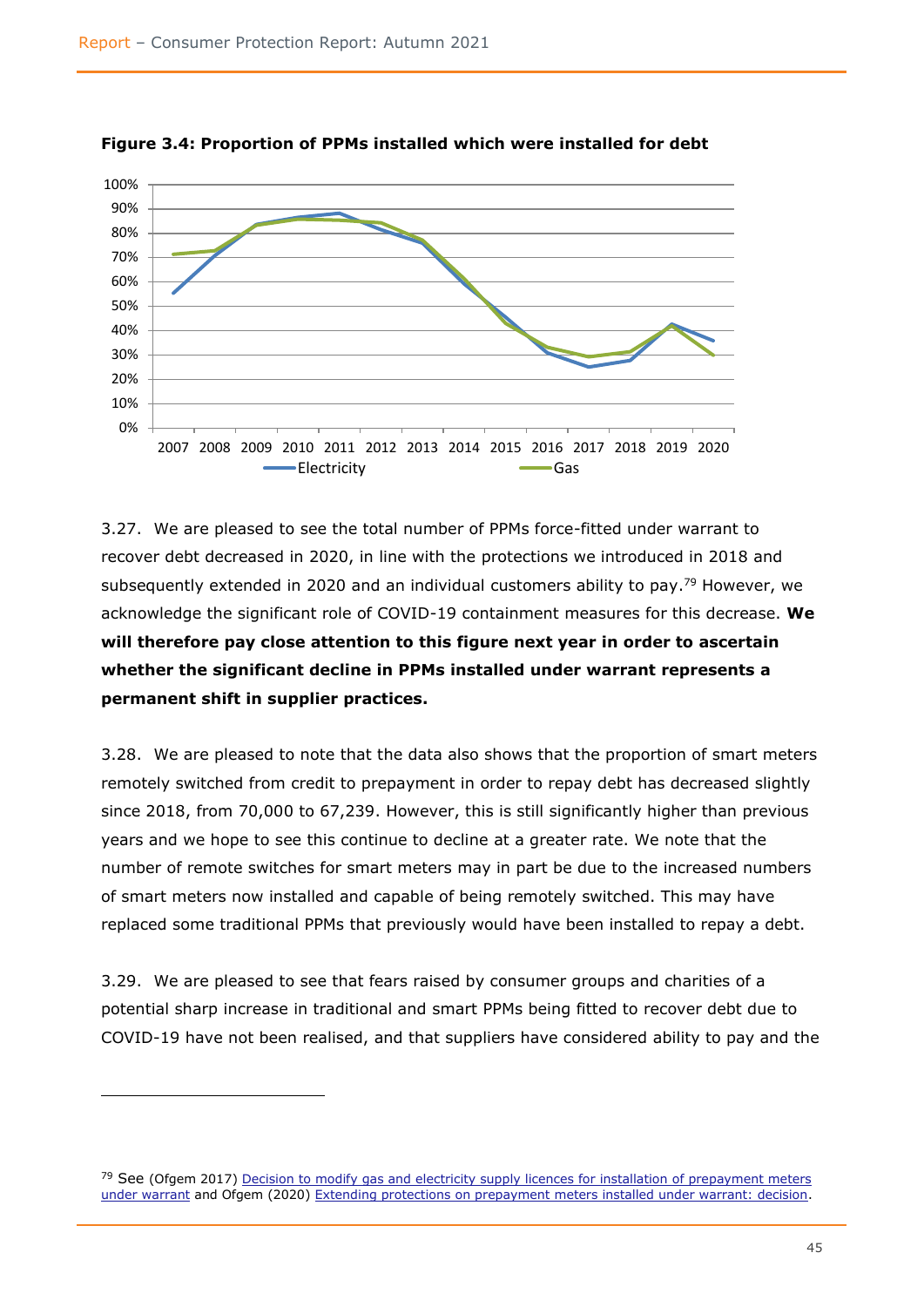**Figure 3.4: Proportion of PPMs installed which were installed for debt**

3.27. We are pleased to see the total number of PPMs force-fitted under warrant to recover debt decreased in 2020, in line with the protections we introduced in 2018 and subsequently extended in 2020 and an individual customers ability to pay.[79] However, we acknowledge the significant role of COVID-19 containment measures for this decrease. **We will therefore pay close attention to this figure next year in order to ascertain whether the significant decline in PPMs installed under warrant represents a permanent shift in supplier practices.**

3.28. We are pleased to note that the data also shows that the proportion of smart meters remotely switched from credit to prepayment in order to repay debt has decreased slightly since 2018, from 70,000 to 67,239. However, this is still significantly higher than previous years and we hope to see this continue to decline at a greater rate. We note that the number of remote switches for smart meters may in part be due to the increased numbers of smart meters now installed and capable of being remotely switched. This may have replaced some traditional PPMs that previously would have been installed to repay a debt.

3.29. We are pleased to see that fears raised by consumer groups and charities of a potential sharp increase in traditional and smart PPMs being fitted to recover debt due to COVID-19 have not been realised, and that suppliers have considered ability to pay and the

---

[79] See (Ofgem 2017) Decision to modify gas and electricity supply licences for installation of prepayment meters under warrant and Ofgem (2020) Extending protections on prepayment meters installed under warrant: decision.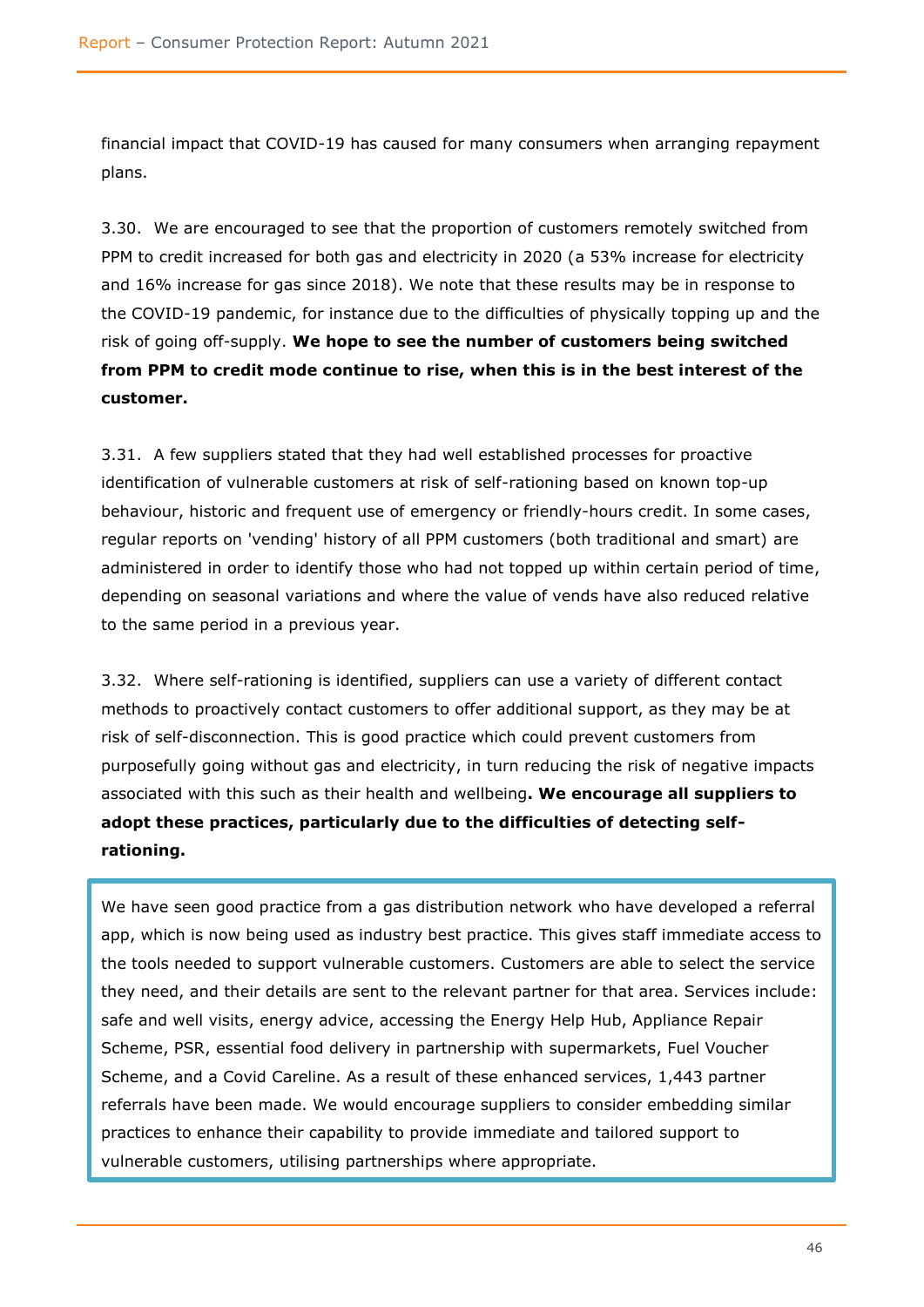financial impact that COVID-19 has caused for many consumers when arranging repayment plans.

3.30. We are encouraged to see that the proportion of customers remotely switched from PPM to credit increased for both gas and electricity in 2020 (a 53% increase for electricity and 16% increase for gas since 2018). We note that these results may be in response to the COVID-19 pandemic, for instance due to the difficulties of physically topping up and the risk of going off-supply. **We hope to see the number of customers being switched from PPM to credit mode continue to rise, when this is in the best interest of the customer.**

3.31. A few suppliers stated that they had well established processes for proactive identification of vulnerable customers at risk of self-rationing based on known top-up behaviour, historic and frequent use of emergency or friendly-hours credit. In some cases, regular reports on 'vending' history of all PPM customers (both traditional and smart) are administered in order to identify those who had not topped up within certain period of time, depending on seasonal variations and where the value of vends have also reduced relative to the same period in a previous year.

3.32. Where self-rationing is identified, suppliers can use a variety of different contact methods to proactively contact customers to offer additional support, as they may be at risk of self-disconnection. This is good practice which could prevent customers from purposefully going without gas and electricity, in turn reducing the risk of negative impacts associated with this such as their health and wellbeing**. We encourage all suppliers to adopt these practices, particularly due to the difficulties of detecting self-rationing.**

> We have seen good practice from a gas distribution network who have developed a referral app, which is now being used as industry best practice. This gives staff immediate access to the tools needed to support vulnerable customers. Customers are able to select the service they need, and their details are sent to the relevant partner for that area. Services include: safe and well visits, energy advice, accessing the Energy Help Hub, Appliance Repair Scheme, PSR, essential food delivery in partnership with supermarkets, Fuel Voucher Scheme, and a Covid Careline. As a result of these enhanced services, 1,443 partner referrals have been made. We would encourage suppliers to consider embedding similar practices to enhance their capability to provide immediate and tailored support to vulnerable customers, utilising partnerships where appropriate.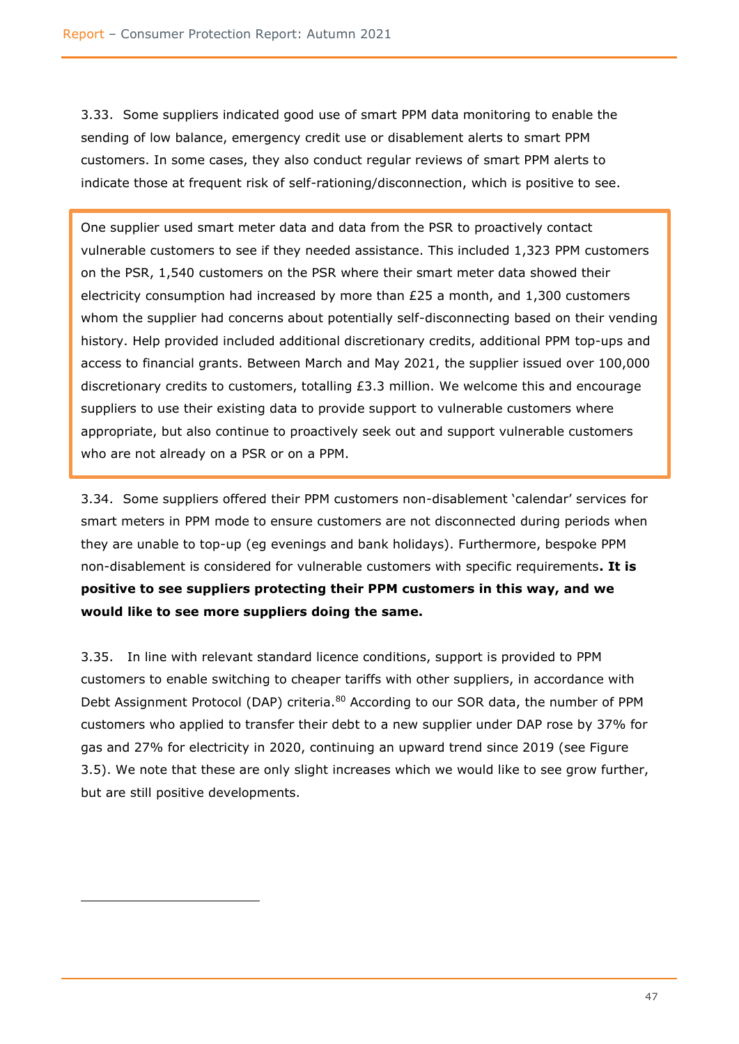3.33. Some suppliers indicated good use of smart PPM data monitoring to enable the sending of low balance, emergency credit use or disablement alerts to smart PPM customers. In some cases, they also conduct regular reviews of smart PPM alerts to indicate those at frequent risk of self-rationing/disconnection, which is positive to see.

> One supplier used smart meter data and data from the PSR to proactively contact vulnerable customers to see if they needed assistance. This included 1,323 PPM customers on the PSR, 1,540 customers on the PSR where their smart meter data showed their electricity consumption had increased by more than £25 a month, and 1,300 customers whom the supplier had concerns about potentially self-disconnecting based on their vending history. Help provided included additional discretionary credits, additional PPM top-ups and access to financial grants. Between March and May 2021, the supplier issued over 100,000 discretionary credits to customers, totalling £3.3 million. We welcome this and encourage suppliers to use their existing data to provide support to vulnerable customers where appropriate, but also continue to proactively seek out and support vulnerable customers who are not already on a PSR or on a PPM.

3.34. Some suppliers offered their PPM customers non-disablement 'calendar' services for smart meters in PPM mode to ensure customers are not disconnected during periods when they are unable to top-up (eg evenings and bank holidays). Furthermore, bespoke PPM non-disablement is considered for vulnerable customers with specific requirements**. It is positive to see suppliers protecting their PPM customers in this way, and we would like to see more suppliers doing the same.**

3.35. In line with relevant standard licence conditions, support is provided to PPM customers to enable switching to cheaper tariffs with other suppliers, in accordance with Debt Assignment Protocol (DAP) criteria.[80] According to our SOR data, the number of PPM customers who applied to transfer their debt to a new supplier under DAP rose by 37% for gas and 27% for electricity in 2020, continuing an upward trend since 2019 (see Figure 3.5). We note that these are only slight increases which we would like to see grow further, but are still positive developments.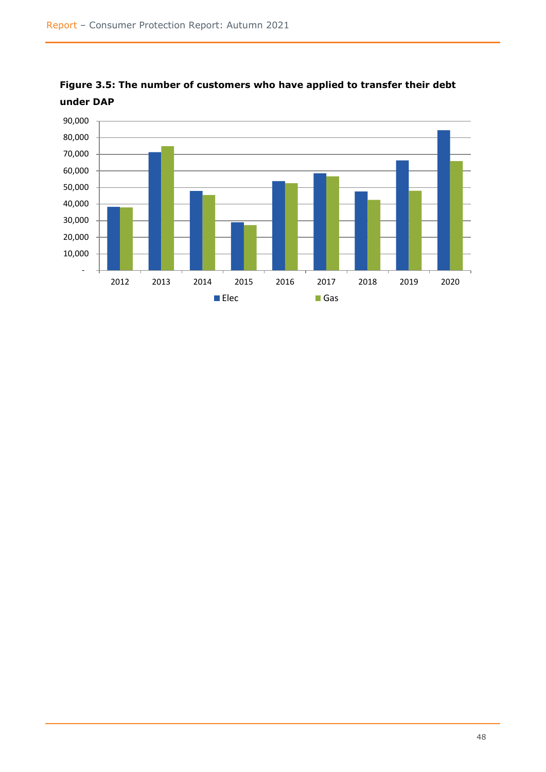**Figure 3.5: The number of customers who have applied to transfer their debt under DAP**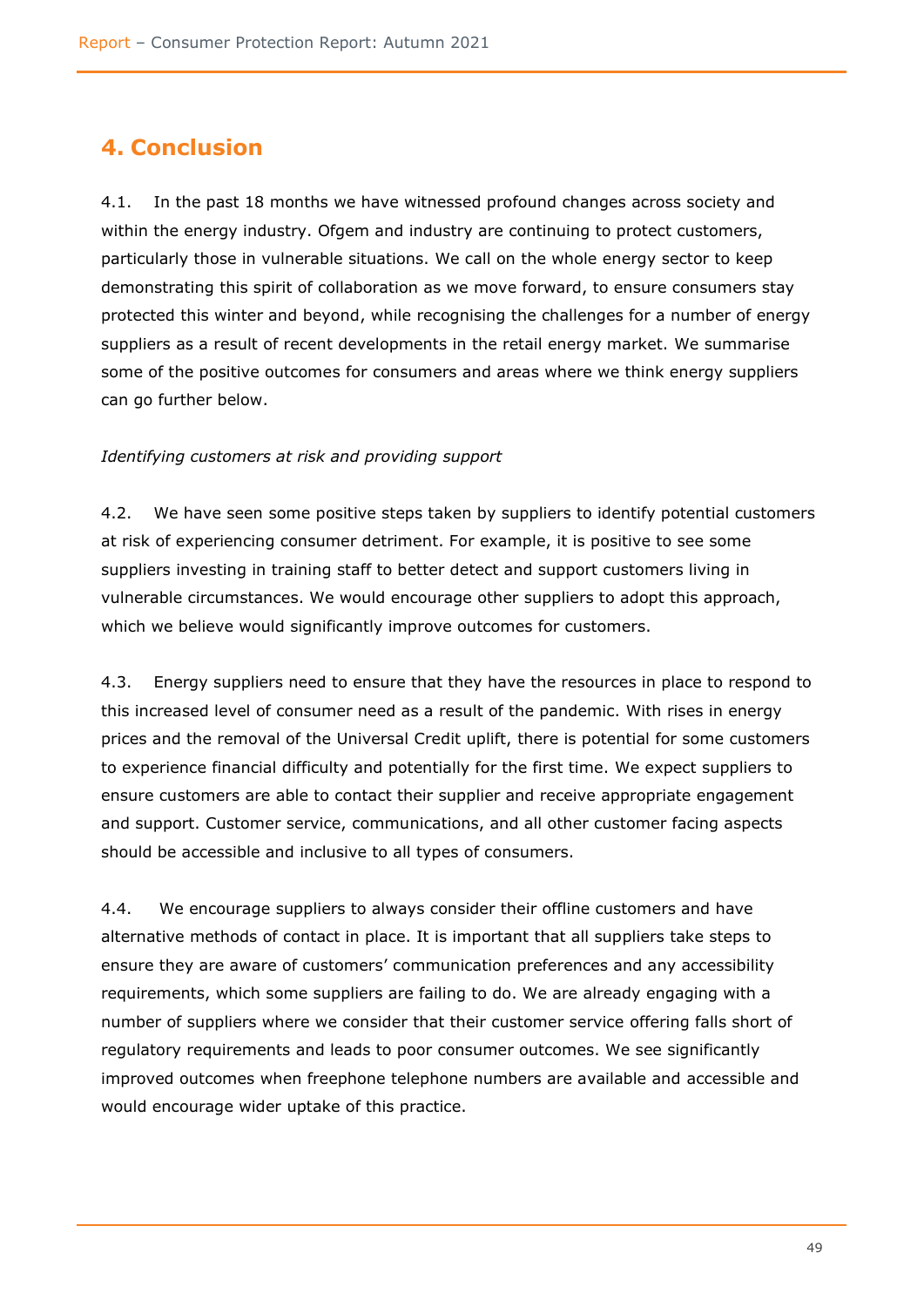## 4. Conclusion

4.1. In the past 18 months we have witnessed profound changes across society and within the energy industry. Ofgem and industry are continuing to protect customers, particularly those in vulnerable situations. We call on the whole energy sector to keep demonstrating this spirit of collaboration as we move forward, to ensure consumers stay protected this winter and beyond, while recognising the challenges for a number of energy suppliers as a result of recent developments in the retail energy market. We summarise some of the positive outcomes for consumers and areas where we think energy suppliers can go further below.

*Identifying customers at risk and providing support*

4.2. We have seen some positive steps taken by suppliers to identify potential customers at risk of experiencing consumer detriment. For example, it is positive to see some suppliers investing in training staff to better detect and support customers living in vulnerable circumstances. We would encourage other suppliers to adopt this approach, which we believe would significantly improve outcomes for customers.

4.3. Energy suppliers need to ensure that they have the resources in place to respond to this increased level of consumer need as a result of the pandemic. With rises in energy prices and the removal of the Universal Credit uplift, there is potential for some customers to experience financial difficulty and potentially for the first time. We expect suppliers to ensure customers are able to contact their supplier and receive appropriate engagement and support. Customer service, communications, and all other customer facing aspects should be accessible and inclusive to all types of consumers.

4.4. We encourage suppliers to always consider their offline customers and have alternative methods of contact in place. It is important that all suppliers take steps to ensure they are aware of customers' communication preferences and any accessibility requirements, which some suppliers are failing to do. We are already engaging with a number of suppliers where we consider that their customer service offering falls short of regulatory requirements and leads to poor consumer outcomes. We see significantly improved outcomes when freephone telephone numbers are available and accessible and would encourage wider uptake of this practice.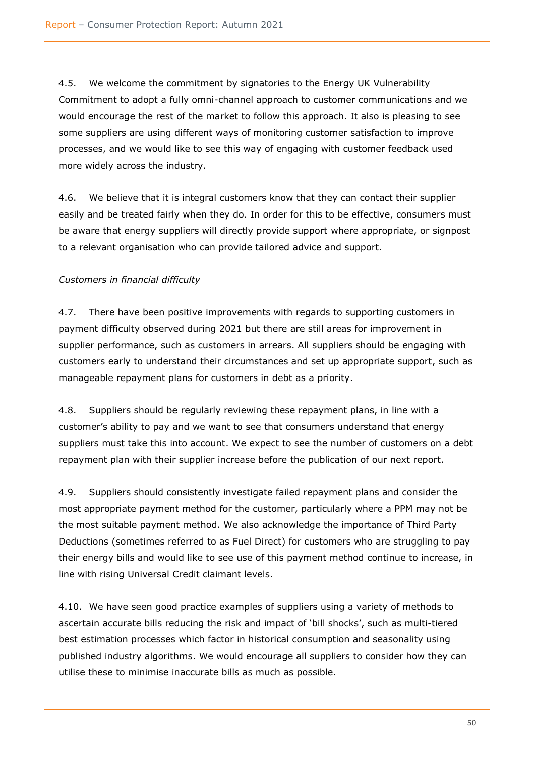4.5. We welcome the commitment by signatories to the Energy UK Vulnerability Commitment to adopt a fully omni-channel approach to customer communications and we would encourage the rest of the market to follow this approach. It also is pleasing to see some suppliers are using different ways of monitoring customer satisfaction to improve processes, and we would like to see this way of engaging with customer feedback used more widely across the industry.

4.6. We believe that it is integral customers know that they can contact their supplier easily and be treated fairly when they do. In order for this to be effective, consumers must be aware that energy suppliers will directly provide support where appropriate, or signpost to a relevant organisation who can provide tailored advice and support.

*Customers in financial difficulty*

4.7. There have been positive improvements with regards to supporting customers in payment difficulty observed during 2021 but there are still areas for improvement in supplier performance, such as customers in arrears. All suppliers should be engaging with customers early to understand their circumstances and set up appropriate support, such as manageable repayment plans for customers in debt as a priority.

4.8. Suppliers should be regularly reviewing these repayment plans, in line with a customer's ability to pay and we want to see that consumers understand that energy suppliers must take this into account. We expect to see the number of customers on a debt repayment plan with their supplier increase before the publication of our next report.

4.9. Suppliers should consistently investigate failed repayment plans and consider the most appropriate payment method for the customer, particularly where a PPM may not be the most suitable payment method. We also acknowledge the importance of Third Party Deductions (sometimes referred to as Fuel Direct) for customers who are struggling to pay their energy bills and would like to see use of this payment method continue to increase, in line with rising Universal Credit claimant levels.

4.10. We have seen good practice examples of suppliers using a variety of methods to ascertain accurate bills reducing the risk and impact of 'bill shocks', such as multi-tiered best estimation processes which factor in historical consumption and seasonality using published industry algorithms. We would encourage all suppliers to consider how they can utilise these to minimise inaccurate bills as much as possible.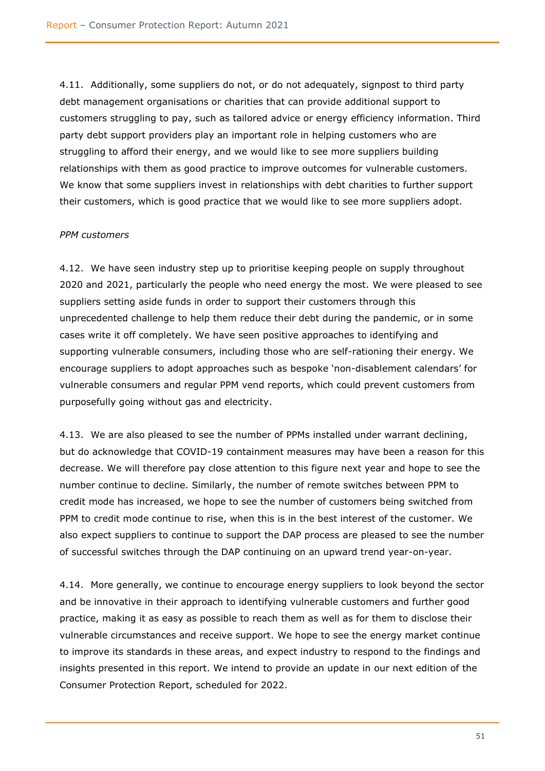4.11. Additionally, some suppliers do not, or do not adequately, signpost to third party debt management organisations or charities that can provide additional support to customers struggling to pay, such as tailored advice or energy efficiency information. Third party debt support providers play an important role in helping customers who are struggling to afford their energy, and we would like to see more suppliers building relationships with them as good practice to improve outcomes for vulnerable customers. We know that some suppliers invest in relationships with debt charities to further support their customers, which is good practice that we would like to see more suppliers adopt.

*PPM customers*

4.12. We have seen industry step up to prioritise keeping people on supply throughout 2020 and 2021, particularly the people who need energy the most. We were pleased to see suppliers setting aside funds in order to support their customers through this unprecedented challenge to help them reduce their debt during the pandemic, or in some cases write it off completely. We have seen positive approaches to identifying and supporting vulnerable consumers, including those who are self-rationing their energy. We encourage suppliers to adopt approaches such as bespoke 'non-disablement calendars' for vulnerable consumers and regular PPM vend reports, which could prevent customers from purposefully going without gas and electricity.

4.13. We are also pleased to see the number of PPMs installed under warrant declining, but do acknowledge that COVID-19 containment measures may have been a reason for this decrease. We will therefore pay close attention to this figure next year and hope to see the number continue to decline. Similarly, the number of remote switches between PPM to credit mode has increased, we hope to see the number of customers being switched from PPM to credit mode continue to rise, when this is in the best interest of the customer. We also expect suppliers to continue to support the DAP process are pleased to see the number of successful switches through the DAP continuing on an upward trend year-on-year.

4.14. More generally, we continue to encourage energy suppliers to look beyond the sector and be innovative in their approach to identifying vulnerable customers and further good practice, making it as easy as possible to reach them as well as for them to disclose their vulnerable circumstances and receive support. We hope to see the energy market continue to improve its standards in these areas, and expect industry to respond to the findings and insights presented in this report. We intend to provide an update in our next edition of the Consumer Protection Report, scheduled for 2022.